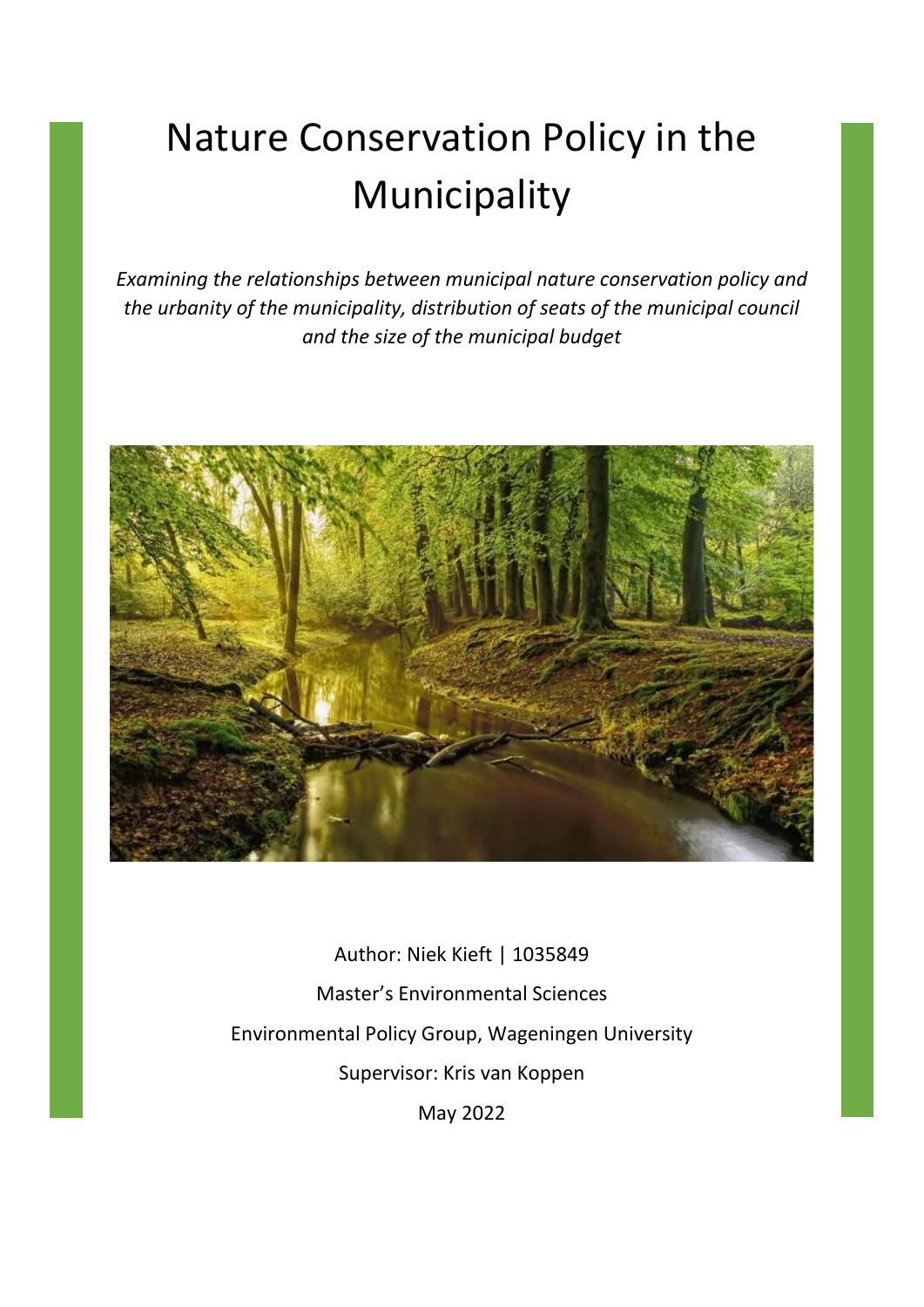# Nature Conservation Policy in the Municipality

*Examining the relationships between municipal nature conservation policy and the urbanity of the municipality, distribution of seats of the municipal council and the size of the municipal budget*

Author: Niek Kieft | 1035849

Master's Environmental Sciences

Environmental Policy Group, Wageningen University

Supervisor: Kris van Koppen

May 2022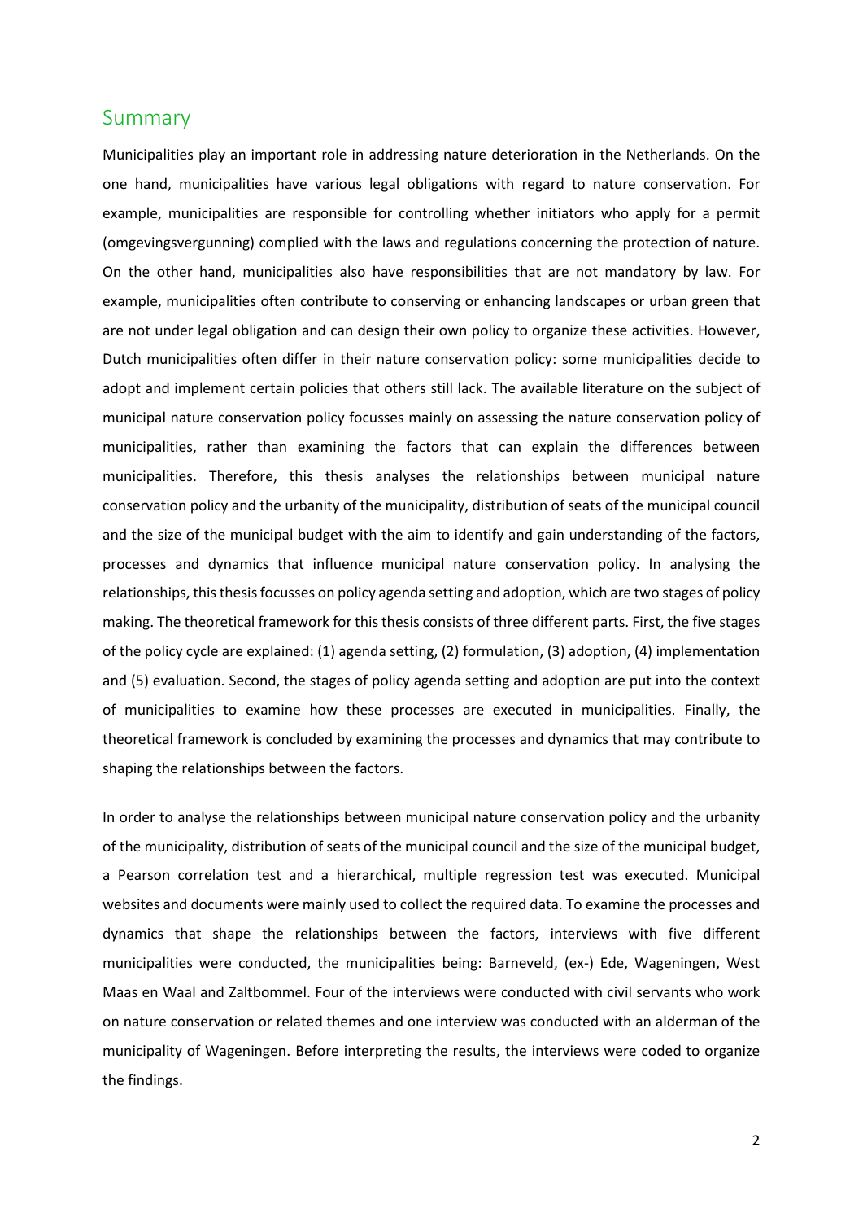## Summary

Municipalities play an important role in addressing nature deterioration in the Netherlands. On the one hand, municipalities have various legal obligations with regard to nature conservation. For example, municipalities are responsible for controlling whether initiators who apply for a permit (omgevingsvergunning) complied with the laws and regulations concerning the protection of nature. On the other hand, municipalities also have responsibilities that are not mandatory by law. For example, municipalities often contribute to conserving or enhancing landscapes or urban green that are not under legal obligation and can design their own policy to organize these activities. However, Dutch municipalities often differ in their nature conservation policy: some municipalities decide to adopt and implement certain policies that others still lack. The available literature on the subject of municipal nature conservation policy focusses mainly on assessing the nature conservation policy of municipalities, rather than examining the factors that can explain the differences between municipalities. Therefore, this thesis analyses the relationships between municipal nature conservation policy and the urbanity of the municipality, distribution of seats of the municipal council and the size of the municipal budget with the aim to identify and gain understanding of the factors, processes and dynamics that influence municipal nature conservation policy. In analysing the relationships, this thesis focusses on policy agenda setting and adoption, which are two stages of policy making. The theoretical framework for this thesis consists of three different parts. First, the five stages of the policy cycle are explained: (1) agenda setting, (2) formulation, (3) adoption, (4) implementation and (5) evaluation. Second, the stages of policy agenda setting and adoption are put into the context of municipalities to examine how these processes are executed in municipalities. Finally, the theoretical framework is concluded by examining the processes and dynamics that may contribute to shaping the relationships between the factors.

In order to analyse the relationships between municipal nature conservation policy and the urbanity of the municipality, distribution of seats of the municipal council and the size of the municipal budget, a Pearson correlation test and a hierarchical, multiple regression test was executed. Municipal websites and documents were mainly used to collect the required data. To examine the processes and dynamics that shape the relationships between the factors, interviews with five different municipalities were conducted, the municipalities being: Barneveld, (ex-) Ede, Wageningen, West Maas en Waal and Zaltbommel. Four of the interviews were conducted with civil servants who work on nature conservation or related themes and one interview was conducted with an alderman of the municipality of Wageningen. Before interpreting the results, the interviews were coded to organize the findings.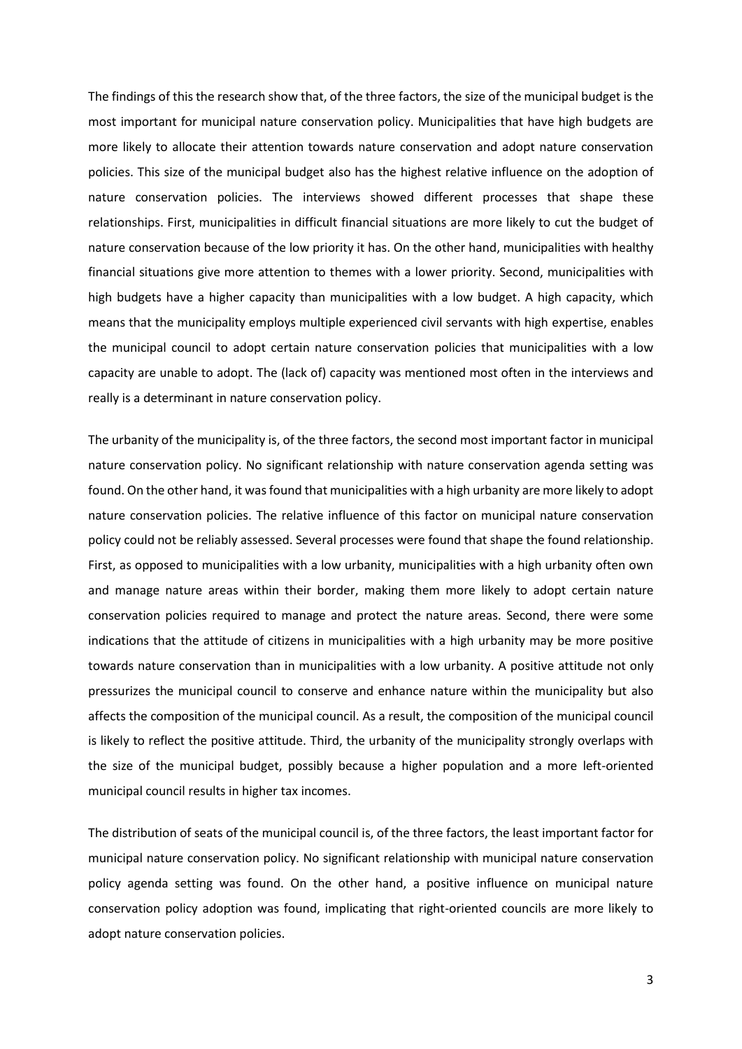The findings of this the research show that, of the three factors, the size of the municipal budget is the most important for municipal nature conservation policy. Municipalities that have high budgets are more likely to allocate their attention towards nature conservation and adopt nature conservation policies. This size of the municipal budget also has the highest relative influence on the adoption of nature conservation policies. The interviews showed different processes that shape these relationships. First, municipalities in difficult financial situations are more likely to cut the budget of nature conservation because of the low priority it has. On the other hand, municipalities with healthy financial situations give more attention to themes with a lower priority. Second, municipalities with high budgets have a higher capacity than municipalities with a low budget. A high capacity, which means that the municipality employs multiple experienced civil servants with high expertise, enables the municipal council to adopt certain nature conservation policies that municipalities with a low capacity are unable to adopt. The (lack of) capacity was mentioned most often in the interviews and really is a determinant in nature conservation policy.

The urbanity of the municipality is, of the three factors, the second most important factor in municipal nature conservation policy. No significant relationship with nature conservation agenda setting was found. On the other hand, it was found that municipalities with a high urbanity are more likely to adopt nature conservation policies. The relative influence of this factor on municipal nature conservation policy could not be reliably assessed. Several processes were found that shape the found relationship. First, as opposed to municipalities with a low urbanity, municipalities with a high urbanity often own and manage nature areas within their border, making them more likely to adopt certain nature conservation policies required to manage and protect the nature areas. Second, there were some indications that the attitude of citizens in municipalities with a high urbanity may be more positive towards nature conservation than in municipalities with a low urbanity. A positive attitude not only pressurizes the municipal council to conserve and enhance nature within the municipality but also affects the composition of the municipal council. As a result, the composition of the municipal council is likely to reflect the positive attitude. Third, the urbanity of the municipality strongly overlaps with the size of the municipal budget, possibly because a higher population and a more left-oriented municipal council results in higher tax incomes.

The distribution of seats of the municipal council is, of the three factors, the least important factor for municipal nature conservation policy. No significant relationship with municipal nature conservation policy agenda setting was found. On the other hand, a positive influence on municipal nature conservation policy adoption was found, implicating that right-oriented councils are more likely to adopt nature conservation policies.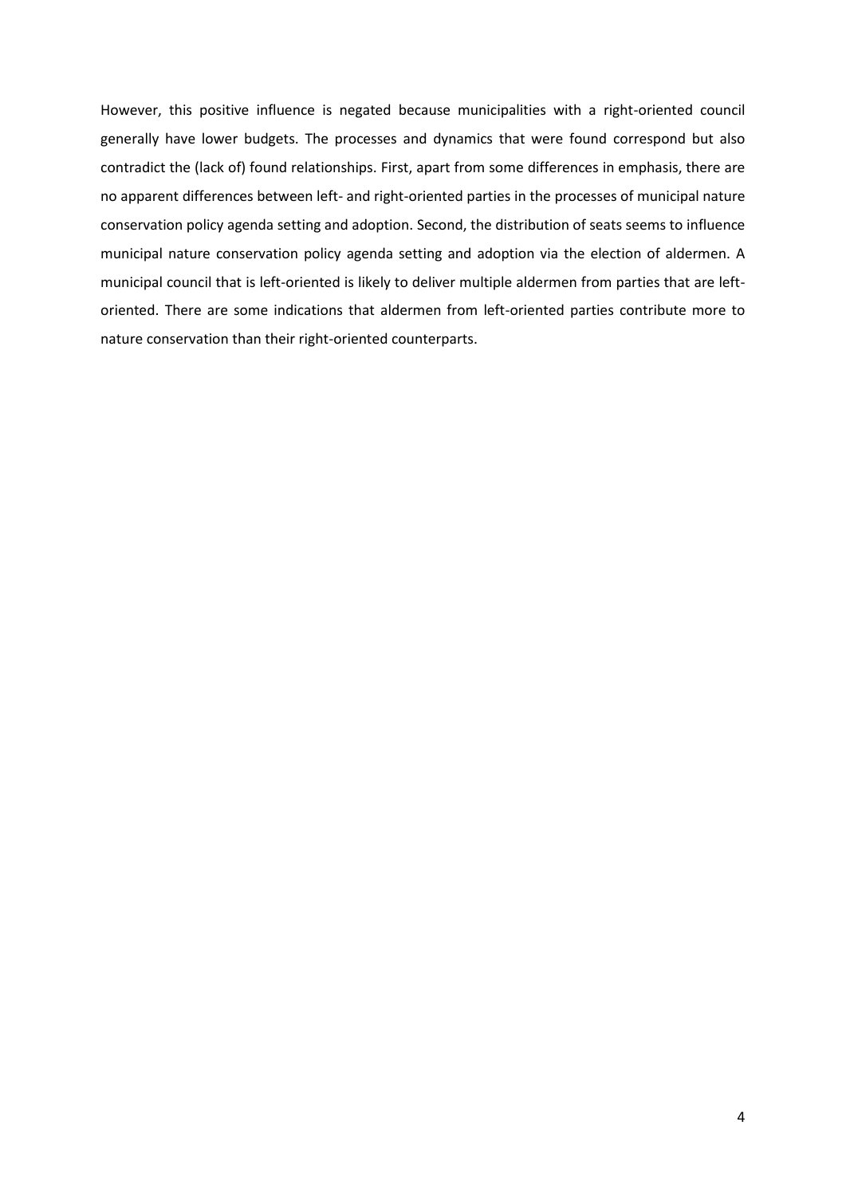However, this positive influence is negated because municipalities with a right-oriented council generally have lower budgets. The processes and dynamics that were found correspond but also contradict the (lack of) found relationships. First, apart from some differences in emphasis, there are no apparent differences between left- and right-oriented parties in the processes of municipal nature conservation policy agenda setting and adoption. Second, the distribution of seats seems to influence municipal nature conservation policy agenda setting and adoption via the election of aldermen. A municipal council that is left-oriented is likely to deliver multiple aldermen from parties that are left-oriented. There are some indications that aldermen from left-oriented parties contribute more to nature conservation than their right-oriented counterparts.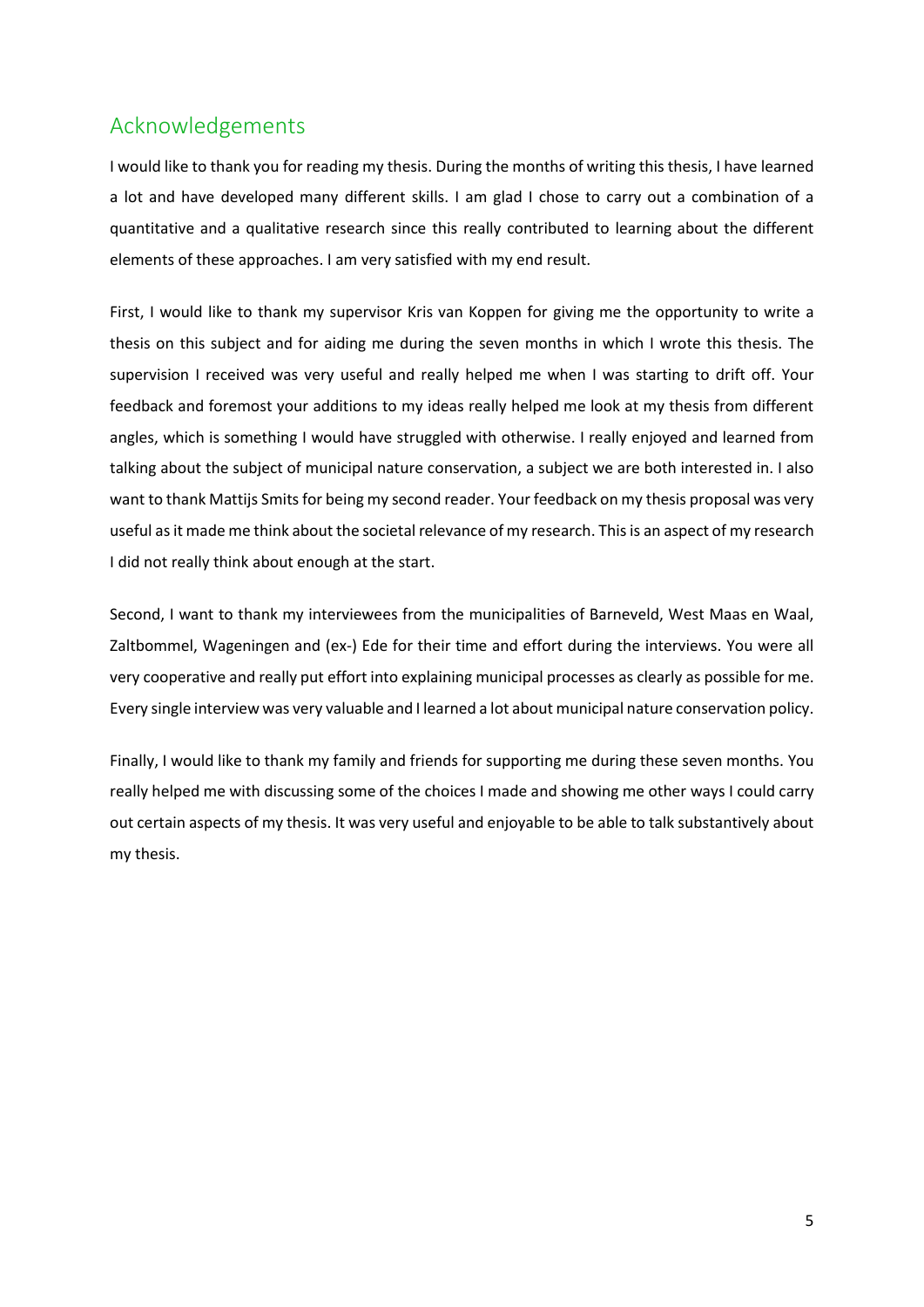## Acknowledgements

I would like to thank you for reading my thesis. During the months of writing this thesis, I have learned a lot and have developed many different skills. I am glad I chose to carry out a combination of a quantitative and a qualitative research since this really contributed to learning about the different elements of these approaches. I am very satisfied with my end result.

First, I would like to thank my supervisor Kris van Koppen for giving me the opportunity to write a thesis on this subject and for aiding me during the seven months in which I wrote this thesis. The supervision I received was very useful and really helped me when I was starting to drift off. Your feedback and foremost your additions to my ideas really helped me look at my thesis from different angles, which is something I would have struggled with otherwise. I really enjoyed and learned from talking about the subject of municipal nature conservation, a subject we are both interested in. I also want to thank Mattijs Smits for being my second reader. Your feedback on my thesis proposal was very useful as it made me think about the societal relevance of my research. This is an aspect of my research I did not really think about enough at the start.

Second, I want to thank my interviewees from the municipalities of Barneveld, West Maas en Waal, Zaltbommel, Wageningen and (ex-) Ede for their time and effort during the interviews. You were all very cooperative and really put effort into explaining municipal processes as clearly as possible for me. Every single interview was very valuable and I learned a lot about municipal nature conservation policy.

Finally, I would like to thank my family and friends for supporting me during these seven months. You really helped me with discussing some of the choices I made and showing me other ways I could carry out certain aspects of my thesis. It was very useful and enjoyable to be able to talk substantively about my thesis.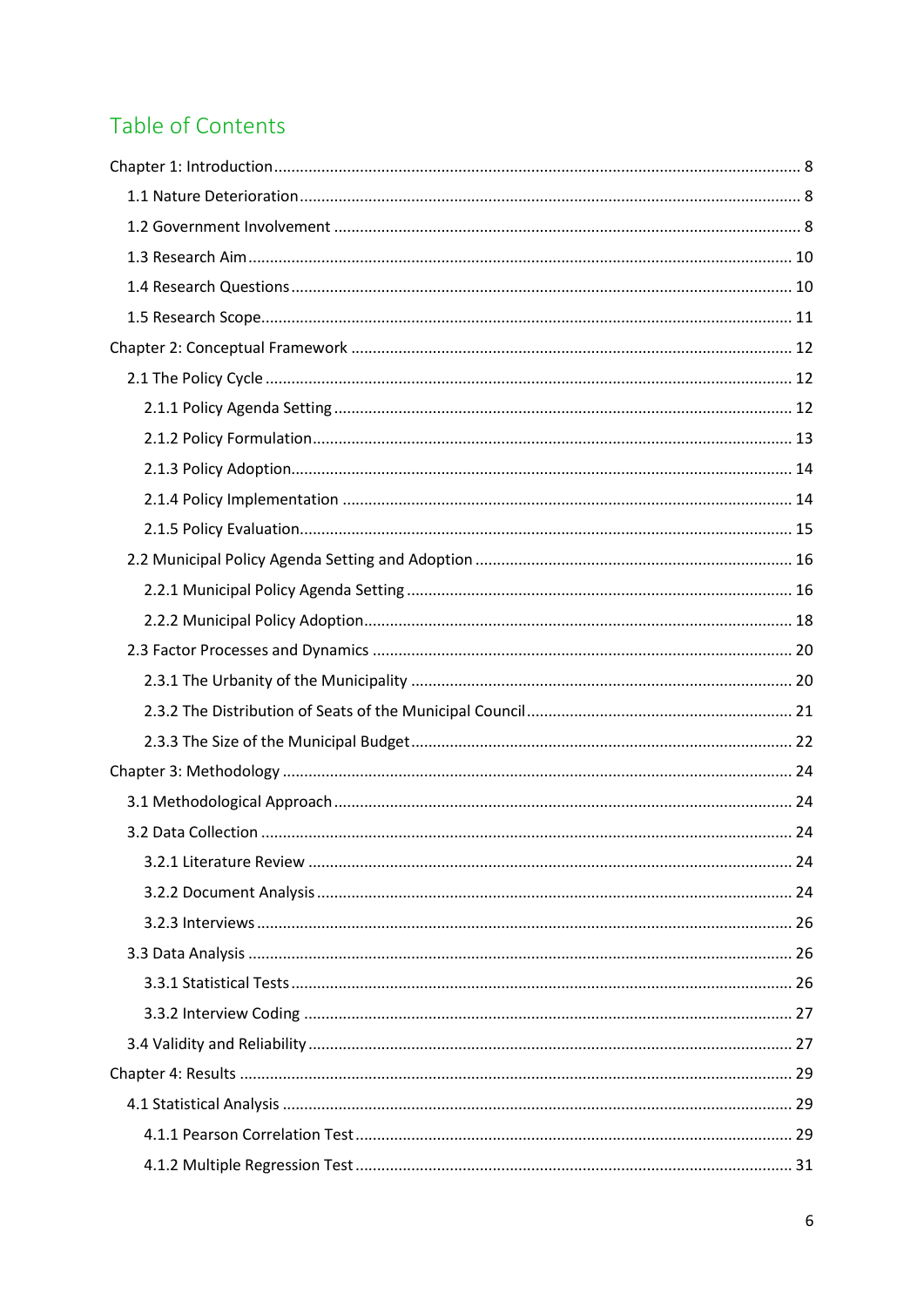# Table of Contents

Chapter 1: Introduction ........................................................................................................ 8

- 1.1 Nature Deterioration ................................................................................................. 8
- 1.2 Government Involvement ......................................................................................... 8
- 1.3 Research Aim ........................................................................................................... 10
- 1.4 Research Questions .................................................................................................. 10
- 1.5 Research Scope ......................................................................................................... 11

Chapter 2: Conceptual Framework ..................................................................................... 12

- 2.1 The Policy Cycle ........................................................................................................ 12
  - 2.1.1 Policy Agenda Setting ........................................................................................ 12
  - 2.1.2 Policy Formulation ............................................................................................. 13
  - 2.1.3 Policy Adoption .................................................................................................. 14
  - 2.1.4 Policy Implementation ...................................................................................... 14
  - 2.1.5 Policy Evaluation ................................................................................................ 15
- 2.2 Municipal Policy Agenda Setting and Adoption ........................................................ 16
  - 2.2.1 Municipal Policy Agenda Setting ....................................................................... 16
  - 2.2.2 Municipal Policy Adoption ................................................................................. 18
- 2.3 Factor Processes and Dynamics ................................................................................ 20
  - 2.3.1 The Urbanity of the Municipality ....................................................................... 20
  - 2.3.2 The Distribution of Seats of the Municipal Council ............................................ 21
  - 2.3.3 The Size of the Municipal Budget ....................................................................... 22

Chapter 3: Methodology .................................................................................................... 24

- 3.1 Methodological Approach ......................................................................................... 24
- 3.2 Data Collection ......................................................................................................... 24
  - 3.2.1 Literature Review ............................................................................................... 24
  - 3.2.2 Document Analysis ............................................................................................ 24
  - 3.2.3 Interviews .......................................................................................................... 26
- 3.3 Data Analysis ............................................................................................................ 26
  - 3.3.1 Statistical Tests ................................................................................................... 26
  - 3.3.2 Interview Coding ................................................................................................ 27
- 3.4 Validity and Reliability .............................................................................................. 27

Chapter 4: Results .............................................................................................................. 29

- 4.1 Statistical Analysis ..................................................................................................... 29
  - 4.1.1 Pearson Correlation Test .................................................................................... 29
  - 4.1.2 Multiple Regression Test .................................................................................... 31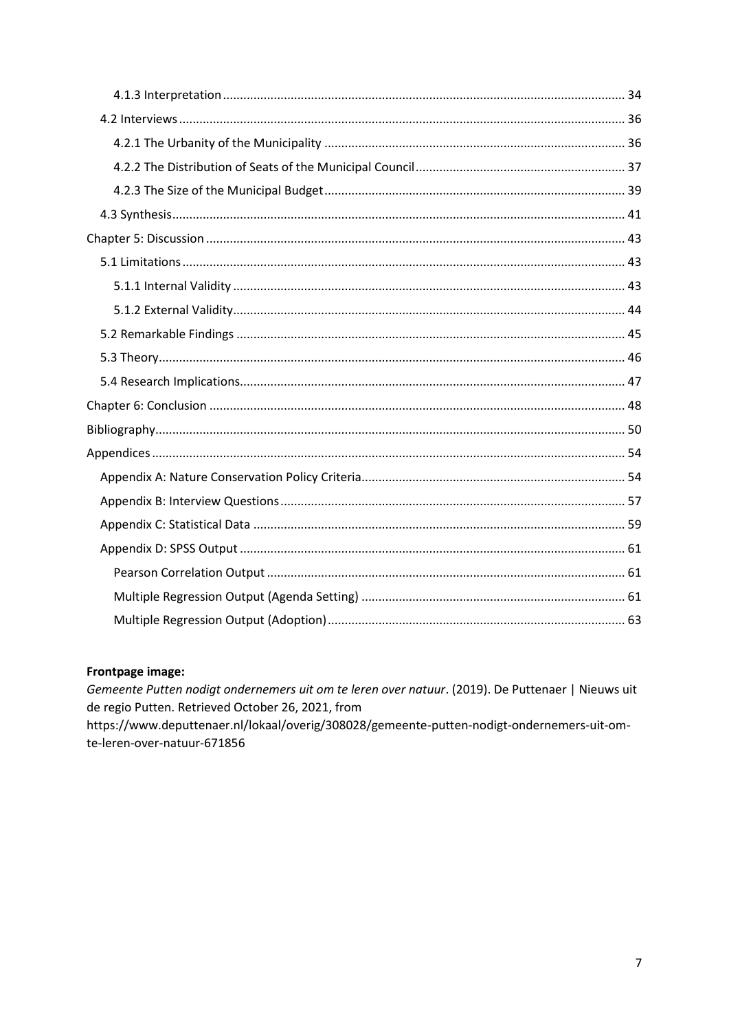4.1.3 Interpretation ..................................................................................................................... 34

4.2 Interviews .................................................................................................................................. 36

4.2.1 The Urbanity of the Municipality ....................................................................................... 36

4.2.2 The Distribution of Seats of the Municipal Council ............................................................. 37

4.2.3 The Size of the Municipal Budget ....................................................................................... 39

4.3 Synthesis .................................................................................................................................... 41

Chapter 5: Discussion ......................................................................................................................... 43

5.1 Limitations ................................................................................................................................. 43

5.1.1 Internal Validity .................................................................................................................. 43

5.1.2 External Validity ................................................................................................................. 44

5.2 Remarkable Findings ................................................................................................................. 45

5.3 Theory ........................................................................................................................................ 46

5.4 Research Implications ................................................................................................................ 47

Chapter 6: Conclusion ......................................................................................................................... 48

Bibliography ........................................................................................................................................ 50

Appendices ......................................................................................................................................... 54

Appendix A: Nature Conservation Policy Criteria ............................................................................ 54

Appendix B: Interview Questions .................................................................................................... 57

Appendix C: Statistical Data ............................................................................................................ 59

Appendix D: SPSS Output ................................................................................................................ 61

Pearson Correlation Output ......................................................................................................... 61

Multiple Regression Output (Agenda Setting) ............................................................................. 61

Multiple Regression Output (Adoption) ....................................................................................... 63

**Frontpage image:**

*Gemeente Putten nodigt ondernemers uit om te leren over natuur*. (2019). De Puttenaer | Nieuws uit de regio Putten. Retrieved October 26, 2021, from https://www.deputtenaer.nl/lokaal/overig/308028/gemeente-putten-nodigt-ondernemers-uit-om-te-leren-over-natuur-671856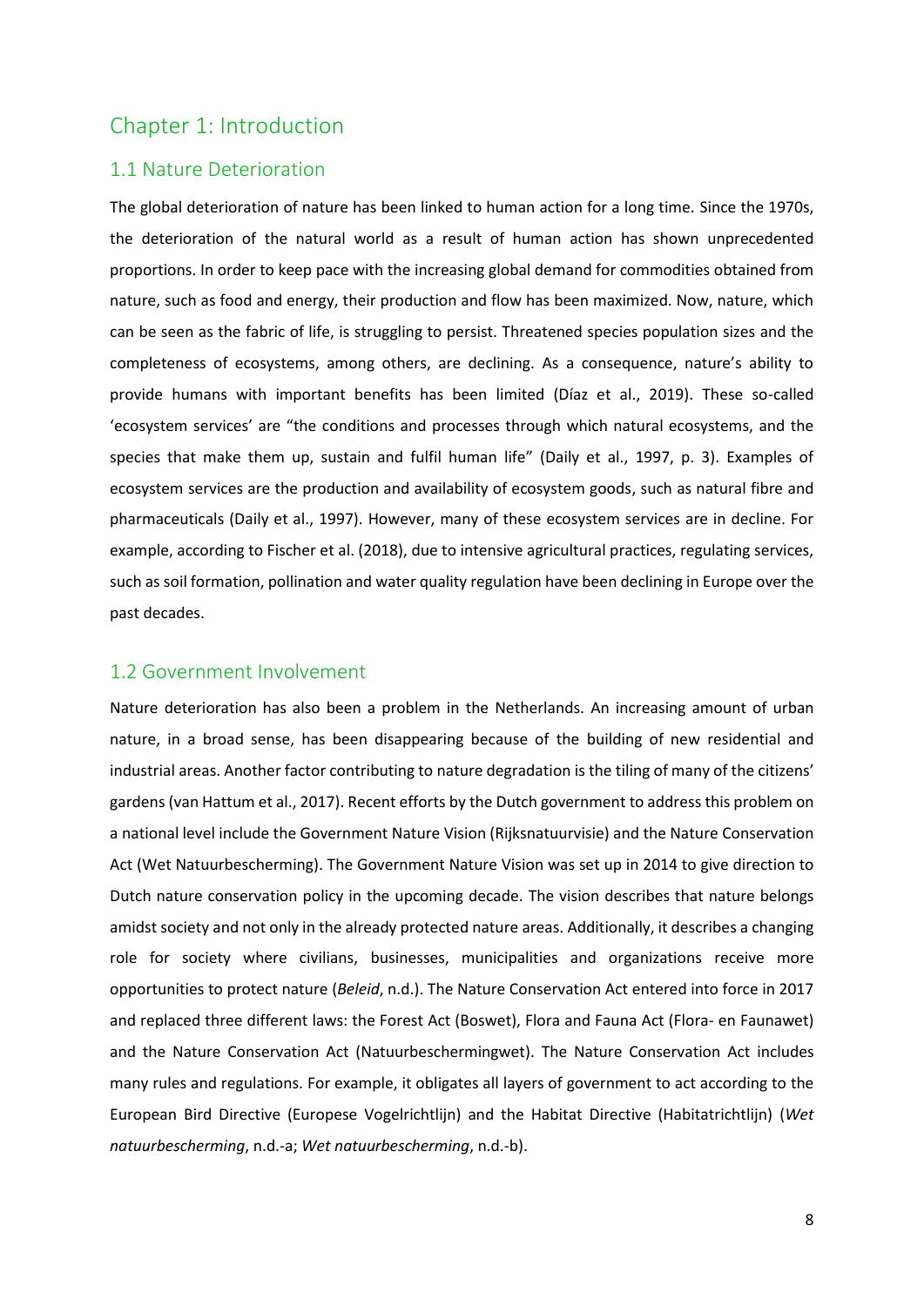# Chapter 1: Introduction

## 1.1 Nature Deterioration

The global deterioration of nature has been linked to human action for a long time. Since the 1970s, the deterioration of the natural world as a result of human action has shown unprecedented proportions. In order to keep pace with the increasing global demand for commodities obtained from nature, such as food and energy, their production and flow has been maximized. Now, nature, which can be seen as the fabric of life, is struggling to persist. Threatened species population sizes and the completeness of ecosystems, among others, are declining. As a consequence, nature's ability to provide humans with important benefits has been limited (Díaz et al., 2019). These so-called 'ecosystem services' are "the conditions and processes through which natural ecosystems, and the species that make them up, sustain and fulfil human life" (Daily et al., 1997, p. 3). Examples of ecosystem services are the production and availability of ecosystem goods, such as natural fibre and pharmaceuticals (Daily et al., 1997). However, many of these ecosystem services are in decline. For example, according to Fischer et al. (2018), due to intensive agricultural practices, regulating services, such as soil formation, pollination and water quality regulation have been declining in Europe over the past decades.

## 1.2 Government Involvement

Nature deterioration has also been a problem in the Netherlands. An increasing amount of urban nature, in a broad sense, has been disappearing because of the building of new residential and industrial areas. Another factor contributing to nature degradation is the tiling of many of the citizens' gardens (van Hattum et al., 2017). Recent efforts by the Dutch government to address this problem on a national level include the Government Nature Vision (Rijksnatuurvisie) and the Nature Conservation Act (Wet Natuurbescherming). The Government Nature Vision was set up in 2014 to give direction to Dutch nature conservation policy in the upcoming decade. The vision describes that nature belongs amidst society and not only in the already protected nature areas. Additionally, it describes a changing role for society where civilians, businesses, municipalities and organizations receive more opportunities to protect nature (*Beleid*, n.d.). The Nature Conservation Act entered into force in 2017 and replaced three different laws: the Forest Act (Boswet), Flora and Fauna Act (Flora- en Faunawet) and the Nature Conservation Act (Natuurbeschermingwet). The Nature Conservation Act includes many rules and regulations. For example, it obligates all layers of government to act according to the European Bird Directive (Europese Vogelrichtlijn) and the Habitat Directive (Habitatrichtlijn) (*Wet natuurbescherming*, n.d.-a; *Wet natuurbescherming*, n.d.-b).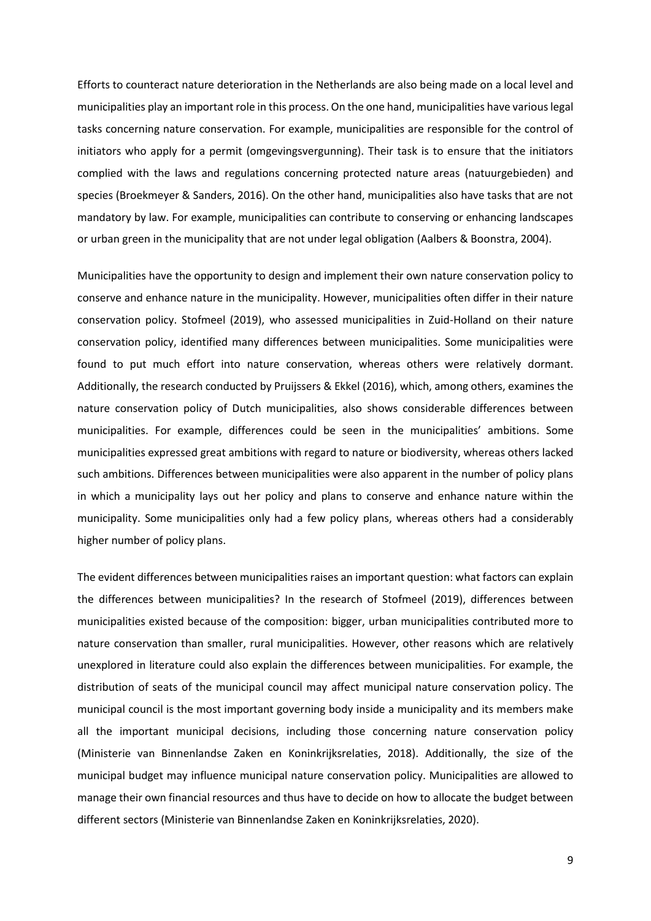Efforts to counteract nature deterioration in the Netherlands are also being made on a local level and municipalities play an important role in this process. On the one hand, municipalities have various legal tasks concerning nature conservation. For example, municipalities are responsible for the control of initiators who apply for a permit (omgevingsvergunning). Their task is to ensure that the initiators complied with the laws and regulations concerning protected nature areas (natuurgebieden) and species (Broekmeyer & Sanders, 2016). On the other hand, municipalities also have tasks that are not mandatory by law. For example, municipalities can contribute to conserving or enhancing landscapes or urban green in the municipality that are not under legal obligation (Aalbers & Boonstra, 2004).

Municipalities have the opportunity to design and implement their own nature conservation policy to conserve and enhance nature in the municipality. However, municipalities often differ in their nature conservation policy. Stofmeel (2019), who assessed municipalities in Zuid-Holland on their nature conservation policy, identified many differences between municipalities. Some municipalities were found to put much effort into nature conservation, whereas others were relatively dormant. Additionally, the research conducted by Pruijssers & Ekkel (2016), which, among others, examines the nature conservation policy of Dutch municipalities, also shows considerable differences between municipalities. For example, differences could be seen in the municipalities' ambitions. Some municipalities expressed great ambitions with regard to nature or biodiversity, whereas others lacked such ambitions. Differences between municipalities were also apparent in the number of policy plans in which a municipality lays out her policy and plans to conserve and enhance nature within the municipality. Some municipalities only had a few policy plans, whereas others had a considerably higher number of policy plans.

The evident differences between municipalities raises an important question: what factors can explain the differences between municipalities? In the research of Stofmeel (2019), differences between municipalities existed because of the composition: bigger, urban municipalities contributed more to nature conservation than smaller, rural municipalities. However, other reasons which are relatively unexplored in literature could also explain the differences between municipalities. For example, the distribution of seats of the municipal council may affect municipal nature conservation policy. The municipal council is the most important governing body inside a municipality and its members make all the important municipal decisions, including those concerning nature conservation policy (Ministerie van Binnenlandse Zaken en Koninkrijksrelaties, 2018). Additionally, the size of the municipal budget may influence municipal nature conservation policy. Municipalities are allowed to manage their own financial resources and thus have to decide on how to allocate the budget between different sectors (Ministerie van Binnenlandse Zaken en Koninkrijksrelaties, 2020).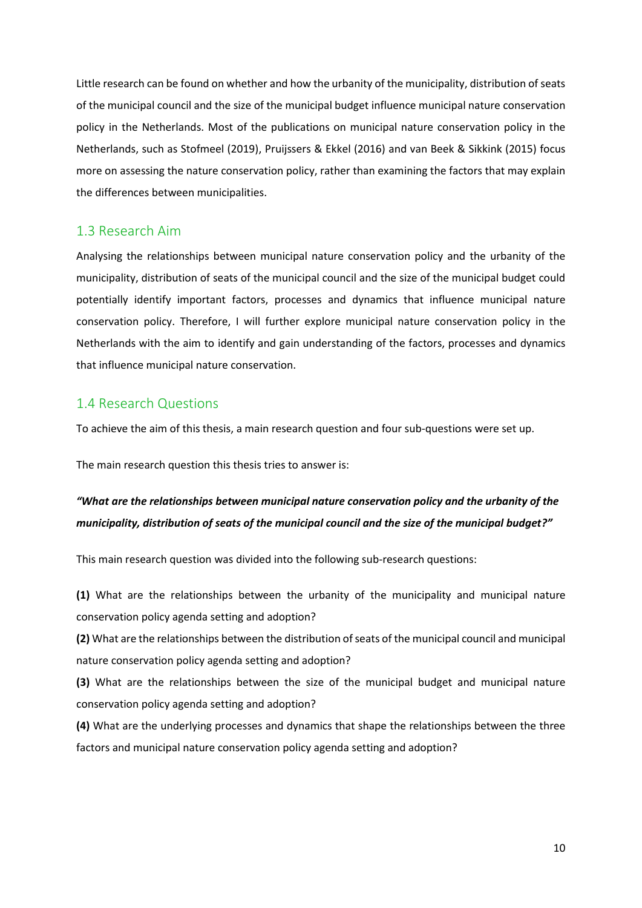Little research can be found on whether and how the urbanity of the municipality, distribution of seats of the municipal council and the size of the municipal budget influence municipal nature conservation policy in the Netherlands. Most of the publications on municipal nature conservation policy in the Netherlands, such as Stofmeel (2019), Pruijssers & Ekkel (2016) and van Beek & Sikkink (2015) focus more on assessing the nature conservation policy, rather than examining the factors that may explain the differences between municipalities.

## 1.3 Research Aim

Analysing the relationships between municipal nature conservation policy and the urbanity of the municipality, distribution of seats of the municipal council and the size of the municipal budget could potentially identify important factors, processes and dynamics that influence municipal nature conservation policy. Therefore, I will further explore municipal nature conservation policy in the Netherlands with the aim to identify and gain understanding of the factors, processes and dynamics that influence municipal nature conservation.

## 1.4 Research Questions

To achieve the aim of this thesis, a main research question and four sub-questions were set up.

The main research question this thesis tries to answer is:

***"What are the relationships between municipal nature conservation policy and the urbanity of the municipality, distribution of seats of the municipal council and the size of the municipal budget?"***

This main research question was divided into the following sub-research questions:

**(1)** What are the relationships between the urbanity of the municipality and municipal nature conservation policy agenda setting and adoption?

**(2)** What are the relationships between the distribution of seats of the municipal council and municipal nature conservation policy agenda setting and adoption?

**(3)** What are the relationships between the size of the municipal budget and municipal nature conservation policy agenda setting and adoption?

**(4)** What are the underlying processes and dynamics that shape the relationships between the three factors and municipal nature conservation policy agenda setting and adoption?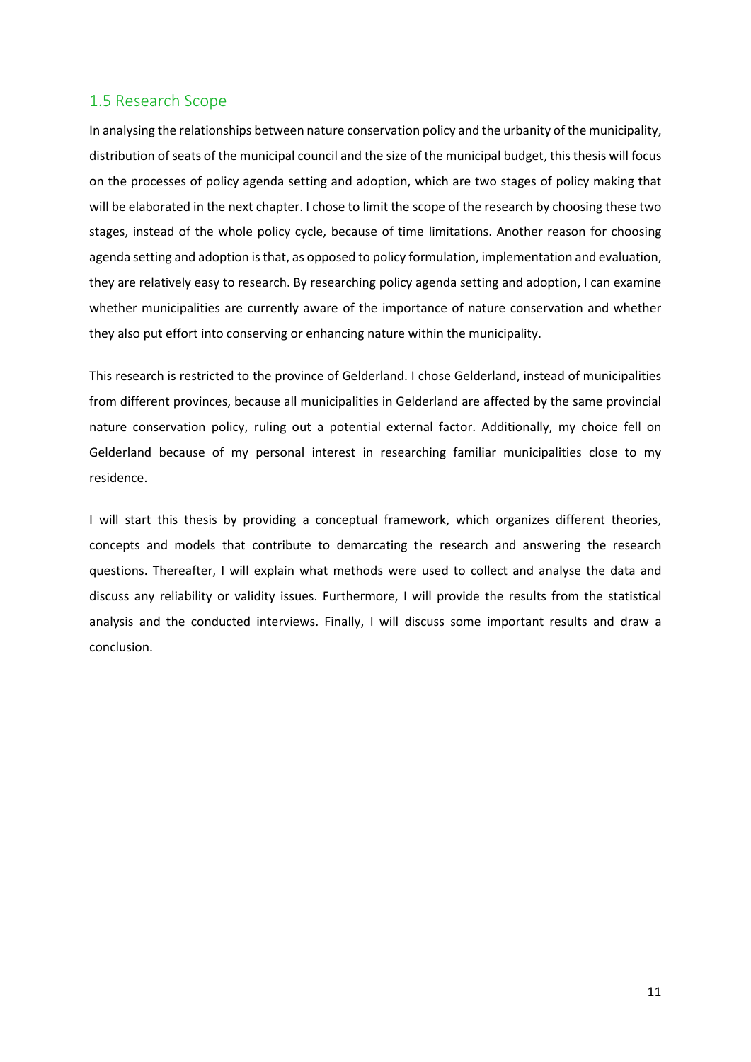## 1.5 Research Scope

In analysing the relationships between nature conservation policy and the urbanity of the municipality, distribution of seats of the municipal council and the size of the municipal budget, this thesis will focus on the processes of policy agenda setting and adoption, which are two stages of policy making that will be elaborated in the next chapter. I chose to limit the scope of the research by choosing these two stages, instead of the whole policy cycle, because of time limitations. Another reason for choosing agenda setting and adoption is that, as opposed to policy formulation, implementation and evaluation, they are relatively easy to research. By researching policy agenda setting and adoption, I can examine whether municipalities are currently aware of the importance of nature conservation and whether they also put effort into conserving or enhancing nature within the municipality.

This research is restricted to the province of Gelderland. I chose Gelderland, instead of municipalities from different provinces, because all municipalities in Gelderland are affected by the same provincial nature conservation policy, ruling out a potential external factor. Additionally, my choice fell on Gelderland because of my personal interest in researching familiar municipalities close to my residence.

I will start this thesis by providing a conceptual framework, which organizes different theories, concepts and models that contribute to demarcating the research and answering the research questions. Thereafter, I will explain what methods were used to collect and analyse the data and discuss any reliability or validity issues. Furthermore, I will provide the results from the statistical analysis and the conducted interviews. Finally, I will discuss some important results and draw a conclusion.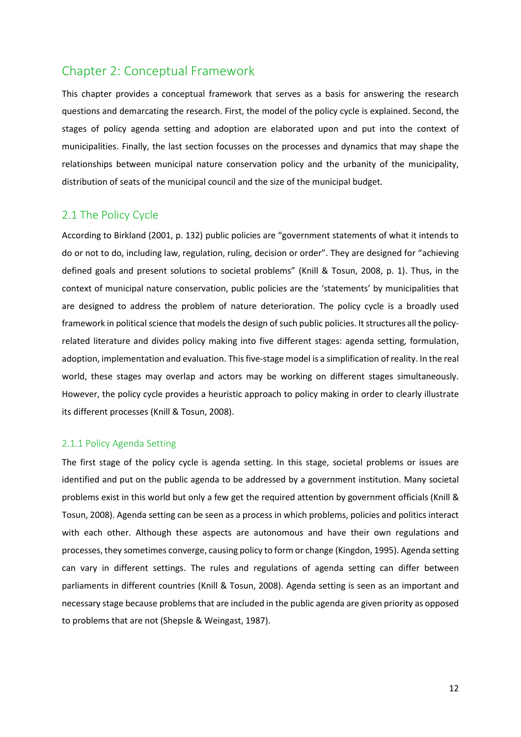# Chapter 2: Conceptual Framework

This chapter provides a conceptual framework that serves as a basis for answering the research questions and demarcating the research. First, the model of the policy cycle is explained. Second, the stages of policy agenda setting and adoption are elaborated upon and put into the context of municipalities. Finally, the last section focusses on the processes and dynamics that may shape the relationships between municipal nature conservation policy and the urbanity of the municipality, distribution of seats of the municipal council and the size of the municipal budget.

## 2.1 The Policy Cycle

According to Birkland (2001, p. 132) public policies are "government statements of what it intends to do or not to do, including law, regulation, ruling, decision or order". They are designed for "achieving defined goals and present solutions to societal problems" (Knill & Tosun, 2008, p. 1). Thus, in the context of municipal nature conservation, public policies are the 'statements' by municipalities that are designed to address the problem of nature deterioration. The policy cycle is a broadly used framework in political science that models the design of such public policies. It structures all the policy-related literature and divides policy making into five different stages: agenda setting, formulation, adoption, implementation and evaluation. This five-stage model is a simplification of reality. In the real world, these stages may overlap and actors may be working on different stages simultaneously. However, the policy cycle provides a heuristic approach to policy making in order to clearly illustrate its different processes (Knill & Tosun, 2008).

### 2.1.1 Policy Agenda Setting

The first stage of the policy cycle is agenda setting. In this stage, societal problems or issues are identified and put on the public agenda to be addressed by a government institution. Many societal problems exist in this world but only a few get the required attention by government officials (Knill & Tosun, 2008). Agenda setting can be seen as a process in which problems, policies and politics interact with each other. Although these aspects are autonomous and have their own regulations and processes, they sometimes converge, causing policy to form or change (Kingdon, 1995). Agenda setting can vary in different settings. The rules and regulations of agenda setting can differ between parliaments in different countries (Knill & Tosun, 2008). Agenda setting is seen as an important and necessary stage because problems that are included in the public agenda are given priority as opposed to problems that are not (Shepsle & Weingast, 1987).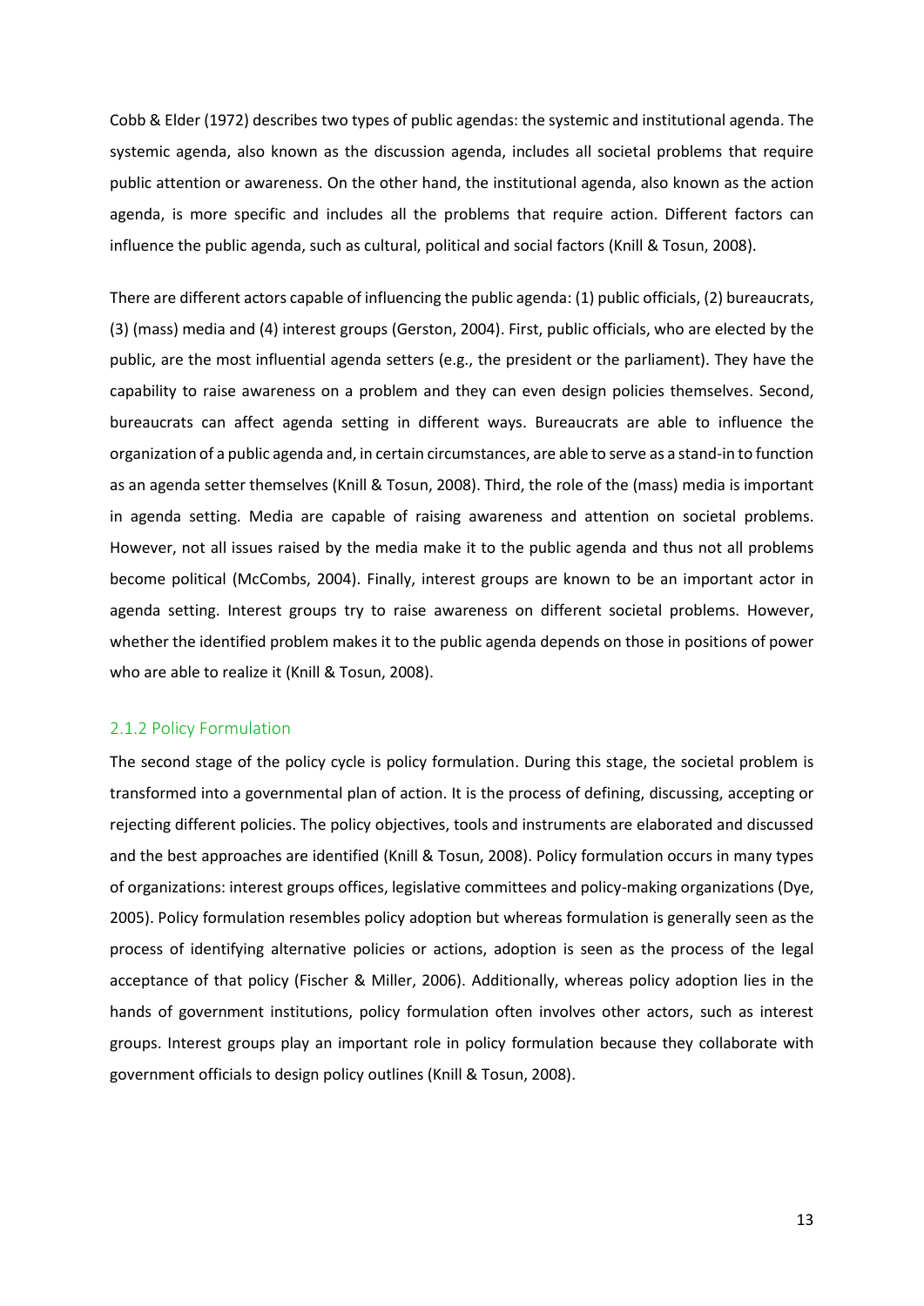Cobb & Elder (1972) describes two types of public agendas: the systemic and institutional agenda. The systemic agenda, also known as the discussion agenda, includes all societal problems that require public attention or awareness. On the other hand, the institutional agenda, also known as the action agenda, is more specific and includes all the problems that require action. Different factors can influence the public agenda, such as cultural, political and social factors (Knill & Tosun, 2008).

There are different actors capable of influencing the public agenda: (1) public officials, (2) bureaucrats, (3) (mass) media and (4) interest groups (Gerston, 2004). First, public officials, who are elected by the public, are the most influential agenda setters (e.g., the president or the parliament). They have the capability to raise awareness on a problem and they can even design policies themselves. Second, bureaucrats can affect agenda setting in different ways. Bureaucrats are able to influence the organization of a public agenda and, in certain circumstances, are able to serve as a stand-in to function as an agenda setter themselves (Knill & Tosun, 2008). Third, the role of the (mass) media is important in agenda setting. Media are capable of raising awareness and attention on societal problems. However, not all issues raised by the media make it to the public agenda and thus not all problems become political (McCombs, 2004). Finally, interest groups are known to be an important actor in agenda setting. Interest groups try to raise awareness on different societal problems. However, whether the identified problem makes it to the public agenda depends on those in positions of power who are able to realize it (Knill & Tosun, 2008).

### 2.1.2 Policy Formulation

The second stage of the policy cycle is policy formulation. During this stage, the societal problem is transformed into a governmental plan of action. It is the process of defining, discussing, accepting or rejecting different policies. The policy objectives, tools and instruments are elaborated and discussed and the best approaches are identified (Knill & Tosun, 2008). Policy formulation occurs in many types of organizations: interest groups offices, legislative committees and policy-making organizations (Dye, 2005). Policy formulation resembles policy adoption but whereas formulation is generally seen as the process of identifying alternative policies or actions, adoption is seen as the process of the legal acceptance of that policy (Fischer & Miller, 2006). Additionally, whereas policy adoption lies in the hands of government institutions, policy formulation often involves other actors, such as interest groups. Interest groups play an important role in policy formulation because they collaborate with government officials to design policy outlines (Knill & Tosun, 2008).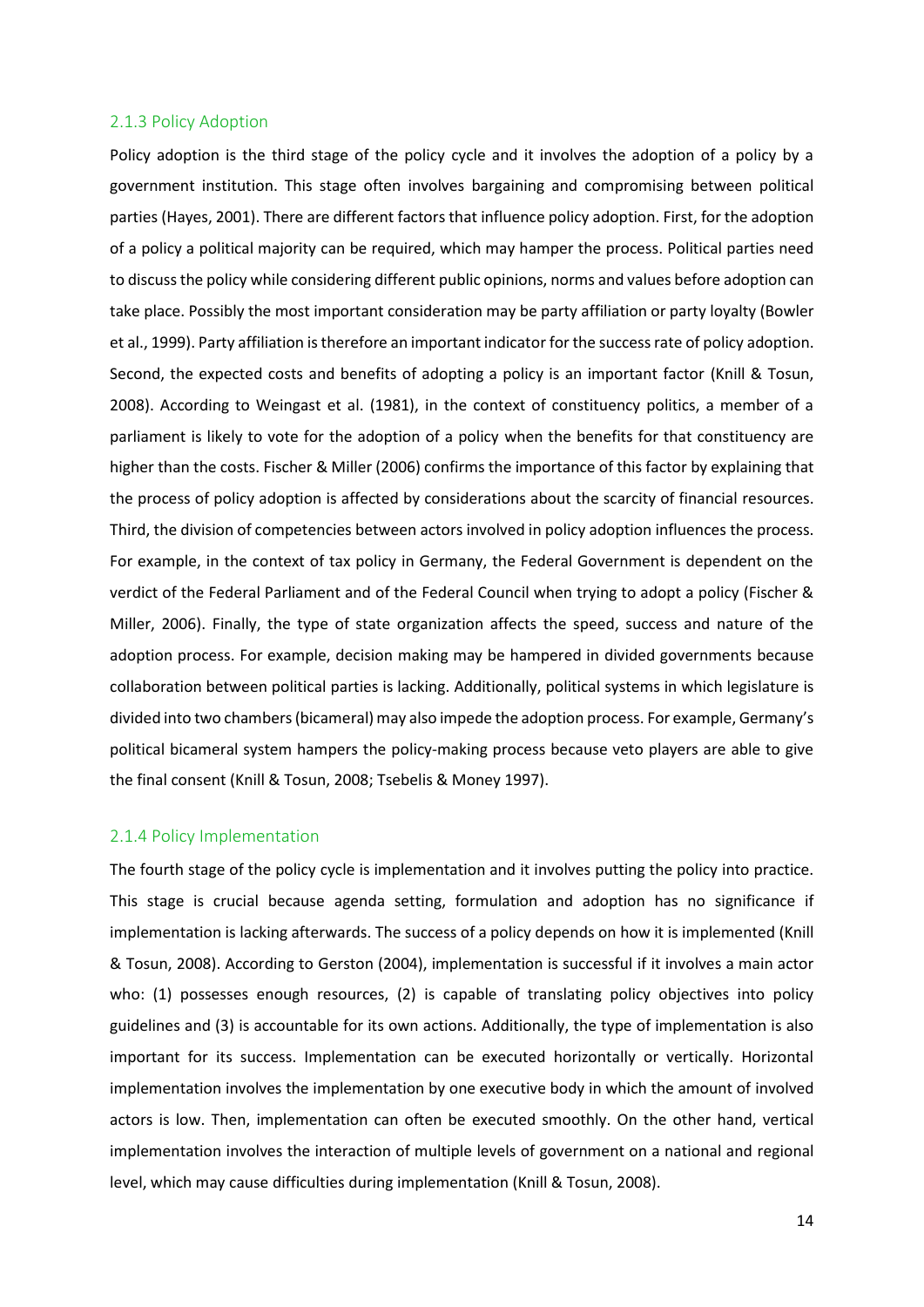### 2.1.3 Policy Adoption

Policy adoption is the third stage of the policy cycle and it involves the adoption of a policy by a government institution. This stage often involves bargaining and compromising between political parties (Hayes, 2001). There are different factors that influence policy adoption. First, for the adoption of a policy a political majority can be required, which may hamper the process. Political parties need to discuss the policy while considering different public opinions, norms and values before adoption can take place. Possibly the most important consideration may be party affiliation or party loyalty (Bowler et al., 1999). Party affiliation is therefore an important indicator for the success rate of policy adoption. Second, the expected costs and benefits of adopting a policy is an important factor (Knill & Tosun, 2008). According to Weingast et al. (1981), in the context of constituency politics, a member of a parliament is likely to vote for the adoption of a policy when the benefits for that constituency are higher than the costs. Fischer & Miller (2006) confirms the importance of this factor by explaining that the process of policy adoption is affected by considerations about the scarcity of financial resources. Third, the division of competencies between actors involved in policy adoption influences the process. For example, in the context of tax policy in Germany, the Federal Government is dependent on the verdict of the Federal Parliament and of the Federal Council when trying to adopt a policy (Fischer & Miller, 2006). Finally, the type of state organization affects the speed, success and nature of the adoption process. For example, decision making may be hampered in divided governments because collaboration between political parties is lacking. Additionally, political systems in which legislature is divided into two chambers (bicameral) may also impede the adoption process. For example, Germany's political bicameral system hampers the policy-making process because veto players are able to give the final consent (Knill & Tosun, 2008; Tsebelis & Money 1997).

### 2.1.4 Policy Implementation

The fourth stage of the policy cycle is implementation and it involves putting the policy into practice. This stage is crucial because agenda setting, formulation and adoption has no significance if implementation is lacking afterwards. The success of a policy depends on how it is implemented (Knill & Tosun, 2008). According to Gerston (2004), implementation is successful if it involves a main actor who: (1) possesses enough resources, (2) is capable of translating policy objectives into policy guidelines and (3) is accountable for its own actions. Additionally, the type of implementation is also important for its success. Implementation can be executed horizontally or vertically. Horizontal implementation involves the implementation by one executive body in which the amount of involved actors is low. Then, implementation can often be executed smoothly. On the other hand, vertical implementation involves the interaction of multiple levels of government on a national and regional level, which may cause difficulties during implementation (Knill & Tosun, 2008).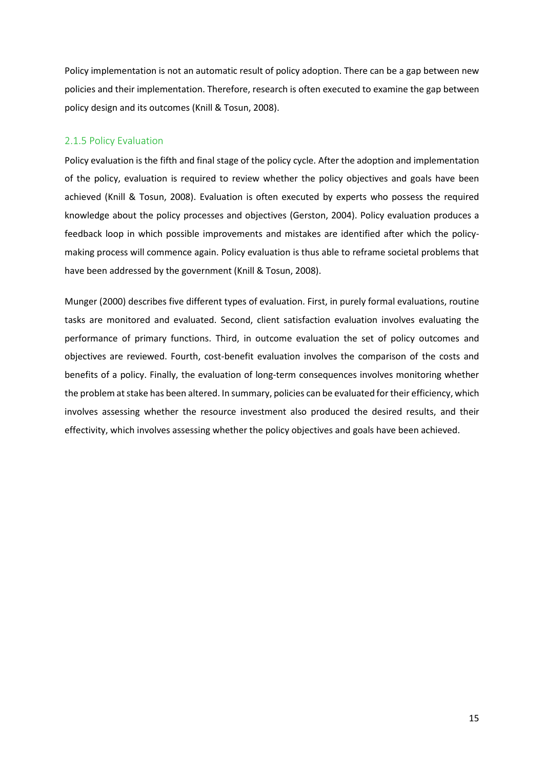Policy implementation is not an automatic result of policy adoption. There can be a gap between new policies and their implementation. Therefore, research is often executed to examine the gap between policy design and its outcomes (Knill & Tosun, 2008).

### 2.1.5 Policy Evaluation

Policy evaluation is the fifth and final stage of the policy cycle. After the adoption and implementation of the policy, evaluation is required to review whether the policy objectives and goals have been achieved (Knill & Tosun, 2008). Evaluation is often executed by experts who possess the required knowledge about the policy processes and objectives (Gerston, 2004). Policy evaluation produces a feedback loop in which possible improvements and mistakes are identified after which the policy-making process will commence again. Policy evaluation is thus able to reframe societal problems that have been addressed by the government (Knill & Tosun, 2008).

Munger (2000) describes five different types of evaluation. First, in purely formal evaluations, routine tasks are monitored and evaluated. Second, client satisfaction evaluation involves evaluating the performance of primary functions. Third, in outcome evaluation the set of policy outcomes and objectives are reviewed. Fourth, cost-benefit evaluation involves the comparison of the costs and benefits of a policy. Finally, the evaluation of long-term consequences involves monitoring whether the problem at stake has been altered. In summary, policies can be evaluated for their efficiency, which involves assessing whether the resource investment also produced the desired results, and their effectivity, which involves assessing whether the policy objectives and goals have been achieved.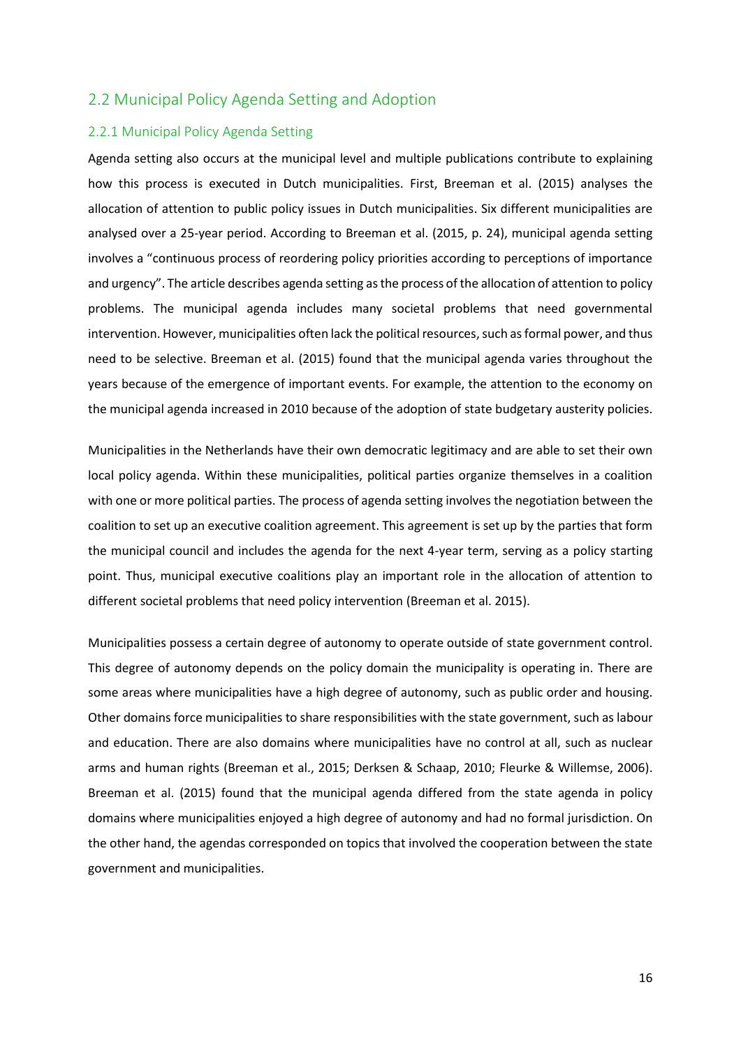## 2.2 Municipal Policy Agenda Setting and Adoption

### 2.2.1 Municipal Policy Agenda Setting

Agenda setting also occurs at the municipal level and multiple publications contribute to explaining how this process is executed in Dutch municipalities. First, Breeman et al. (2015) analyses the allocation of attention to public policy issues in Dutch municipalities. Six different municipalities are analysed over a 25-year period. According to Breeman et al. (2015, p. 24), municipal agenda setting involves a "continuous process of reordering policy priorities according to perceptions of importance and urgency". The article describes agenda setting as the process of the allocation of attention to policy problems. The municipal agenda includes many societal problems that need governmental intervention. However, municipalities often lack the political resources, such as formal power, and thus need to be selective. Breeman et al. (2015) found that the municipal agenda varies throughout the years because of the emergence of important events. For example, the attention to the economy on the municipal agenda increased in 2010 because of the adoption of state budgetary austerity policies.

Municipalities in the Netherlands have their own democratic legitimacy and are able to set their own local policy agenda. Within these municipalities, political parties organize themselves in a coalition with one or more political parties. The process of agenda setting involves the negotiation between the coalition to set up an executive coalition agreement. This agreement is set up by the parties that form the municipal council and includes the agenda for the next 4-year term, serving as a policy starting point. Thus, municipal executive coalitions play an important role in the allocation of attention to different societal problems that need policy intervention (Breeman et al. 2015).

Municipalities possess a certain degree of autonomy to operate outside of state government control. This degree of autonomy depends on the policy domain the municipality is operating in. There are some areas where municipalities have a high degree of autonomy, such as public order and housing. Other domains force municipalities to share responsibilities with the state government, such as labour and education. There are also domains where municipalities have no control at all, such as nuclear arms and human rights (Breeman et al., 2015; Derksen & Schaap, 2010; Fleurke & Willemse, 2006). Breeman et al. (2015) found that the municipal agenda differed from the state agenda in policy domains where municipalities enjoyed a high degree of autonomy and had no formal jurisdiction. On the other hand, the agendas corresponded on topics that involved the cooperation between the state government and municipalities.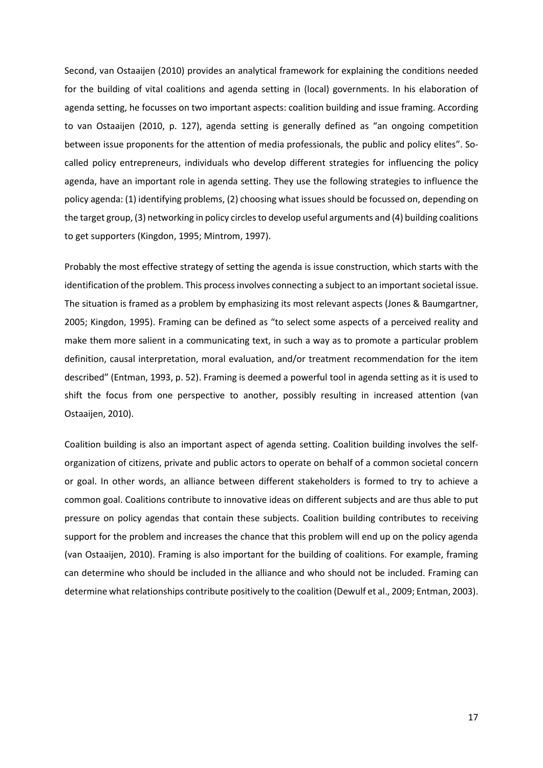Second, van Ostaaijen (2010) provides an analytical framework for explaining the conditions needed for the building of vital coalitions and agenda setting in (local) governments. In his elaboration of agenda setting, he focusses on two important aspects: coalition building and issue framing. According to van Ostaaijen (2010, p. 127), agenda setting is generally defined as "an ongoing competition between issue proponents for the attention of media professionals, the public and policy elites". So-called policy entrepreneurs, individuals who develop different strategies for influencing the policy agenda, have an important role in agenda setting. They use the following strategies to influence the policy agenda: (1) identifying problems, (2) choosing what issues should be focussed on, depending on the target group, (3) networking in policy circles to develop useful arguments and (4) building coalitions to get supporters (Kingdon, 1995; Mintrom, 1997).

Probably the most effective strategy of setting the agenda is issue construction, which starts with the identification of the problem. This process involves connecting a subject to an important societal issue. The situation is framed as a problem by emphasizing its most relevant aspects (Jones & Baumgartner, 2005; Kingdon, 1995). Framing can be defined as "to select some aspects of a perceived reality and make them more salient in a communicating text, in such a way as to promote a particular problem definition, causal interpretation, moral evaluation, and/or treatment recommendation for the item described" (Entman, 1993, p. 52). Framing is deemed a powerful tool in agenda setting as it is used to shift the focus from one perspective to another, possibly resulting in increased attention (van Ostaaijen, 2010).

Coalition building is also an important aspect of agenda setting. Coalition building involves the self-organization of citizens, private and public actors to operate on behalf of a common societal concern or goal. In other words, an alliance between different stakeholders is formed to try to achieve a common goal. Coalitions contribute to innovative ideas on different subjects and are thus able to put pressure on policy agendas that contain these subjects. Coalition building contributes to receiving support for the problem and increases the chance that this problem will end up on the policy agenda (van Ostaaijen, 2010). Framing is also important for the building of coalitions. For example, framing can determine who should be included in the alliance and who should not be included. Framing can determine what relationships contribute positively to the coalition (Dewulf et al., 2009; Entman, 2003).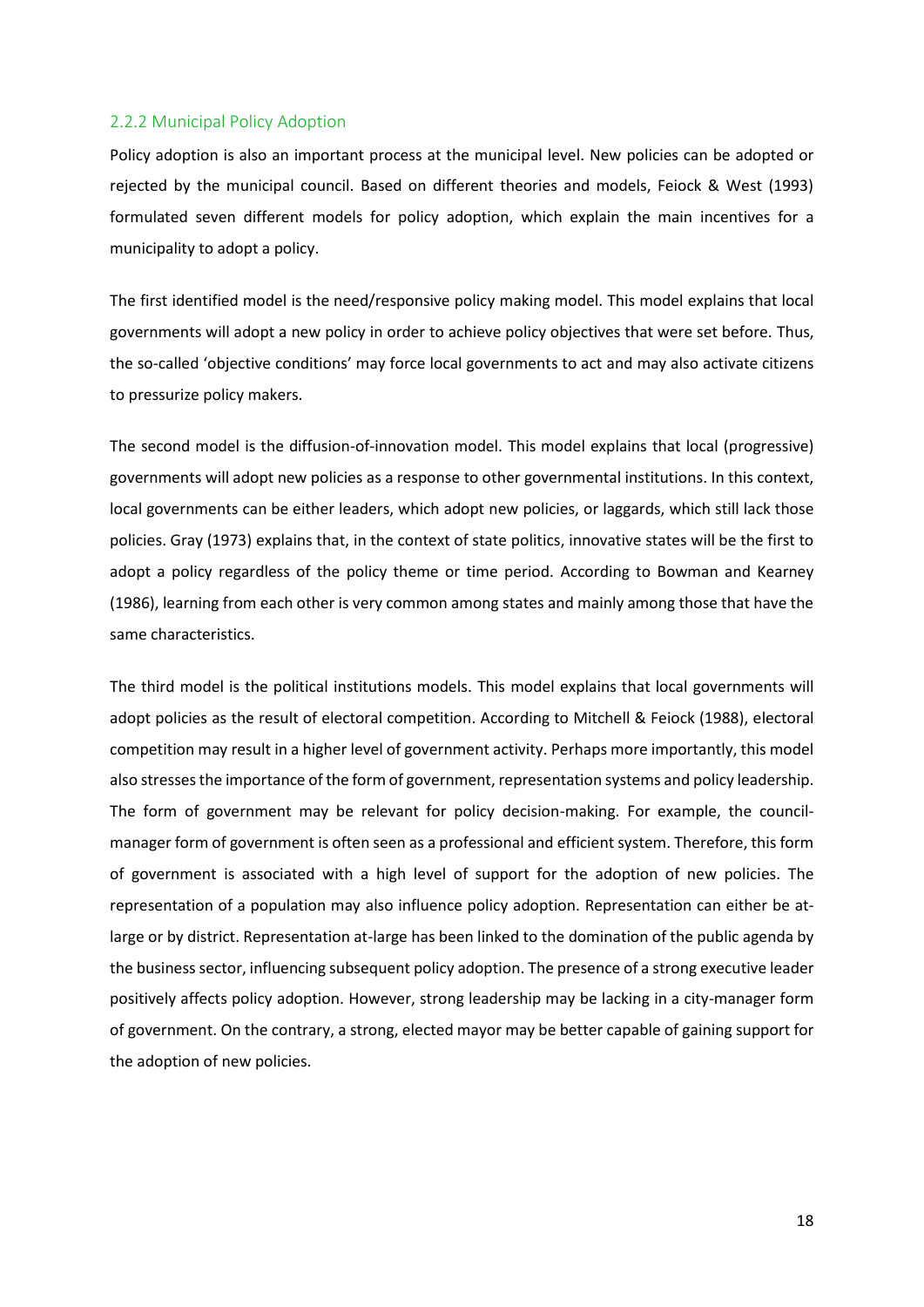### 2.2.2 Municipal Policy Adoption

Policy adoption is also an important process at the municipal level. New policies can be adopted or rejected by the municipal council. Based on different theories and models, Feiock & West (1993) formulated seven different models for policy adoption, which explain the main incentives for a municipality to adopt a policy.

The first identified model is the need/responsive policy making model. This model explains that local governments will adopt a new policy in order to achieve policy objectives that were set before. Thus, the so-called 'objective conditions' may force local governments to act and may also activate citizens to pressurize policy makers.

The second model is the diffusion-of-innovation model. This model explains that local (progressive) governments will adopt new policies as a response to other governmental institutions. In this context, local governments can be either leaders, which adopt new policies, or laggards, which still lack those policies. Gray (1973) explains that, in the context of state politics, innovative states will be the first to adopt a policy regardless of the policy theme or time period. According to Bowman and Kearney (1986), learning from each other is very common among states and mainly among those that have the same characteristics.

The third model is the political institutions models. This model explains that local governments will adopt policies as the result of electoral competition. According to Mitchell & Feiock (1988), electoral competition may result in a higher level of government activity. Perhaps more importantly, this model also stresses the importance of the form of government, representation systems and policy leadership. The form of government may be relevant for policy decision-making. For example, the council-manager form of government is often seen as a professional and efficient system. Therefore, this form of government is associated with a high level of support for the adoption of new policies. The representation of a population may also influence policy adoption. Representation can either be at-large or by district. Representation at-large has been linked to the domination of the public agenda by the business sector, influencing subsequent policy adoption. The presence of a strong executive leader positively affects policy adoption. However, strong leadership may be lacking in a city-manager form of government. On the contrary, a strong, elected mayor may be better capable of gaining support for the adoption of new policies.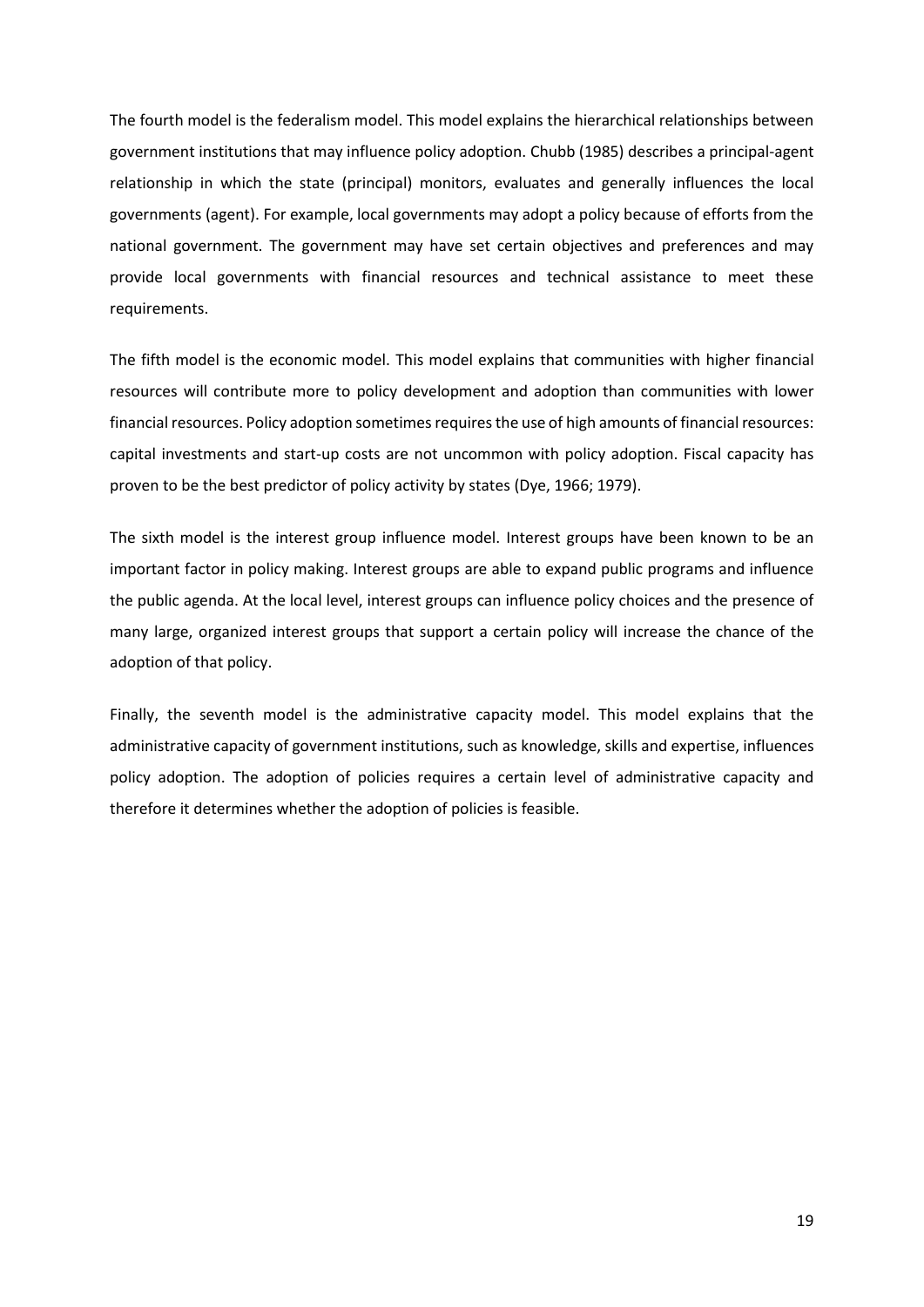The fourth model is the federalism model. This model explains the hierarchical relationships between government institutions that may influence policy adoption. Chubb (1985) describes a principal-agent relationship in which the state (principal) monitors, evaluates and generally influences the local governments (agent). For example, local governments may adopt a policy because of efforts from the national government. The government may have set certain objectives and preferences and may provide local governments with financial resources and technical assistance to meet these requirements.

The fifth model is the economic model. This model explains that communities with higher financial resources will contribute more to policy development and adoption than communities with lower financial resources. Policy adoption sometimes requires the use of high amounts of financial resources: capital investments and start-up costs are not uncommon with policy adoption. Fiscal capacity has proven to be the best predictor of policy activity by states (Dye, 1966; 1979).

The sixth model is the interest group influence model. Interest groups have been known to be an important factor in policy making. Interest groups are able to expand public programs and influence the public agenda. At the local level, interest groups can influence policy choices and the presence of many large, organized interest groups that support a certain policy will increase the chance of the adoption of that policy.

Finally, the seventh model is the administrative capacity model. This model explains that the administrative capacity of government institutions, such as knowledge, skills and expertise, influences policy adoption. The adoption of policies requires a certain level of administrative capacity and therefore it determines whether the adoption of policies is feasible.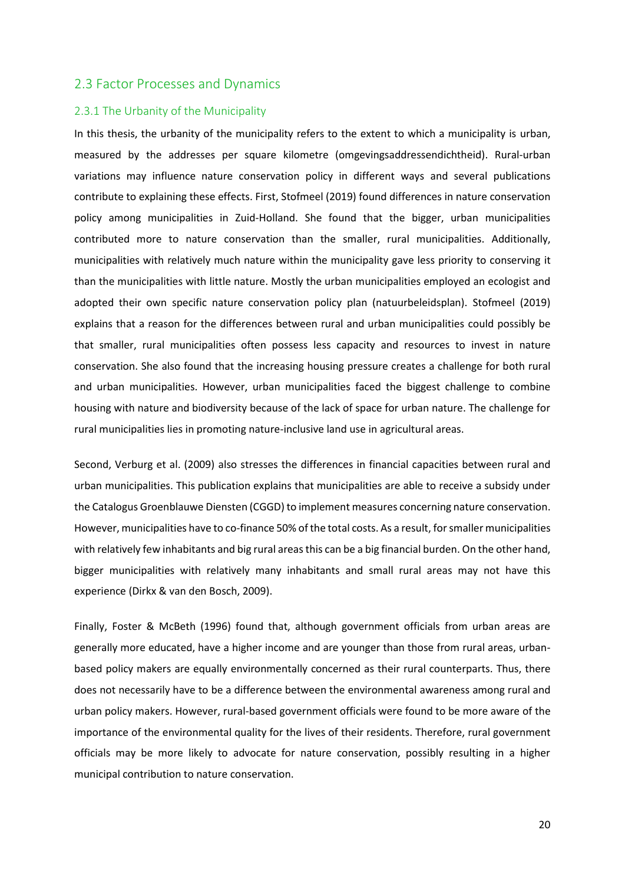## 2.3 Factor Processes and Dynamics

### 2.3.1 The Urbanity of the Municipality

In this thesis, the urbanity of the municipality refers to the extent to which a municipality is urban, measured by the addresses per square kilometre (omgevingsaddressendichtheid). Rural-urban variations may influence nature conservation policy in different ways and several publications contribute to explaining these effects. First, Stofmeel (2019) found differences in nature conservation policy among municipalities in Zuid-Holland. She found that the bigger, urban municipalities contributed more to nature conservation than the smaller, rural municipalities. Additionally, municipalities with relatively much nature within the municipality gave less priority to conserving it than the municipalities with little nature. Mostly the urban municipalities employed an ecologist and adopted their own specific nature conservation policy plan (natuurbeleidsplan). Stofmeel (2019) explains that a reason for the differences between rural and urban municipalities could possibly be that smaller, rural municipalities often possess less capacity and resources to invest in nature conservation. She also found that the increasing housing pressure creates a challenge for both rural and urban municipalities. However, urban municipalities faced the biggest challenge to combine housing with nature and biodiversity because of the lack of space for urban nature. The challenge for rural municipalities lies in promoting nature-inclusive land use in agricultural areas.

Second, Verburg et al. (2009) also stresses the differences in financial capacities between rural and urban municipalities. This publication explains that municipalities are able to receive a subsidy under the Catalogus Groenblauwe Diensten (CGGD) to implement measures concerning nature conservation. However, municipalities have to co-finance 50% of the total costs. As a result, for smaller municipalities with relatively few inhabitants and big rural areas this can be a big financial burden. On the other hand, bigger municipalities with relatively many inhabitants and small rural areas may not have this experience (Dirkx & van den Bosch, 2009).

Finally, Foster & McBeth (1996) found that, although government officials from urban areas are generally more educated, have a higher income and are younger than those from rural areas, urban-based policy makers are equally environmentally concerned as their rural counterparts. Thus, there does not necessarily have to be a difference between the environmental awareness among rural and urban policy makers. However, rural-based government officials were found to be more aware of the importance of the environmental quality for the lives of their residents. Therefore, rural government officials may be more likely to advocate for nature conservation, possibly resulting in a higher municipal contribution to nature conservation.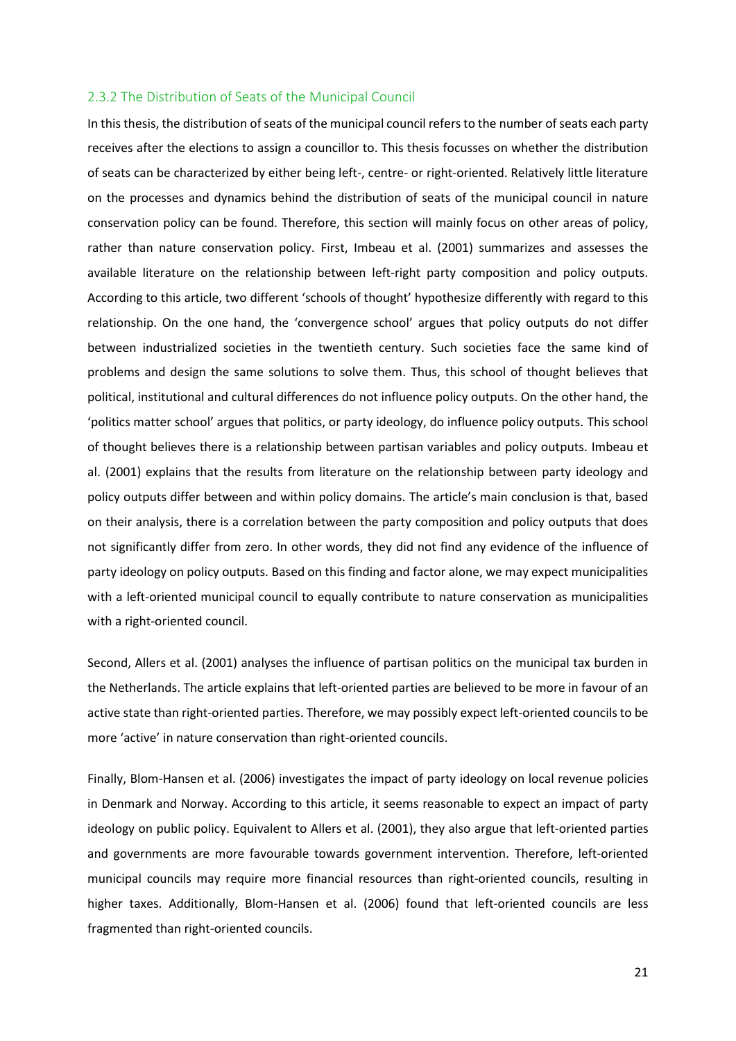### 2.3.2 The Distribution of Seats of the Municipal Council

In this thesis, the distribution of seats of the municipal council refers to the number of seats each party receives after the elections to assign a councillor to. This thesis focusses on whether the distribution of seats can be characterized by either being left-, centre- or right-oriented. Relatively little literature on the processes and dynamics behind the distribution of seats of the municipal council in nature conservation policy can be found. Therefore, this section will mainly focus on other areas of policy, rather than nature conservation policy. First, Imbeau et al. (2001) summarizes and assesses the available literature on the relationship between left-right party composition and policy outputs. According to this article, two different 'schools of thought' hypothesize differently with regard to this relationship. On the one hand, the 'convergence school' argues that policy outputs do not differ between industrialized societies in the twentieth century. Such societies face the same kind of problems and design the same solutions to solve them. Thus, this school of thought believes that political, institutional and cultural differences do not influence policy outputs. On the other hand, the 'politics matter school' argues that politics, or party ideology, do influence policy outputs. This school of thought believes there is a relationship between partisan variables and policy outputs. Imbeau et al. (2001) explains that the results from literature on the relationship between party ideology and policy outputs differ between and within policy domains. The article's main conclusion is that, based on their analysis, there is a correlation between the party composition and policy outputs that does not significantly differ from zero. In other words, they did not find any evidence of the influence of party ideology on policy outputs. Based on this finding and factor alone, we may expect municipalities with a left-oriented municipal council to equally contribute to nature conservation as municipalities with a right-oriented council.

Second, Allers et al. (2001) analyses the influence of partisan politics on the municipal tax burden in the Netherlands. The article explains that left-oriented parties are believed to be more in favour of an active state than right-oriented parties. Therefore, we may possibly expect left-oriented councils to be more 'active' in nature conservation than right-oriented councils.

Finally, Blom-Hansen et al. (2006) investigates the impact of party ideology on local revenue policies in Denmark and Norway. According to this article, it seems reasonable to expect an impact of party ideology on public policy. Equivalent to Allers et al. (2001), they also argue that left-oriented parties and governments are more favourable towards government intervention. Therefore, left-oriented municipal councils may require more financial resources than right-oriented councils, resulting in higher taxes. Additionally, Blom-Hansen et al. (2006) found that left-oriented councils are less fragmented than right-oriented councils.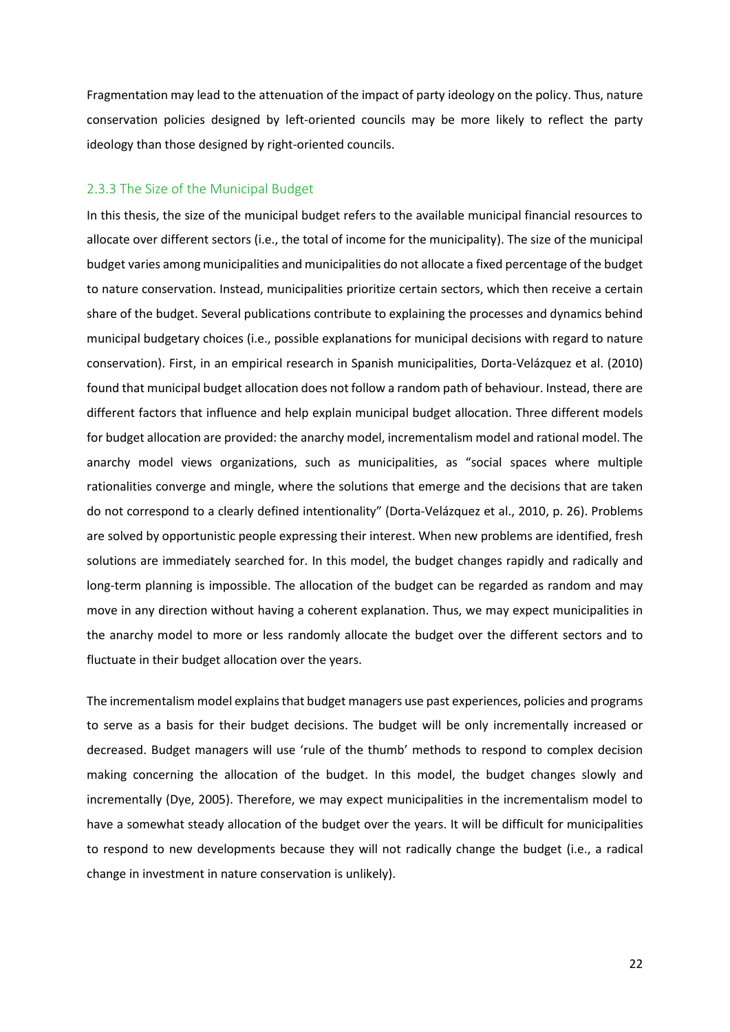Fragmentation may lead to the attenuation of the impact of party ideology on the policy. Thus, nature conservation policies designed by left-oriented councils may be more likely to reflect the party ideology than those designed by right-oriented councils.

### 2.3.3 The Size of the Municipal Budget

In this thesis, the size of the municipal budget refers to the available municipal financial resources to allocate over different sectors (i.e., the total of income for the municipality). The size of the municipal budget varies among municipalities and municipalities do not allocate a fixed percentage of the budget to nature conservation. Instead, municipalities prioritize certain sectors, which then receive a certain share of the budget. Several publications contribute to explaining the processes and dynamics behind municipal budgetary choices (i.e., possible explanations for municipal decisions with regard to nature conservation). First, in an empirical research in Spanish municipalities, Dorta-Velázquez et al. (2010) found that municipal budget allocation does not follow a random path of behaviour. Instead, there are different factors that influence and help explain municipal budget allocation. Three different models for budget allocation are provided: the anarchy model, incrementalism model and rational model. The anarchy model views organizations, such as municipalities, as "social spaces where multiple rationalities converge and mingle, where the solutions that emerge and the decisions that are taken do not correspond to a clearly defined intentionality" (Dorta-Velázquez et al., 2010, p. 26). Problems are solved by opportunistic people expressing their interest. When new problems are identified, fresh solutions are immediately searched for. In this model, the budget changes rapidly and radically and long-term planning is impossible. The allocation of the budget can be regarded as random and may move in any direction without having a coherent explanation. Thus, we may expect municipalities in the anarchy model to more or less randomly allocate the budget over the different sectors and to fluctuate in their budget allocation over the years.

The incrementalism model explains that budget managers use past experiences, policies and programs to serve as a basis for their budget decisions. The budget will be only incrementally increased or decreased. Budget managers will use 'rule of the thumb' methods to respond to complex decision making concerning the allocation of the budget. In this model, the budget changes slowly and incrementally (Dye, 2005). Therefore, we may expect municipalities in the incrementalism model to have a somewhat steady allocation of the budget over the years. It will be difficult for municipalities to respond to new developments because they will not radically change the budget (i.e., a radical change in investment in nature conservation is unlikely).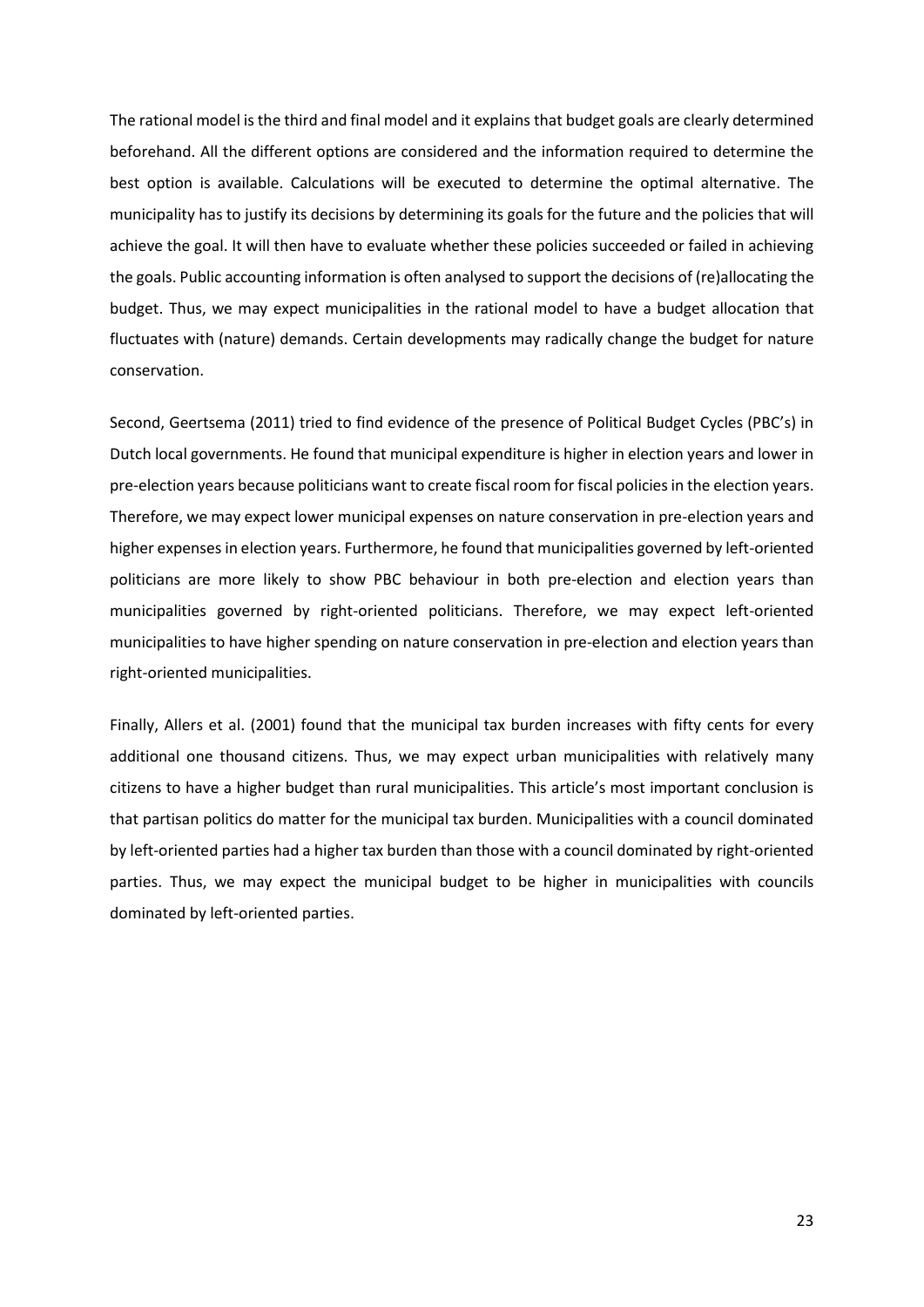The rational model is the third and final model and it explains that budget goals are clearly determined beforehand. All the different options are considered and the information required to determine the best option is available. Calculations will be executed to determine the optimal alternative. The municipality has to justify its decisions by determining its goals for the future and the policies that will achieve the goal. It will then have to evaluate whether these policies succeeded or failed in achieving the goals. Public accounting information is often analysed to support the decisions of (re)allocating the budget. Thus, we may expect municipalities in the rational model to have a budget allocation that fluctuates with (nature) demands. Certain developments may radically change the budget for nature conservation.

Second, Geertsema (2011) tried to find evidence of the presence of Political Budget Cycles (PBC's) in Dutch local governments. He found that municipal expenditure is higher in election years and lower in pre-election years because politicians want to create fiscal room for fiscal policies in the election years. Therefore, we may expect lower municipal expenses on nature conservation in pre-election years and higher expenses in election years. Furthermore, he found that municipalities governed by left-oriented politicians are more likely to show PBC behaviour in both pre-election and election years than municipalities governed by right-oriented politicians. Therefore, we may expect left-oriented municipalities to have higher spending on nature conservation in pre-election and election years than right-oriented municipalities.

Finally, Allers et al. (2001) found that the municipal tax burden increases with fifty cents for every additional one thousand citizens. Thus, we may expect urban municipalities with relatively many citizens to have a higher budget than rural municipalities. This article's most important conclusion is that partisan politics do matter for the municipal tax burden. Municipalities with a council dominated by left-oriented parties had a higher tax burden than those with a council dominated by right-oriented parties. Thus, we may expect the municipal budget to be higher in municipalities with councils dominated by left-oriented parties.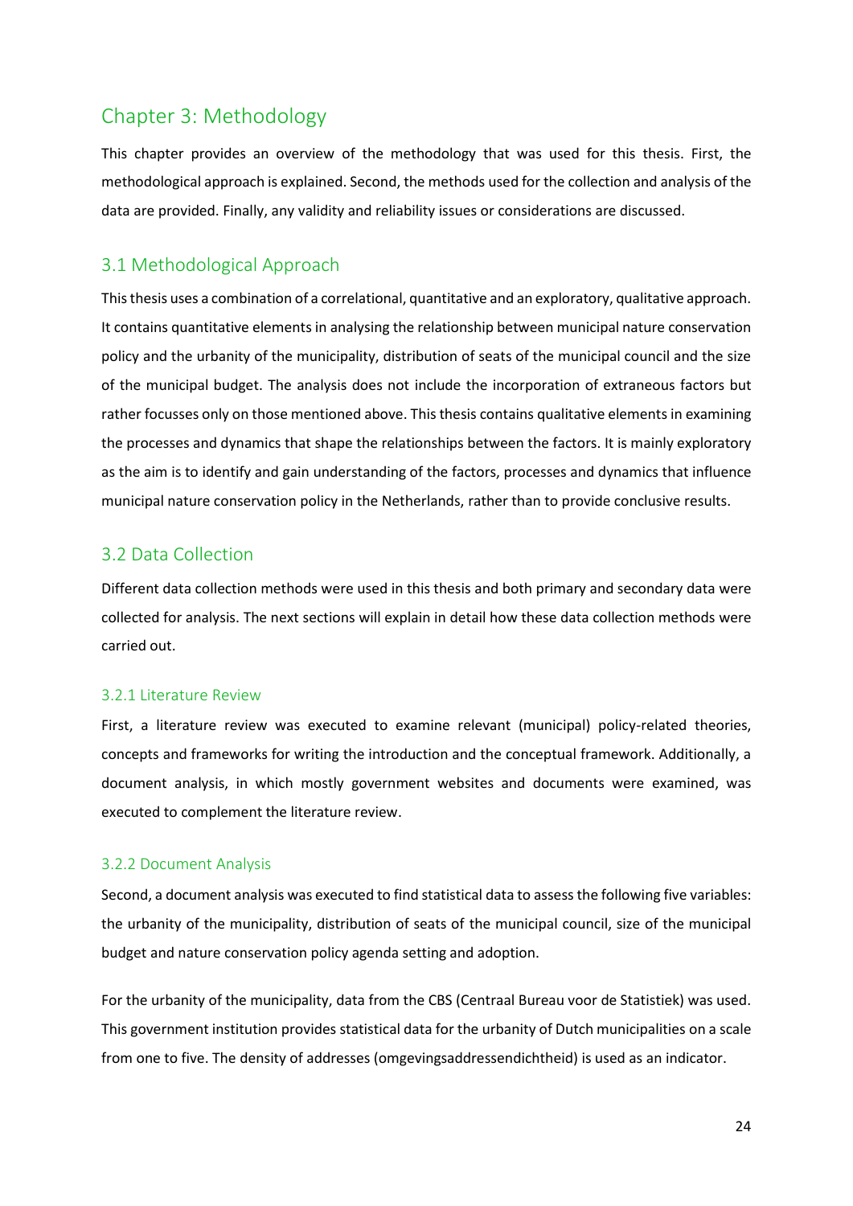# Chapter 3: Methodology

This chapter provides an overview of the methodology that was used for this thesis. First, the methodological approach is explained. Second, the methods used for the collection and analysis of the data are provided. Finally, any validity and reliability issues or considerations are discussed.

## 3.1 Methodological Approach

This thesis uses a combination of a correlational, quantitative and an exploratory, qualitative approach. It contains quantitative elements in analysing the relationship between municipal nature conservation policy and the urbanity of the municipality, distribution of seats of the municipal council and the size of the municipal budget. The analysis does not include the incorporation of extraneous factors but rather focusses only on those mentioned above. This thesis contains qualitative elements in examining the processes and dynamics that shape the relationships between the factors. It is mainly exploratory as the aim is to identify and gain understanding of the factors, processes and dynamics that influence municipal nature conservation policy in the Netherlands, rather than to provide conclusive results.

## 3.2 Data Collection

Different data collection methods were used in this thesis and both primary and secondary data were collected for analysis. The next sections will explain in detail how these data collection methods were carried out.

### 3.2.1 Literature Review

First, a literature review was executed to examine relevant (municipal) policy-related theories, concepts and frameworks for writing the introduction and the conceptual framework. Additionally, a document analysis, in which mostly government websites and documents were examined, was executed to complement the literature review.

### 3.2.2 Document Analysis

Second, a document analysis was executed to find statistical data to assess the following five variables: the urbanity of the municipality, distribution of seats of the municipal council, size of the municipal budget and nature conservation policy agenda setting and adoption.

For the urbanity of the municipality, data from the CBS (Centraal Bureau voor de Statistiek) was used. This government institution provides statistical data for the urbanity of Dutch municipalities on a scale from one to five. The density of addresses (omgevingsaddressendichtheid) is used as an indicator.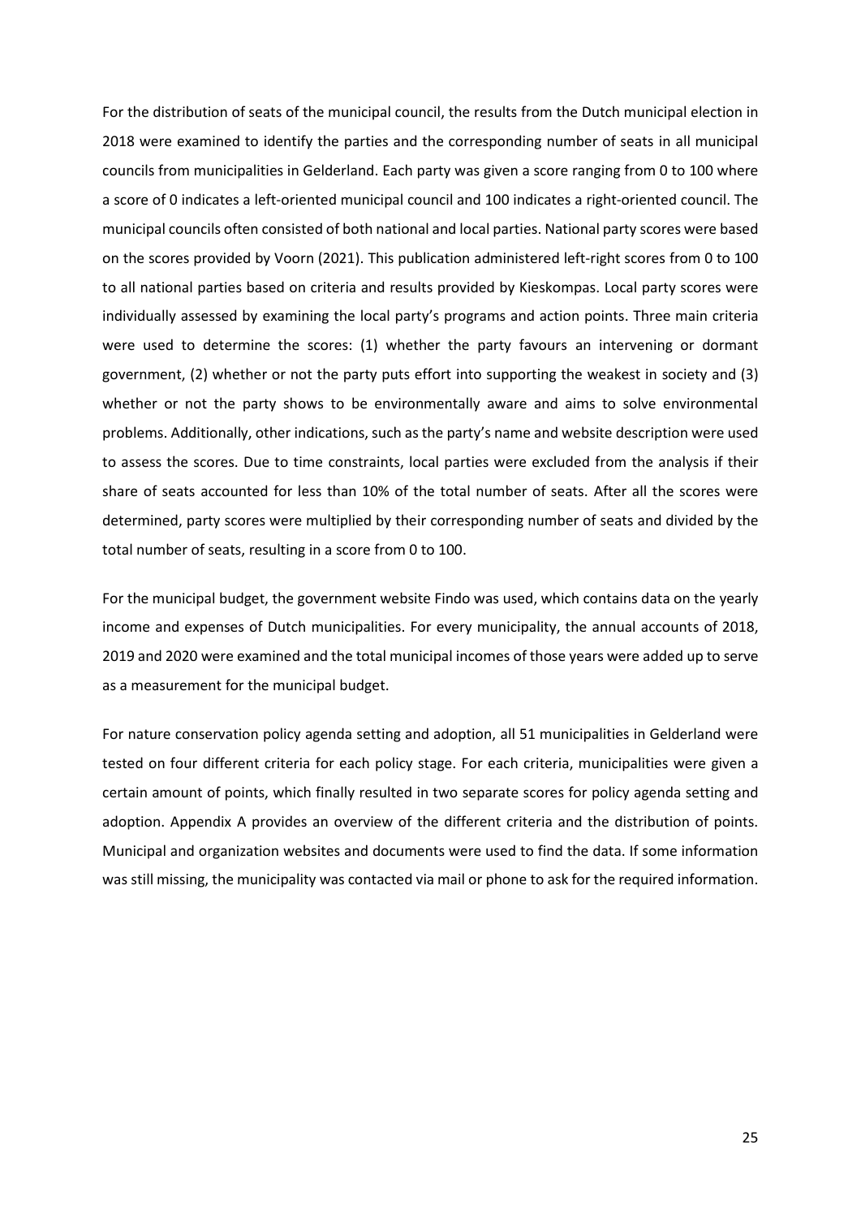For the distribution of seats of the municipal council, the results from the Dutch municipal election in 2018 were examined to identify the parties and the corresponding number of seats in all municipal councils from municipalities in Gelderland. Each party was given a score ranging from 0 to 100 where a score of 0 indicates a left-oriented municipal council and 100 indicates a right-oriented council. The municipal councils often consisted of both national and local parties. National party scores were based on the scores provided by Voorn (2021). This publication administered left-right scores from 0 to 100 to all national parties based on criteria and results provided by Kieskompas. Local party scores were individually assessed by examining the local party's programs and action points. Three main criteria were used to determine the scores: (1) whether the party favours an intervening or dormant government, (2) whether or not the party puts effort into supporting the weakest in society and (3) whether or not the party shows to be environmentally aware and aims to solve environmental problems. Additionally, other indications, such as the party's name and website description were used to assess the scores. Due to time constraints, local parties were excluded from the analysis if their share of seats accounted for less than 10% of the total number of seats. After all the scores were determined, party scores were multiplied by their corresponding number of seats and divided by the total number of seats, resulting in a score from 0 to 100.

For the municipal budget, the government website Findo was used, which contains data on the yearly income and expenses of Dutch municipalities. For every municipality, the annual accounts of 2018, 2019 and 2020 were examined and the total municipal incomes of those years were added up to serve as a measurement for the municipal budget.

For nature conservation policy agenda setting and adoption, all 51 municipalities in Gelderland were tested on four different criteria for each policy stage. For each criteria, municipalities were given a certain amount of points, which finally resulted in two separate scores for policy agenda setting and adoption. Appendix A provides an overview of the different criteria and the distribution of points. Municipal and organization websites and documents were used to find the data. If some information was still missing, the municipality was contacted via mail or phone to ask for the required information.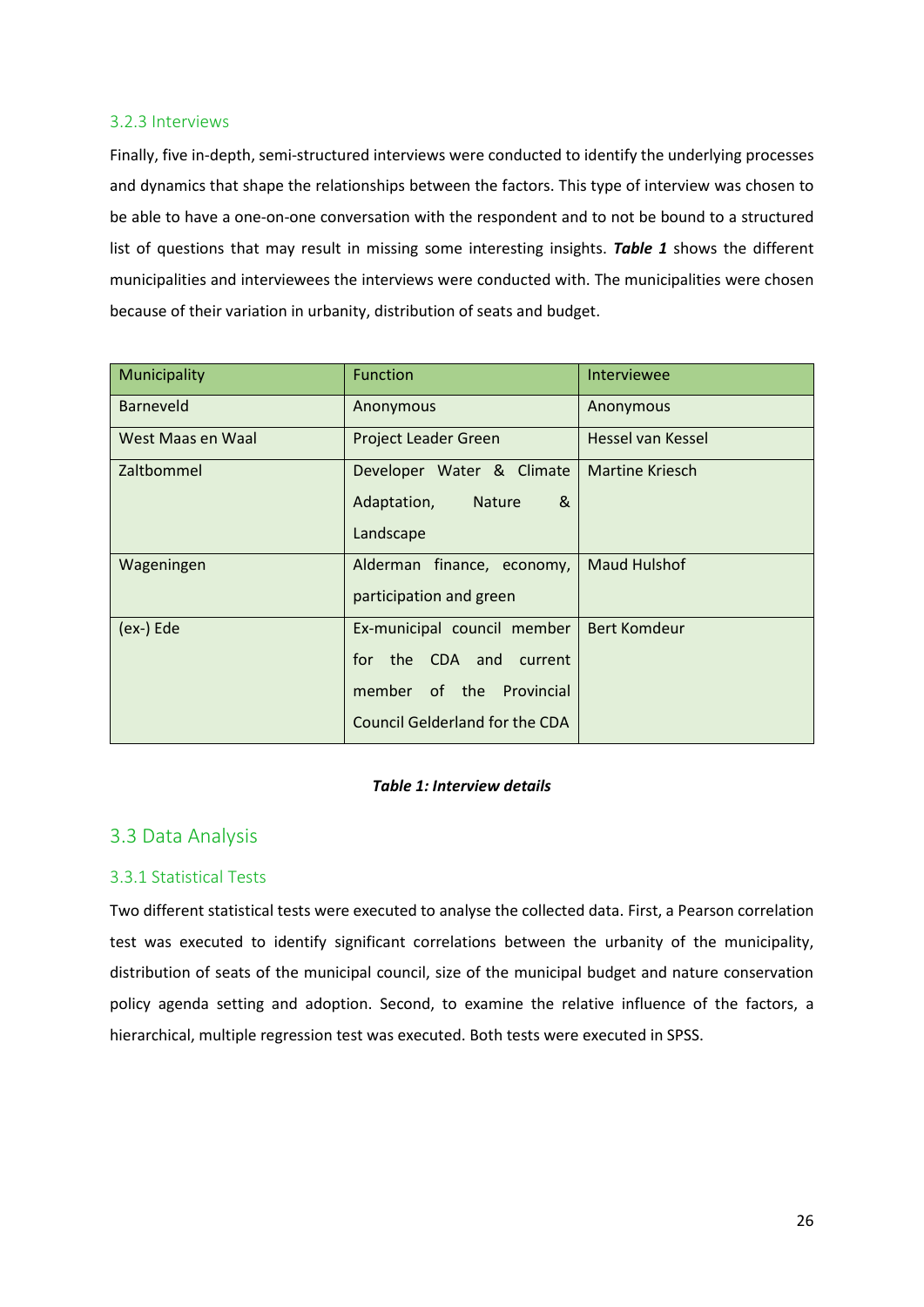### 3.2.3 Interviews

Finally, five in-depth, semi-structured interviews were conducted to identify the underlying processes and dynamics that shape the relationships between the factors. This type of interview was chosen to be able to have a one-on-one conversation with the respondent and to not be bound to a structured list of questions that may result in missing some interesting insights. ***Table 1*** shows the different municipalities and interviewees the interviews were conducted with. The municipalities were chosen because of their variation in urbanity, distribution of seats and budget.

| Municipality | Function | Interviewee |
|---|---|---|
| Barneveld | Anonymous | Anonymous |
| West Maas en Waal | Project Leader Green | Hessel van Kessel |
| Zaltbommel | Developer Water & Climate Adaptation, Nature & Landscape | Martine Kriesch |
| Wageningen | Alderman finance, economy, participation and green | Maud Hulshof |
| (ex-) Ede | Ex-municipal council member for the CDA and current member of the Provincial Council Gelderland for the CDA | Bert Komdeur |

***Table 1: Interview details***

## 3.3 Data Analysis

### 3.3.1 Statistical Tests

Two different statistical tests were executed to analyse the collected data. First, a Pearson correlation test was executed to identify significant correlations between the urbanity of the municipality, distribution of seats of the municipal council, size of the municipal budget and nature conservation policy agenda setting and adoption. Second, to examine the relative influence of the factors, a hierarchical, multiple regression test was executed. Both tests were executed in SPSS.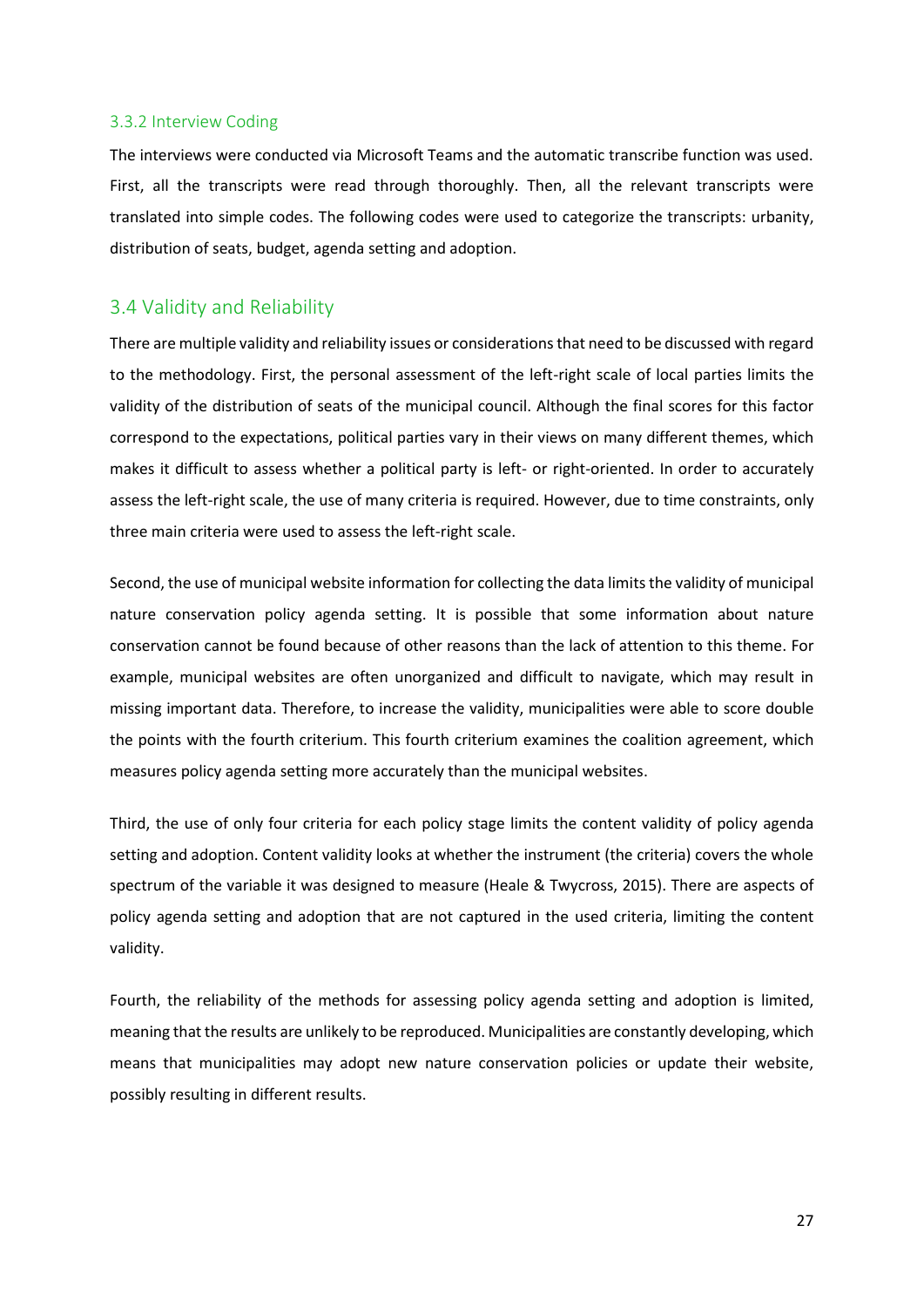### 3.3.2 Interview Coding

The interviews were conducted via Microsoft Teams and the automatic transcribe function was used. First, all the transcripts were read through thoroughly. Then, all the relevant transcripts were translated into simple codes. The following codes were used to categorize the transcripts: urbanity, distribution of seats, budget, agenda setting and adoption.

## 3.4 Validity and Reliability

There are multiple validity and reliability issues or considerations that need to be discussed with regard to the methodology. First, the personal assessment of the left-right scale of local parties limits the validity of the distribution of seats of the municipal council. Although the final scores for this factor correspond to the expectations, political parties vary in their views on many different themes, which makes it difficult to assess whether a political party is left- or right-oriented. In order to accurately assess the left-right scale, the use of many criteria is required. However, due to time constraints, only three main criteria were used to assess the left-right scale.

Second, the use of municipal website information for collecting the data limits the validity of municipal nature conservation policy agenda setting. It is possible that some information about nature conservation cannot be found because of other reasons than the lack of attention to this theme. For example, municipal websites are often unorganized and difficult to navigate, which may result in missing important data. Therefore, to increase the validity, municipalities were able to score double the points with the fourth criterium. This fourth criterium examines the coalition agreement, which measures policy agenda setting more accurately than the municipal websites.

Third, the use of only four criteria for each policy stage limits the content validity of policy agenda setting and adoption. Content validity looks at whether the instrument (the criteria) covers the whole spectrum of the variable it was designed to measure (Heale & Twycross, 2015). There are aspects of policy agenda setting and adoption that are not captured in the used criteria, limiting the content validity.

Fourth, the reliability of the methods for assessing policy agenda setting and adoption is limited, meaning that the results are unlikely to be reproduced. Municipalities are constantly developing, which means that municipalities may adopt new nature conservation policies or update their website, possibly resulting in different results.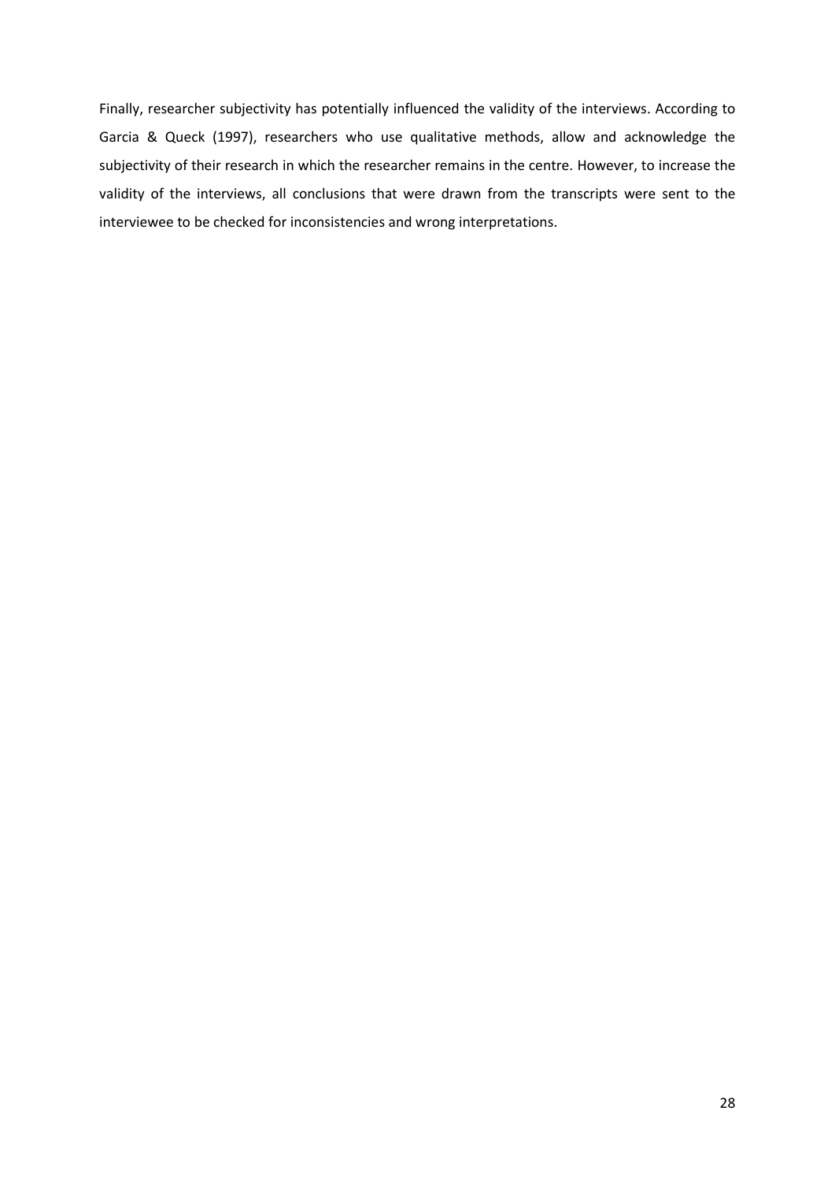Finally, researcher subjectivity has potentially influenced the validity of the interviews. According to Garcia & Queck (1997), researchers who use qualitative methods, allow and acknowledge the subjectivity of their research in which the researcher remains in the centre. However, to increase the validity of the interviews, all conclusions that were drawn from the transcripts were sent to the interviewee to be checked for inconsistencies and wrong interpretations.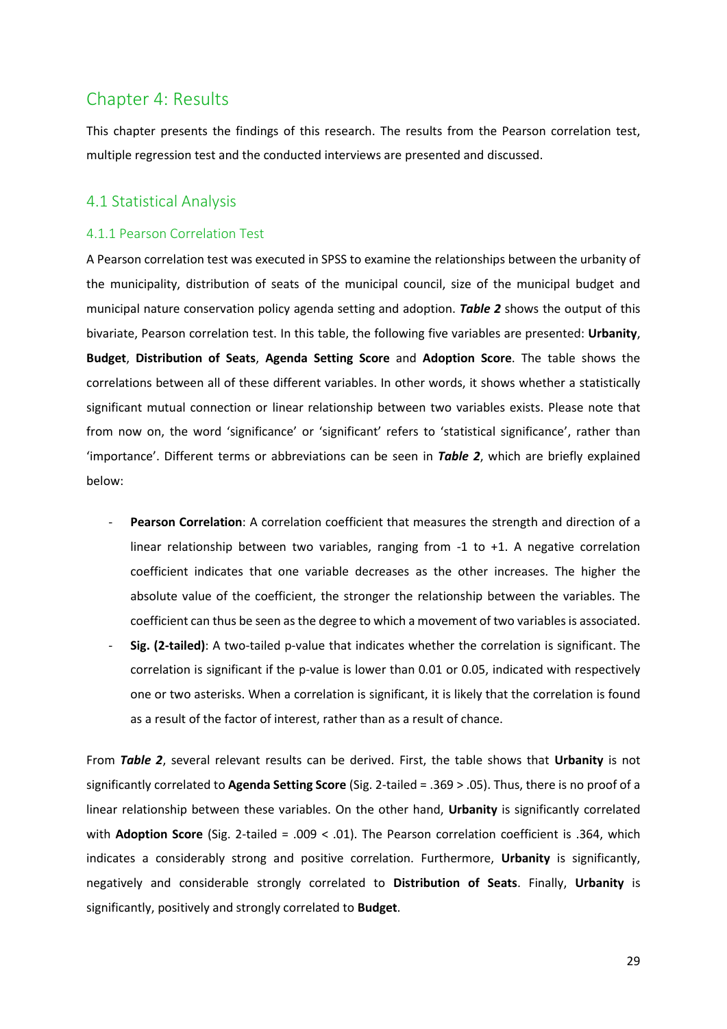# Chapter 4: Results

This chapter presents the findings of this research. The results from the Pearson correlation test, multiple regression test and the conducted interviews are presented and discussed.

## 4.1 Statistical Analysis

### 4.1.1 Pearson Correlation Test

A Pearson correlation test was executed in SPSS to examine the relationships between the urbanity of the municipality, distribution of seats of the municipal council, size of the municipal budget and municipal nature conservation policy agenda setting and adoption. ***Table 2*** shows the output of this bivariate, Pearson correlation test. In this table, the following five variables are presented: **Urbanity**, **Budget**, **Distribution of Seats**, **Agenda Setting Score** and **Adoption Score**. The table shows the correlations between all of these different variables. In other words, it shows whether a statistically significant mutual connection or linear relationship between two variables exists. Please note that from now on, the word 'significance' or 'significant' refers to 'statistical significance', rather than 'importance'. Different terms or abbreviations can be seen in ***Table 2***, which are briefly explained below:

- **Pearson Correlation**: A correlation coefficient that measures the strength and direction of a linear relationship between two variables, ranging from -1 to +1. A negative correlation coefficient indicates that one variable decreases as the other increases. The higher the absolute value of the coefficient, the stronger the relationship between the variables. The coefficient can thus be seen as the degree to which a movement of two variables is associated.
- **Sig. (2-tailed)**: A two-tailed p-value that indicates whether the correlation is significant. The correlation is significant if the p-value is lower than 0.01 or 0.05, indicated with respectively one or two asterisks. When a correlation is significant, it is likely that the correlation is found as a result of the factor of interest, rather than as a result of chance.

From ***Table 2***, several relevant results can be derived. First, the table shows that **Urbanity** is not significantly correlated to **Agenda Setting Score** (Sig. 2-tailed = .369 > .05). Thus, there is no proof of a linear relationship between these variables. On the other hand, **Urbanity** is significantly correlated with **Adoption Score** (Sig. 2-tailed = .009 < .01). The Pearson correlation coefficient is .364, which indicates a considerably strong and positive correlation. Furthermore, **Urbanity** is significantly, negatively and considerable strongly correlated to **Distribution of Seats**. Finally, **Urbanity** is significantly, positively and strongly correlated to **Budget**.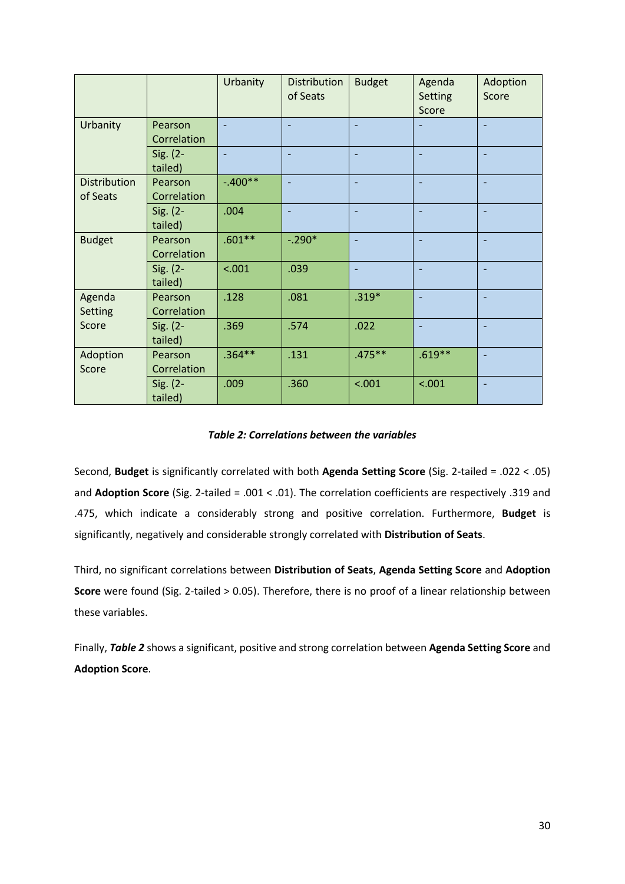| | | Urbanity | Distribution of Seats | Budget | Agenda Setting Score | Adoption Score |
|---|---|---|---|---|---|---|
| Urbanity | Pearson Correlation | - | - | - | - | - |
| | Sig. (2-tailed) | - | - | - | - | - |
| Distribution of Seats | Pearson Correlation | -.400** | - | - | - | - |
| | Sig. (2-tailed) | .004 | - | - | - | - |
| Budget | Pearson Correlation | .601** | -.290* | - | - | - |
| | Sig. (2-tailed) | <.001 | .039 | - | - | - |
| Agenda Setting Score | Pearson Correlation | .128 | .081 | .319* | - | - |
| | Sig. (2-tailed) | .369 | .574 | .022 | - | - |
| Adoption Score | Pearson Correlation | .364** | .131 | .475** | .619** | - |
| | Sig. (2-tailed) | .009 | .360 | <.001 | <.001 | - |

***Table 2: Correlations between the variables***

Second, **Budget** is significantly correlated with both **Agenda Setting Score** (Sig. 2-tailed = .022 < .05) and **Adoption Score** (Sig. 2-tailed = .001 < .01). The correlation coefficients are respectively .319 and .475, which indicate a considerably strong and positive correlation. Furthermore, **Budget** is significantly, negatively and considerable strongly correlated with **Distribution of Seats**.

Third, no significant correlations between **Distribution of Seats**, **Agenda Setting Score** and **Adoption Score** were found (Sig. 2-tailed > 0.05). Therefore, there is no proof of a linear relationship between these variables.

Finally, ***Table 2*** shows a significant, positive and strong correlation between **Agenda Setting Score** and **Adoption Score**.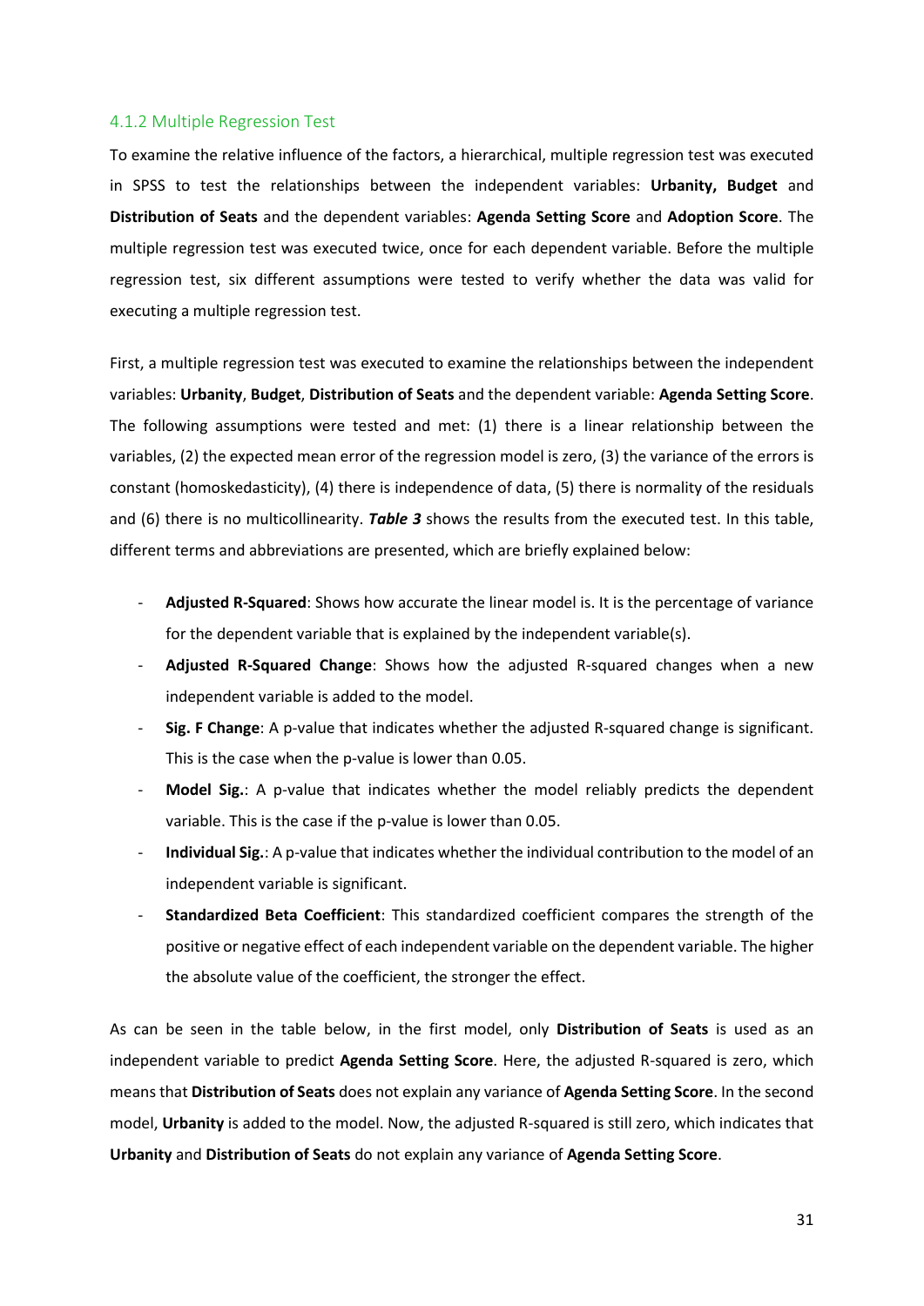### 4.1.2 Multiple Regression Test

To examine the relative influence of the factors, a hierarchical, multiple regression test was executed in SPSS to test the relationships between the independent variables: **Urbanity, Budget** and **Distribution of Seats** and the dependent variables: **Agenda Setting Score** and **Adoption Score**. The multiple regression test was executed twice, once for each dependent variable. Before the multiple regression test, six different assumptions were tested to verify whether the data was valid for executing a multiple regression test.

First, a multiple regression test was executed to examine the relationships between the independent variables: **Urbanity**, **Budget**, **Distribution of Seats** and the dependent variable: **Agenda Setting Score**. The following assumptions were tested and met: (1) there is a linear relationship between the variables, (2) the expected mean error of the regression model is zero, (3) the variance of the errors is constant (homoskedasticity), (4) there is independence of data, (5) there is normality of the residuals and (6) there is no multicollinearity. ***Table 3*** shows the results from the executed test. In this table, different terms and abbreviations are presented, which are briefly explained below:

- **Adjusted R-Squared**: Shows how accurate the linear model is. It is the percentage of variance for the dependent variable that is explained by the independent variable(s).
- **Adjusted R-Squared Change**: Shows how the adjusted R-squared changes when a new independent variable is added to the model.
- **Sig. F Change**: A p-value that indicates whether the adjusted R-squared change is significant. This is the case when the p-value is lower than 0.05.
- **Model Sig.**: A p-value that indicates whether the model reliably predicts the dependent variable. This is the case if the p-value is lower than 0.05.
- **Individual Sig.**: A p-value that indicates whether the individual contribution to the model of an independent variable is significant.
- **Standardized Beta Coefficient**: This standardized coefficient compares the strength of the positive or negative effect of each independent variable on the dependent variable. The higher the absolute value of the coefficient, the stronger the effect.

As can be seen in the table below, in the first model, only **Distribution of Seats** is used as an independent variable to predict **Agenda Setting Score**. Here, the adjusted R-squared is zero, which means that **Distribution of Seats** does not explain any variance of **Agenda Setting Score**. In the second model, **Urbanity** is added to the model. Now, the adjusted R-squared is still zero, which indicates that **Urbanity** and **Distribution of Seats** do not explain any variance of **Agenda Setting Score**.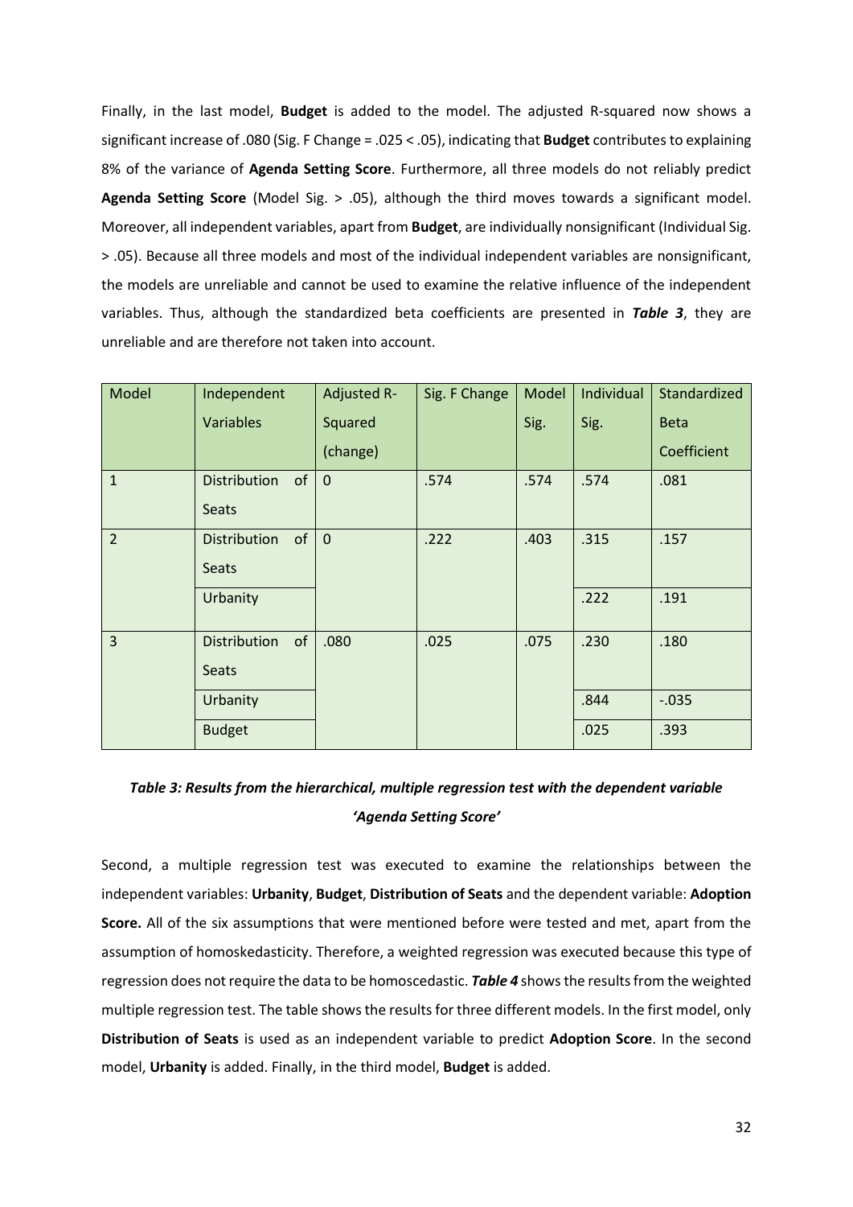Finally, in the last model, **Budget** is added to the model. The adjusted R-squared now shows a significant increase of .080 (Sig. F Change = .025 < .05), indicating that **Budget** contributes to explaining 8% of the variance of **Agenda Setting Score**. Furthermore, all three models do not reliably predict **Agenda Setting Score** (Model Sig. > .05), although the third moves towards a significant model. Moreover, all independent variables, apart from **Budget**, are individually nonsignificant (Individual Sig. > .05). Because all three models and most of the individual independent variables are nonsignificant, the models are unreliable and cannot be used to examine the relative influence of the independent variables. Thus, although the standardized beta coefficients are presented in ***Table 3***, they are unreliable and are therefore not taken into account.

| Model | Independent Variables | Adjusted R-Squared (change) | Sig. F Change | Model Sig. | Individual Sig. | Standardized Beta Coefficient |
|---|---|---|---|---|---|---|
| 1 | Distribution of Seats | 0 | .574 | .574 | .574 | .081 |
| 2 | Distribution of Seats | 0 | .222 | .403 | .315 | .157 |
| | Urbanity | | | | .222 | .191 |
| 3 | Distribution of Seats | .080 | .025 | .075 | .230 | .180 |
| | Urbanity | | | | .844 | -.035 |
| | Budget | | | | .025 | .393 |

***Table 3: Results from the hierarchical, multiple regression test with the dependent variable 'Agenda Setting Score'***

Second, a multiple regression test was executed to examine the relationships between the independent variables: **Urbanity**, **Budget**, **Distribution of Seats** and the dependent variable: **Adoption Score.** All of the six assumptions that were mentioned before were tested and met, apart from the assumption of homoskedasticity. Therefore, a weighted regression was executed because this type of regression does not require the data to be homoscedastic. ***Table 4*** shows the results from the weighted multiple regression test. The table shows the results for three different models. In the first model, only **Distribution of Seats** is used as an independent variable to predict **Adoption Score**. In the second model, **Urbanity** is added. Finally, in the third model, **Budget** is added.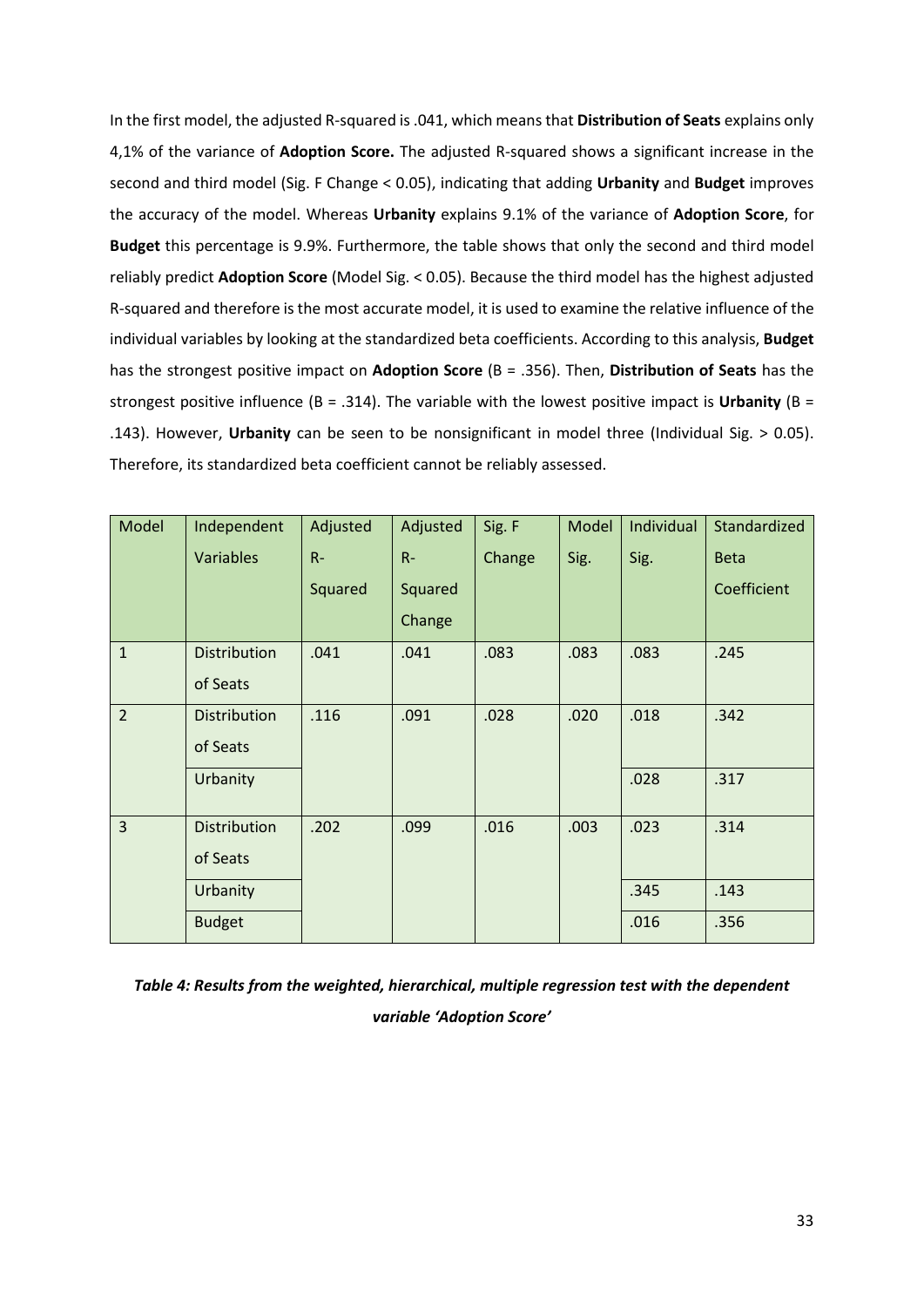In the first model, the adjusted R-squared is .041, which means that **Distribution of Seats** explains only 4,1% of the variance of **Adoption Score.** The adjusted R-squared shows a significant increase in the second and third model (Sig. F Change < 0.05), indicating that adding **Urbanity** and **Budget** improves the accuracy of the model. Whereas **Urbanity** explains 9.1% of the variance of **Adoption Score**, for **Budget** this percentage is 9.9%. Furthermore, the table shows that only the second and third model reliably predict **Adoption Score** (Model Sig. < 0.05). Because the third model has the highest adjusted R-squared and therefore is the most accurate model, it is used to examine the relative influence of the individual variables by looking at the standardized beta coefficients. According to this analysis, **Budget** has the strongest positive impact on **Adoption Score** (B = .356). Then, **Distribution of Seats** has the strongest positive influence (B = .314). The variable with the lowest positive impact is **Urbanity** (B = .143). However, **Urbanity** can be seen to be nonsignificant in model three (Individual Sig. > 0.05). Therefore, its standardized beta coefficient cannot be reliably assessed.

| Model | Independent Variables | Adjusted R-Squared | Adjusted R-Squared Change | Sig. F Change | Model Sig. | Individual Sig. | Standardized Beta Coefficient |
|---|---|---|---|---|---|---|---|
| 1 | Distribution of Seats | .041 | .041 | .083 | .083 | .083 | .245 |
| 2 | Distribution of Seats | .116 | .091 | .028 | .020 | .018 | .342 |
| | Urbanity | | | | | .028 | .317 |
| 3 | Distribution of Seats | .202 | .099 | .016 | .003 | .023 | .314 |
| | Urbanity | | | | | .345 | .143 |
| | Budget | | | | | .016 | .356 |

***Table 4: Results from the weighted, hierarchical, multiple regression test with the dependent variable 'Adoption Score'***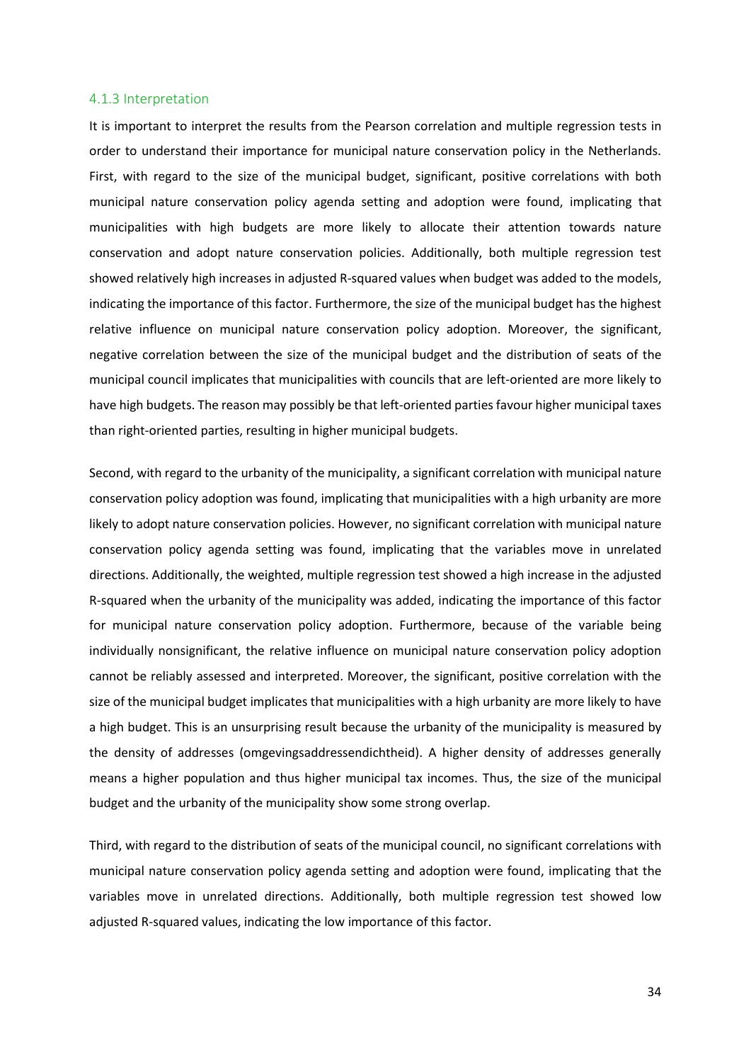### 4.1.3 Interpretation

It is important to interpret the results from the Pearson correlation and multiple regression tests in order to understand their importance for municipal nature conservation policy in the Netherlands. First, with regard to the size of the municipal budget, significant, positive correlations with both municipal nature conservation policy agenda setting and adoption were found, implicating that municipalities with high budgets are more likely to allocate their attention towards nature conservation and adopt nature conservation policies. Additionally, both multiple regression test showed relatively high increases in adjusted R-squared values when budget was added to the models, indicating the importance of this factor. Furthermore, the size of the municipal budget has the highest relative influence on municipal nature conservation policy adoption. Moreover, the significant, negative correlation between the size of the municipal budget and the distribution of seats of the municipal council implicates that municipalities with councils that are left-oriented are more likely to have high budgets. The reason may possibly be that left-oriented parties favour higher municipal taxes than right-oriented parties, resulting in higher municipal budgets.

Second, with regard to the urbanity of the municipality, a significant correlation with municipal nature conservation policy adoption was found, implicating that municipalities with a high urbanity are more likely to adopt nature conservation policies. However, no significant correlation with municipal nature conservation policy agenda setting was found, implicating that the variables move in unrelated directions. Additionally, the weighted, multiple regression test showed a high increase in the adjusted R-squared when the urbanity of the municipality was added, indicating the importance of this factor for municipal nature conservation policy adoption. Furthermore, because of the variable being individually nonsignificant, the relative influence on municipal nature conservation policy adoption cannot be reliably assessed and interpreted. Moreover, the significant, positive correlation with the size of the municipal budget implicates that municipalities with a high urbanity are more likely to have a high budget. This is an unsurprising result because the urbanity of the municipality is measured by the density of addresses (omgevingsaddressendichtheid). A higher density of addresses generally means a higher population and thus higher municipal tax incomes. Thus, the size of the municipal budget and the urbanity of the municipality show some strong overlap.

Third, with regard to the distribution of seats of the municipal council, no significant correlations with municipal nature conservation policy agenda setting and adoption were found, implicating that the variables move in unrelated directions. Additionally, both multiple regression test showed low adjusted R-squared values, indicating the low importance of this factor.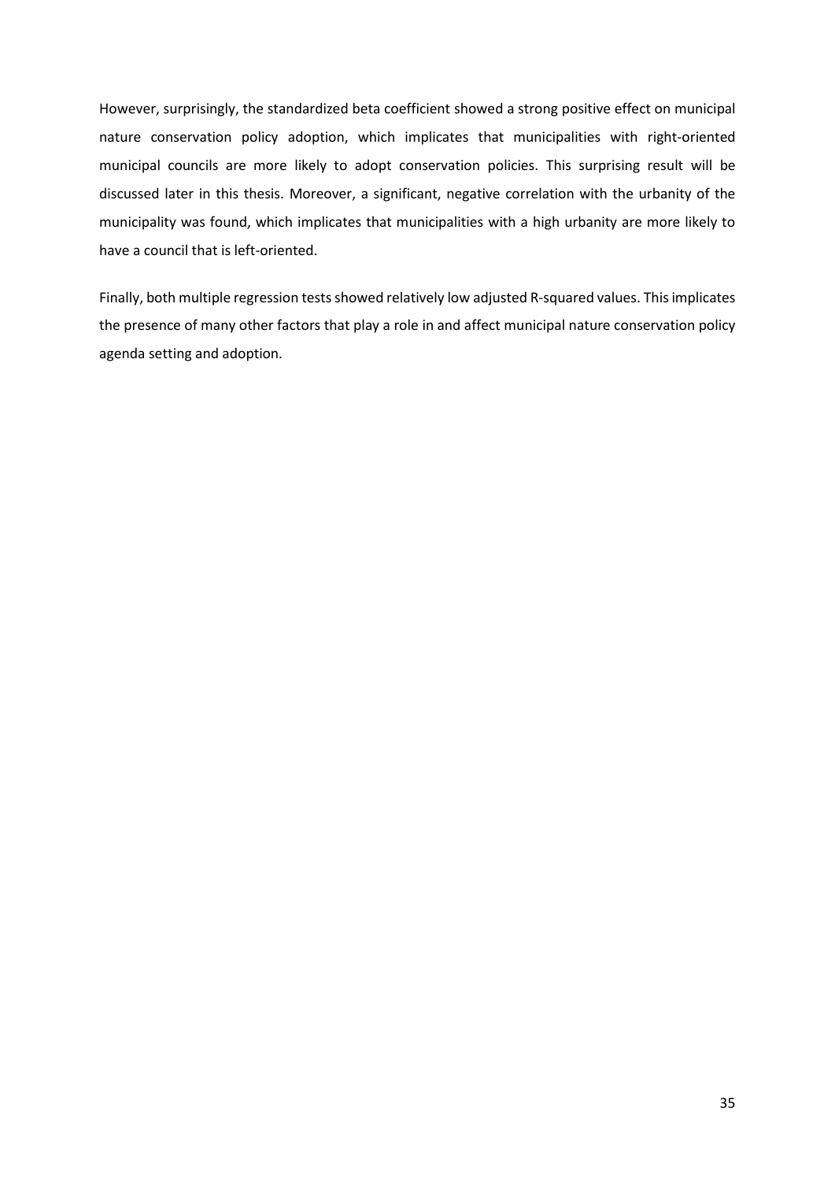However, surprisingly, the standardized beta coefficient showed a strong positive effect on municipal nature conservation policy adoption, which implicates that municipalities with right-oriented municipal councils are more likely to adopt conservation policies. This surprising result will be discussed later in this thesis. Moreover, a significant, negative correlation with the urbanity of the municipality was found, which implicates that municipalities with a high urbanity are more likely to have a council that is left-oriented.

Finally, both multiple regression tests showed relatively low adjusted R-squared values. This implicates the presence of many other factors that play a role in and affect municipal nature conservation policy agenda setting and adoption.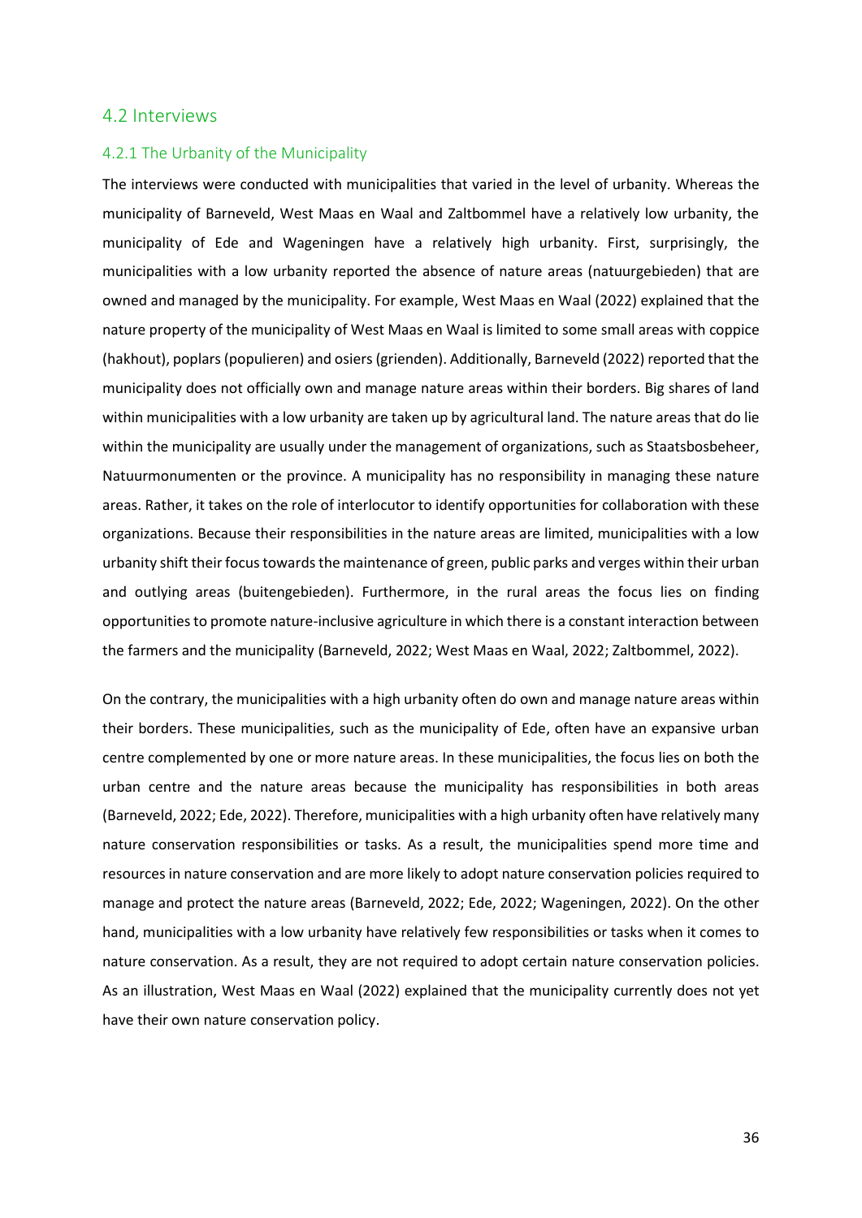## 4.2 Interviews

### 4.2.1 The Urbanity of the Municipality

The interviews were conducted with municipalities that varied in the level of urbanity. Whereas the municipality of Barneveld, West Maas en Waal and Zaltbommel have a relatively low urbanity, the municipality of Ede and Wageningen have a relatively high urbanity. First, surprisingly, the municipalities with a low urbanity reported the absence of nature areas (natuurgebieden) that are owned and managed by the municipality. For example, West Maas en Waal (2022) explained that the nature property of the municipality of West Maas en Waal is limited to some small areas with coppice (hakhout), poplars (populieren) and osiers (grienden). Additionally, Barneveld (2022) reported that the municipality does not officially own and manage nature areas within their borders. Big shares of land within municipalities with a low urbanity are taken up by agricultural land. The nature areas that do lie within the municipality are usually under the management of organizations, such as Staatsbosbeheer, Natuurmonumenten or the province. A municipality has no responsibility in managing these nature areas. Rather, it takes on the role of interlocutor to identify opportunities for collaboration with these organizations. Because their responsibilities in the nature areas are limited, municipalities with a low urbanity shift their focus towards the maintenance of green, public parks and verges within their urban and outlying areas (buitengebieden). Furthermore, in the rural areas the focus lies on finding opportunities to promote nature-inclusive agriculture in which there is a constant interaction between the farmers and the municipality (Barneveld, 2022; West Maas en Waal, 2022; Zaltbommel, 2022).

On the contrary, the municipalities with a high urbanity often do own and manage nature areas within their borders. These municipalities, such as the municipality of Ede, often have an expansive urban centre complemented by one or more nature areas. In these municipalities, the focus lies on both the urban centre and the nature areas because the municipality has responsibilities in both areas (Barneveld, 2022; Ede, 2022). Therefore, municipalities with a high urbanity often have relatively many nature conservation responsibilities or tasks. As a result, the municipalities spend more time and resources in nature conservation and are more likely to adopt nature conservation policies required to manage and protect the nature areas (Barneveld, 2022; Ede, 2022; Wageningen, 2022). On the other hand, municipalities with a low urbanity have relatively few responsibilities or tasks when it comes to nature conservation. As a result, they are not required to adopt certain nature conservation policies. As an illustration, West Maas en Waal (2022) explained that the municipality currently does not yet have their own nature conservation policy.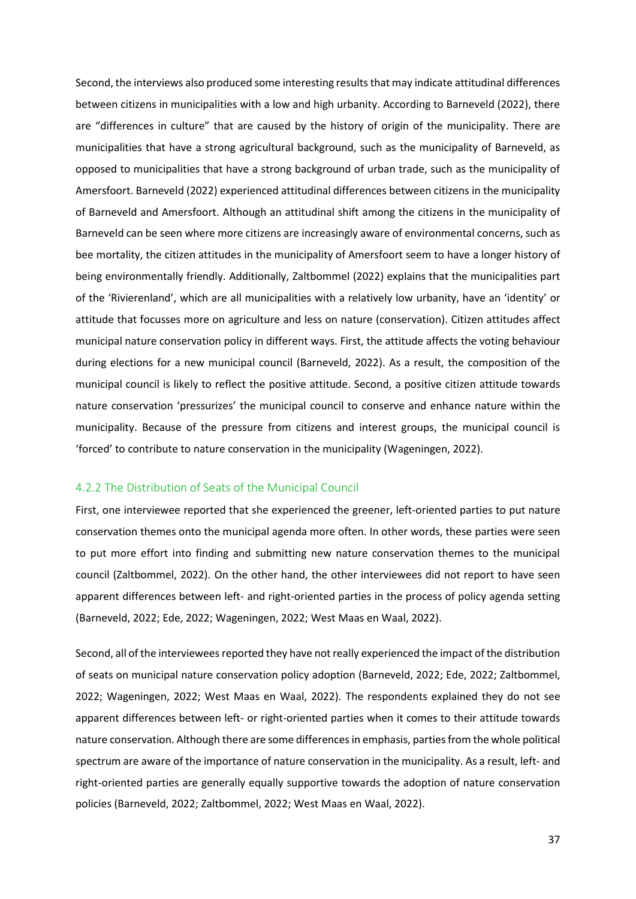Second, the interviews also produced some interesting results that may indicate attitudinal differences between citizens in municipalities with a low and high urbanity. According to Barneveld (2022), there are "differences in culture" that are caused by the history of origin of the municipality. There are municipalities that have a strong agricultural background, such as the municipality of Barneveld, as opposed to municipalities that have a strong background of urban trade, such as the municipality of Amersfoort. Barneveld (2022) experienced attitudinal differences between citizens in the municipality of Barneveld and Amersfoort. Although an attitudinal shift among the citizens in the municipality of Barneveld can be seen where more citizens are increasingly aware of environmental concerns, such as bee mortality, the citizen attitudes in the municipality of Amersfoort seem to have a longer history of being environmentally friendly. Additionally, Zaltbommel (2022) explains that the municipalities part of the 'Rivierenland', which are all municipalities with a relatively low urbanity, have an 'identity' or attitude that focusses more on agriculture and less on nature (conservation). Citizen attitudes affect municipal nature conservation policy in different ways. First, the attitude affects the voting behaviour during elections for a new municipal council (Barneveld, 2022). As a result, the composition of the municipal council is likely to reflect the positive attitude. Second, a positive citizen attitude towards nature conservation 'pressurizes' the municipal council to conserve and enhance nature within the municipality. Because of the pressure from citizens and interest groups, the municipal council is 'forced' to contribute to nature conservation in the municipality (Wageningen, 2022).

### 4.2.2 The Distribution of Seats of the Municipal Council

First, one interviewee reported that she experienced the greener, left-oriented parties to put nature conservation themes onto the municipal agenda more often. In other words, these parties were seen to put more effort into finding and submitting new nature conservation themes to the municipal council (Zaltbommel, 2022). On the other hand, the other interviewees did not report to have seen apparent differences between left- and right-oriented parties in the process of policy agenda setting (Barneveld, 2022; Ede, 2022; Wageningen, 2022; West Maas en Waal, 2022).

Second, all of the interviewees reported they have not really experienced the impact of the distribution of seats on municipal nature conservation policy adoption (Barneveld, 2022; Ede, 2022; Zaltbommel, 2022; Wageningen, 2022; West Maas en Waal, 2022). The respondents explained they do not see apparent differences between left- or right-oriented parties when it comes to their attitude towards nature conservation. Although there are some differences in emphasis, parties from the whole political spectrum are aware of the importance of nature conservation in the municipality. As a result, left- and right-oriented parties are generally equally supportive towards the adoption of nature conservation policies (Barneveld, 2022; Zaltbommel, 2022; West Maas en Waal, 2022).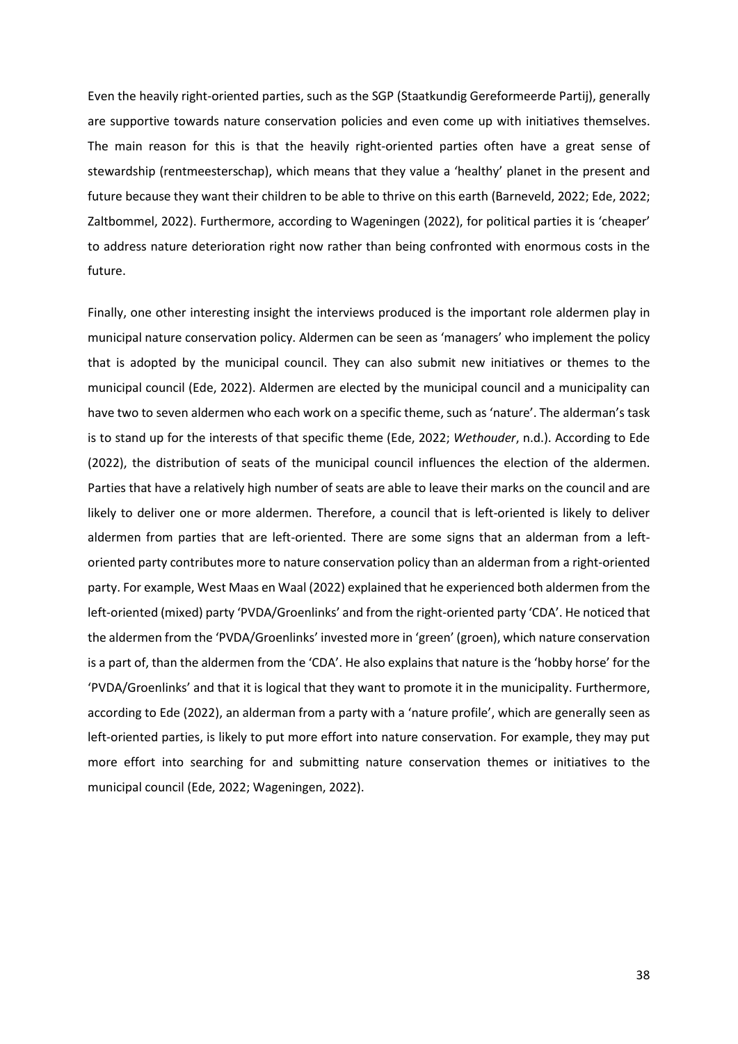Even the heavily right-oriented parties, such as the SGP (Staatkundig Gereformeerde Partij), generally are supportive towards nature conservation policies and even come up with initiatives themselves. The main reason for this is that the heavily right-oriented parties often have a great sense of stewardship (rentmeesterschap), which means that they value a 'healthy' planet in the present and future because they want their children to be able to thrive on this earth (Barneveld, 2022; Ede, 2022; Zaltbommel, 2022). Furthermore, according to Wageningen (2022), for political parties it is 'cheaper' to address nature deterioration right now rather than being confronted with enormous costs in the future.

Finally, one other interesting insight the interviews produced is the important role aldermen play in municipal nature conservation policy. Aldermen can be seen as 'managers' who implement the policy that is adopted by the municipal council. They can also submit new initiatives or themes to the municipal council (Ede, 2022). Aldermen are elected by the municipal council and a municipality can have two to seven aldermen who each work on a specific theme, such as 'nature'. The alderman's task is to stand up for the interests of that specific theme (Ede, 2022; *Wethouder*, n.d.). According to Ede (2022), the distribution of seats of the municipal council influences the election of the aldermen. Parties that have a relatively high number of seats are able to leave their marks on the council and are likely to deliver one or more aldermen. Therefore, a council that is left-oriented is likely to deliver aldermen from parties that are left-oriented. There are some signs that an alderman from a left-oriented party contributes more to nature conservation policy than an alderman from a right-oriented party. For example, West Maas en Waal (2022) explained that he experienced both aldermen from the left-oriented (mixed) party 'PVDA/Groenlinks' and from the right-oriented party 'CDA'. He noticed that the aldermen from the 'PVDA/Groenlinks' invested more in 'green' (groen), which nature conservation is a part of, than the aldermen from the 'CDA'. He also explains that nature is the 'hobby horse' for the 'PVDA/Groenlinks' and that it is logical that they want to promote it in the municipality. Furthermore, according to Ede (2022), an alderman from a party with a 'nature profile', which are generally seen as left-oriented parties, is likely to put more effort into nature conservation. For example, they may put more effort into searching for and submitting nature conservation themes or initiatives to the municipal council (Ede, 2022; Wageningen, 2022).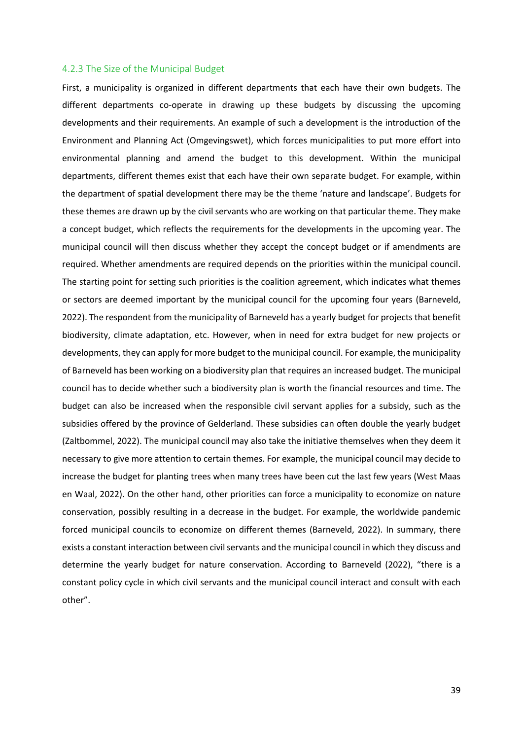### 4.2.3 The Size of the Municipal Budget

First, a municipality is organized in different departments that each have their own budgets. The different departments co-operate in drawing up these budgets by discussing the upcoming developments and their requirements. An example of such a development is the introduction of the Environment and Planning Act (Omgevingswet), which forces municipalities to put more effort into environmental planning and amend the budget to this development. Within the municipal departments, different themes exist that each have their own separate budget. For example, within the department of spatial development there may be the theme 'nature and landscape'. Budgets for these themes are drawn up by the civil servants who are working on that particular theme. They make a concept budget, which reflects the requirements for the developments in the upcoming year. The municipal council will then discuss whether they accept the concept budget or if amendments are required. Whether amendments are required depends on the priorities within the municipal council. The starting point for setting such priorities is the coalition agreement, which indicates what themes or sectors are deemed important by the municipal council for the upcoming four years (Barneveld, 2022). The respondent from the municipality of Barneveld has a yearly budget for projects that benefit biodiversity, climate adaptation, etc. However, when in need for extra budget for new projects or developments, they can apply for more budget to the municipal council. For example, the municipality of Barneveld has been working on a biodiversity plan that requires an increased budget. The municipal council has to decide whether such a biodiversity plan is worth the financial resources and time. The budget can also be increased when the responsible civil servant applies for a subsidy, such as the subsidies offered by the province of Gelderland. These subsidies can often double the yearly budget (Zaltbommel, 2022). The municipal council may also take the initiative themselves when they deem it necessary to give more attention to certain themes. For example, the municipal council may decide to increase the budget for planting trees when many trees have been cut the last few years (West Maas en Waal, 2022). On the other hand, other priorities can force a municipality to economize on nature conservation, possibly resulting in a decrease in the budget. For example, the worldwide pandemic forced municipal councils to economize on different themes (Barneveld, 2022). In summary, there exists a constant interaction between civil servants and the municipal council in which they discuss and determine the yearly budget for nature conservation. According to Barneveld (2022), "there is a constant policy cycle in which civil servants and the municipal council interact and consult with each other".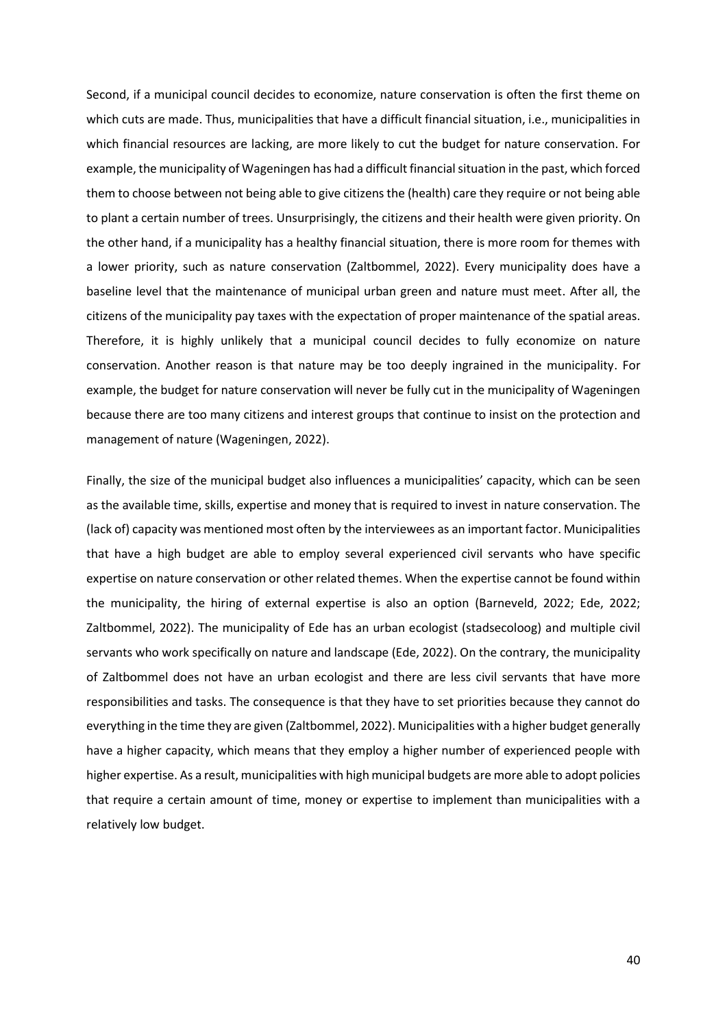Second, if a municipal council decides to economize, nature conservation is often the first theme on which cuts are made. Thus, municipalities that have a difficult financial situation, i.e., municipalities in which financial resources are lacking, are more likely to cut the budget for nature conservation. For example, the municipality of Wageningen has had a difficult financial situation in the past, which forced them to choose between not being able to give citizens the (health) care they require or not being able to plant a certain number of trees. Unsurprisingly, the citizens and their health were given priority. On the other hand, if a municipality has a healthy financial situation, there is more room for themes with a lower priority, such as nature conservation (Zaltbommel, 2022). Every municipality does have a baseline level that the maintenance of municipal urban green and nature must meet. After all, the citizens of the municipality pay taxes with the expectation of proper maintenance of the spatial areas. Therefore, it is highly unlikely that a municipal council decides to fully economize on nature conservation. Another reason is that nature may be too deeply ingrained in the municipality. For example, the budget for nature conservation will never be fully cut in the municipality of Wageningen because there are too many citizens and interest groups that continue to insist on the protection and management of nature (Wageningen, 2022).

Finally, the size of the municipal budget also influences a municipalities' capacity, which can be seen as the available time, skills, expertise and money that is required to invest in nature conservation. The (lack of) capacity was mentioned most often by the interviewees as an important factor. Municipalities that have a high budget are able to employ several experienced civil servants who have specific expertise on nature conservation or other related themes. When the expertise cannot be found within the municipality, the hiring of external expertise is also an option (Barneveld, 2022; Ede, 2022; Zaltbommel, 2022). The municipality of Ede has an urban ecologist (stadsecoloog) and multiple civil servants who work specifically on nature and landscape (Ede, 2022). On the contrary, the municipality of Zaltbommel does not have an urban ecologist and there are less civil servants that have more responsibilities and tasks. The consequence is that they have to set priorities because they cannot do everything in the time they are given (Zaltbommel, 2022). Municipalities with a higher budget generally have a higher capacity, which means that they employ a higher number of experienced people with higher expertise. As a result, municipalities with high municipal budgets are more able to adopt policies that require a certain amount of time, money or expertise to implement than municipalities with a relatively low budget.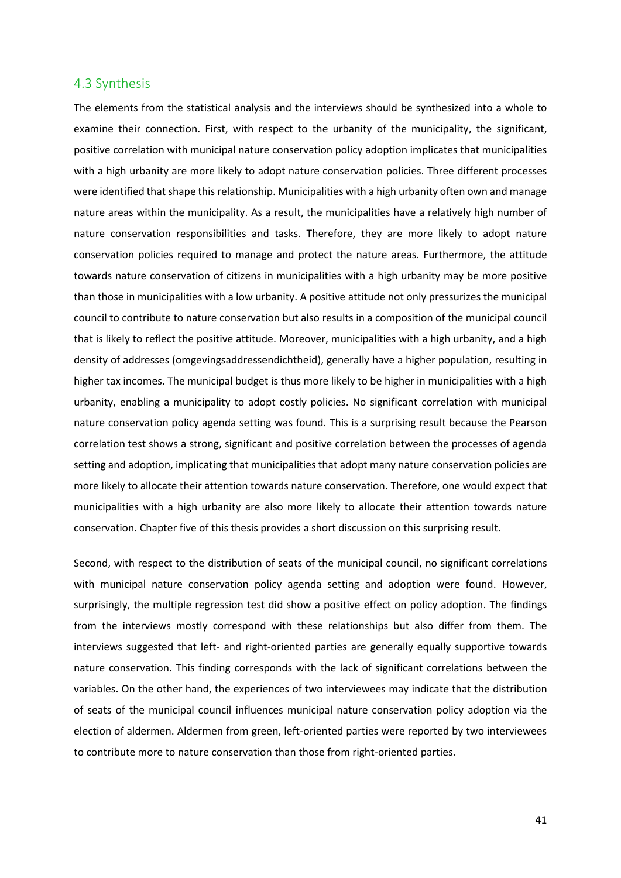## 4.3 Synthesis

The elements from the statistical analysis and the interviews should be synthesized into a whole to examine their connection. First, with respect to the urbanity of the municipality, the significant, positive correlation with municipal nature conservation policy adoption implicates that municipalities with a high urbanity are more likely to adopt nature conservation policies. Three different processes were identified that shape this relationship. Municipalities with a high urbanity often own and manage nature areas within the municipality. As a result, the municipalities have a relatively high number of nature conservation responsibilities and tasks. Therefore, they are more likely to adopt nature conservation policies required to manage and protect the nature areas. Furthermore, the attitude towards nature conservation of citizens in municipalities with a high urbanity may be more positive than those in municipalities with a low urbanity. A positive attitude not only pressurizes the municipal council to contribute to nature conservation but also results in a composition of the municipal council that is likely to reflect the positive attitude. Moreover, municipalities with a high urbanity, and a high density of addresses (omgevingsaddressendichtheid), generally have a higher population, resulting in higher tax incomes. The municipal budget is thus more likely to be higher in municipalities with a high urbanity, enabling a municipality to adopt costly policies. No significant correlation with municipal nature conservation policy agenda setting was found. This is a surprising result because the Pearson correlation test shows a strong, significant and positive correlation between the processes of agenda setting and adoption, implicating that municipalities that adopt many nature conservation policies are more likely to allocate their attention towards nature conservation. Therefore, one would expect that municipalities with a high urbanity are also more likely to allocate their attention towards nature conservation. Chapter five of this thesis provides a short discussion on this surprising result.

Second, with respect to the distribution of seats of the municipal council, no significant correlations with municipal nature conservation policy agenda setting and adoption were found. However, surprisingly, the multiple regression test did show a positive effect on policy adoption. The findings from the interviews mostly correspond with these relationships but also differ from them. The interviews suggested that left- and right-oriented parties are generally equally supportive towards nature conservation. This finding corresponds with the lack of significant correlations between the variables. On the other hand, the experiences of two interviewees may indicate that the distribution of seats of the municipal council influences municipal nature conservation policy adoption via the election of aldermen. Aldermen from green, left-oriented parties were reported by two interviewees to contribute more to nature conservation than those from right-oriented parties.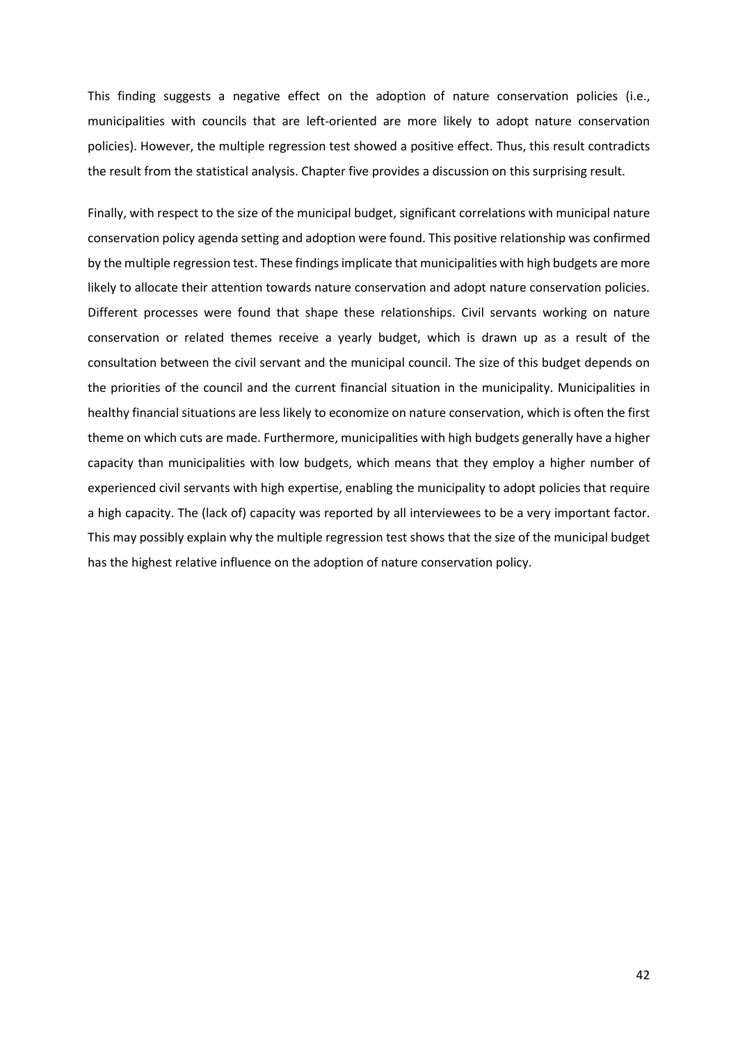This finding suggests a negative effect on the adoption of nature conservation policies (i.e., municipalities with councils that are left-oriented are more likely to adopt nature conservation policies). However, the multiple regression test showed a positive effect. Thus, this result contradicts the result from the statistical analysis. Chapter five provides a discussion on this surprising result.

Finally, with respect to the size of the municipal budget, significant correlations with municipal nature conservation policy agenda setting and adoption were found. This positive relationship was confirmed by the multiple regression test. These findings implicate that municipalities with high budgets are more likely to allocate their attention towards nature conservation and adopt nature conservation policies. Different processes were found that shape these relationships. Civil servants working on nature conservation or related themes receive a yearly budget, which is drawn up as a result of the consultation between the civil servant and the municipal council. The size of this budget depends on the priorities of the council and the current financial situation in the municipality. Municipalities in healthy financial situations are less likely to economize on nature conservation, which is often the first theme on which cuts are made. Furthermore, municipalities with high budgets generally have a higher capacity than municipalities with low budgets, which means that they employ a higher number of experienced civil servants with high expertise, enabling the municipality to adopt policies that require a high capacity. The (lack of) capacity was reported by all interviewees to be a very important factor. This may possibly explain why the multiple regression test shows that the size of the municipal budget has the highest relative influence on the adoption of nature conservation policy.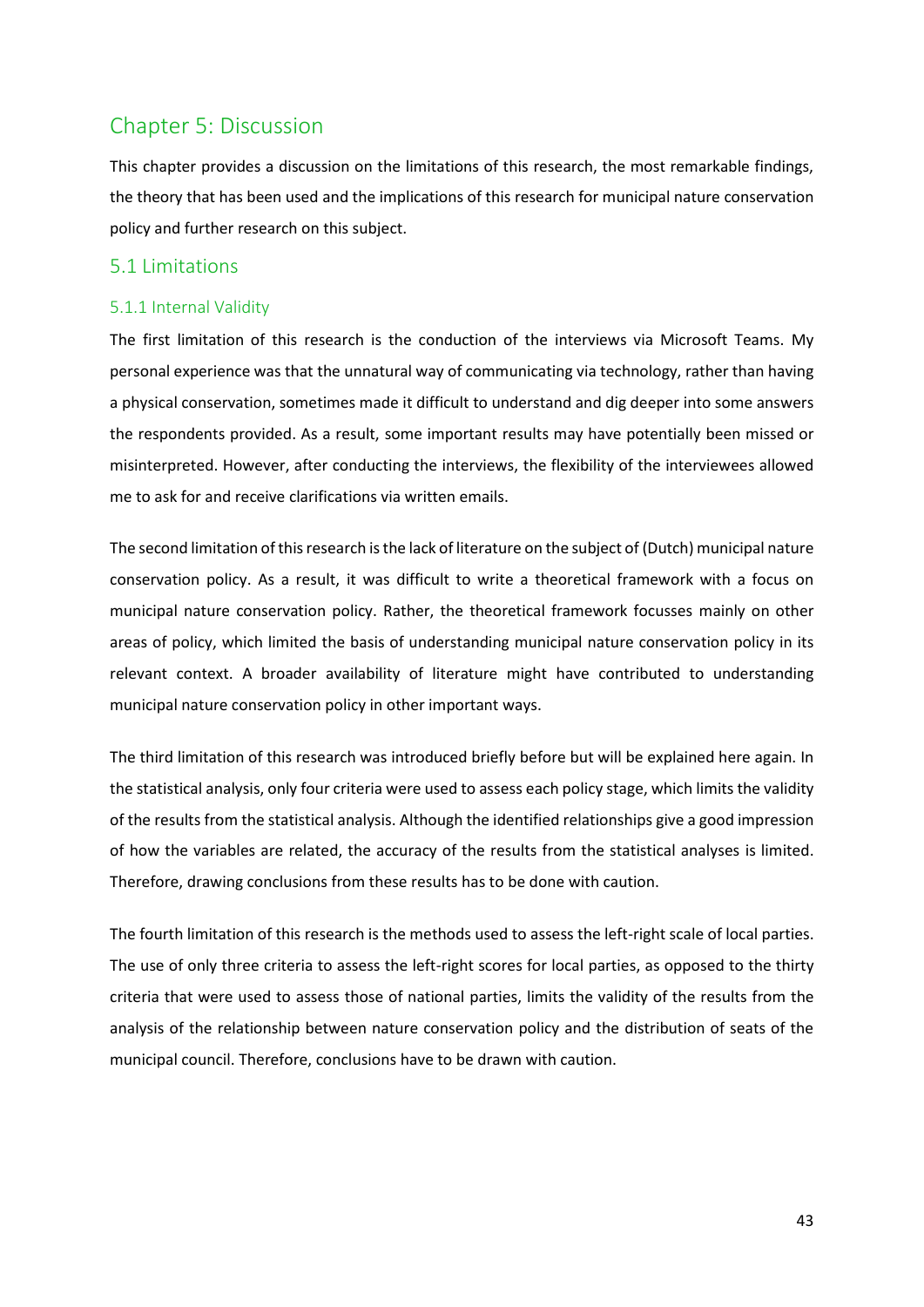# Chapter 5: Discussion

This chapter provides a discussion on the limitations of this research, the most remarkable findings, the theory that has been used and the implications of this research for municipal nature conservation policy and further research on this subject.

## 5.1 Limitations

### 5.1.1 Internal Validity

The first limitation of this research is the conduction of the interviews via Microsoft Teams. My personal experience was that the unnatural way of communicating via technology, rather than having a physical conservation, sometimes made it difficult to understand and dig deeper into some answers the respondents provided. As a result, some important results may have potentially been missed or misinterpreted. However, after conducting the interviews, the flexibility of the interviewees allowed me to ask for and receive clarifications via written emails.

The second limitation of this research is the lack of literature on the subject of (Dutch) municipal nature conservation policy. As a result, it was difficult to write a theoretical framework with a focus on municipal nature conservation policy. Rather, the theoretical framework focusses mainly on other areas of policy, which limited the basis of understanding municipal nature conservation policy in its relevant context. A broader availability of literature might have contributed to understanding municipal nature conservation policy in other important ways.

The third limitation of this research was introduced briefly before but will be explained here again. In the statistical analysis, only four criteria were used to assess each policy stage, which limits the validity of the results from the statistical analysis. Although the identified relationships give a good impression of how the variables are related, the accuracy of the results from the statistical analyses is limited. Therefore, drawing conclusions from these results has to be done with caution.

The fourth limitation of this research is the methods used to assess the left-right scale of local parties. The use of only three criteria to assess the left-right scores for local parties, as opposed to the thirty criteria that were used to assess those of national parties, limits the validity of the results from the analysis of the relationship between nature conservation policy and the distribution of seats of the municipal council. Therefore, conclusions have to be drawn with caution.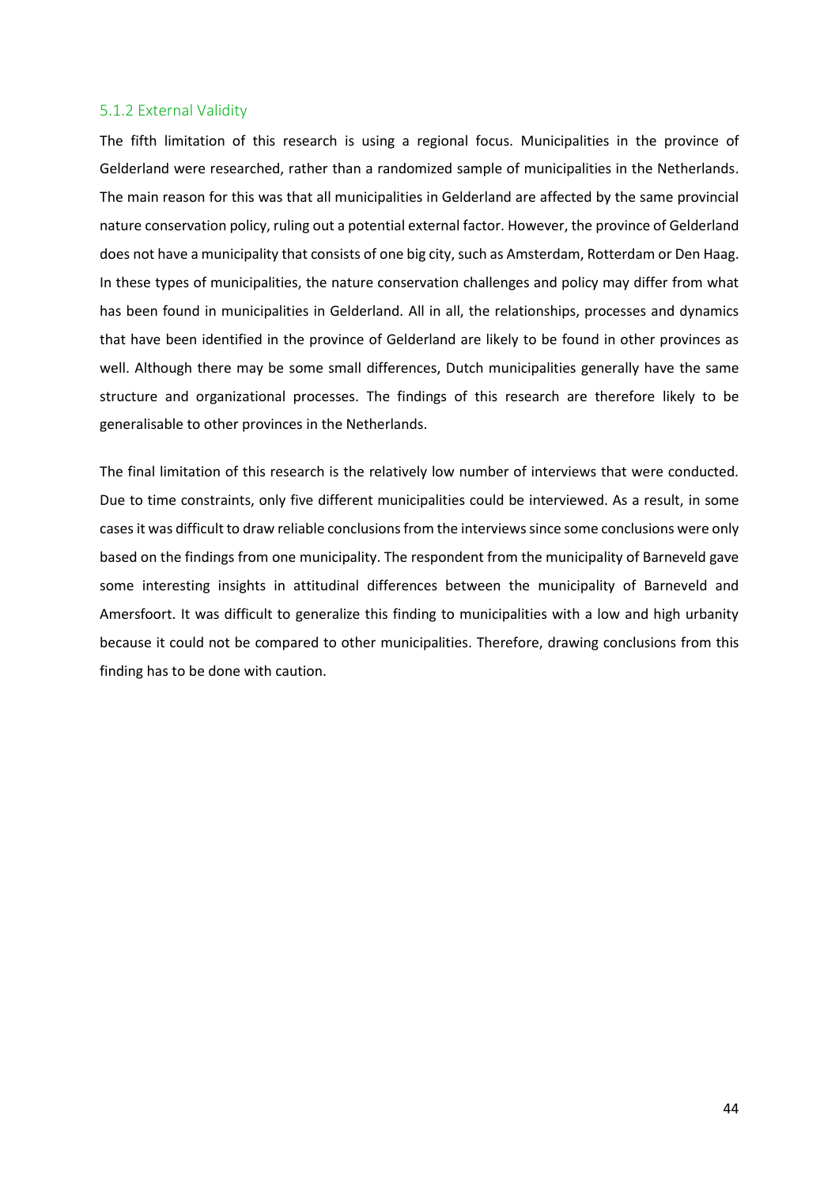### 5.1.2 External Validity

The fifth limitation of this research is using a regional focus. Municipalities in the province of Gelderland were researched, rather than a randomized sample of municipalities in the Netherlands. The main reason for this was that all municipalities in Gelderland are affected by the same provincial nature conservation policy, ruling out a potential external factor. However, the province of Gelderland does not have a municipality that consists of one big city, such as Amsterdam, Rotterdam or Den Haag. In these types of municipalities, the nature conservation challenges and policy may differ from what has been found in municipalities in Gelderland. All in all, the relationships, processes and dynamics that have been identified in the province of Gelderland are likely to be found in other provinces as well. Although there may be some small differences, Dutch municipalities generally have the same structure and organizational processes. The findings of this research are therefore likely to be generalisable to other provinces in the Netherlands.

The final limitation of this research is the relatively low number of interviews that were conducted. Due to time constraints, only five different municipalities could be interviewed. As a result, in some cases it was difficult to draw reliable conclusions from the interviews since some conclusions were only based on the findings from one municipality. The respondent from the municipality of Barneveld gave some interesting insights in attitudinal differences between the municipality of Barneveld and Amersfoort. It was difficult to generalize this finding to municipalities with a low and high urbanity because it could not be compared to other municipalities. Therefore, drawing conclusions from this finding has to be done with caution.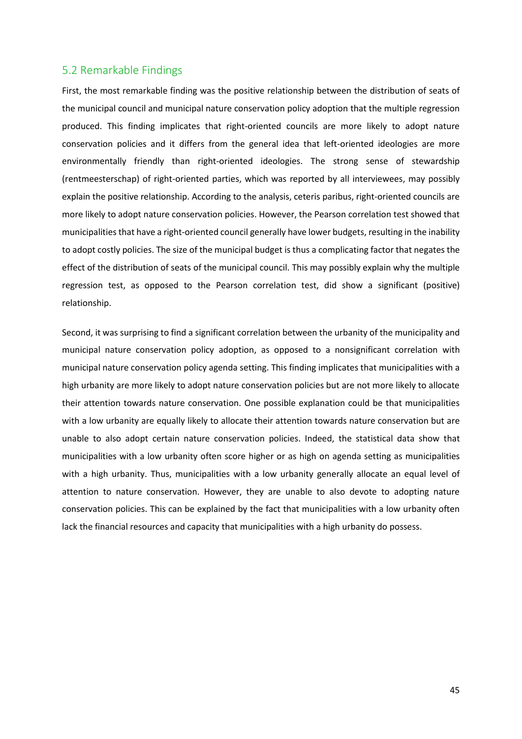## 5.2 Remarkable Findings

First, the most remarkable finding was the positive relationship between the distribution of seats of the municipal council and municipal nature conservation policy adoption that the multiple regression produced. This finding implicates that right-oriented councils are more likely to adopt nature conservation policies and it differs from the general idea that left-oriented ideologies are more environmentally friendly than right-oriented ideologies. The strong sense of stewardship (rentmeesterschap) of right-oriented parties, which was reported by all interviewees, may possibly explain the positive relationship. According to the analysis, ceteris paribus, right-oriented councils are more likely to adopt nature conservation policies. However, the Pearson correlation test showed that municipalities that have a right-oriented council generally have lower budgets, resulting in the inability to adopt costly policies. The size of the municipal budget is thus a complicating factor that negates the effect of the distribution of seats of the municipal council. This may possibly explain why the multiple regression test, as opposed to the Pearson correlation test, did show a significant (positive) relationship.

Second, it was surprising to find a significant correlation between the urbanity of the municipality and municipal nature conservation policy adoption, as opposed to a nonsignificant correlation with municipal nature conservation policy agenda setting. This finding implicates that municipalities with a high urbanity are more likely to adopt nature conservation policies but are not more likely to allocate their attention towards nature conservation. One possible explanation could be that municipalities with a low urbanity are equally likely to allocate their attention towards nature conservation but are unable to also adopt certain nature conservation policies. Indeed, the statistical data show that municipalities with a low urbanity often score higher or as high on agenda setting as municipalities with a high urbanity. Thus, municipalities with a low urbanity generally allocate an equal level of attention to nature conservation. However, they are unable to also devote to adopting nature conservation policies. This can be explained by the fact that municipalities with a low urbanity often lack the financial resources and capacity that municipalities with a high urbanity do possess.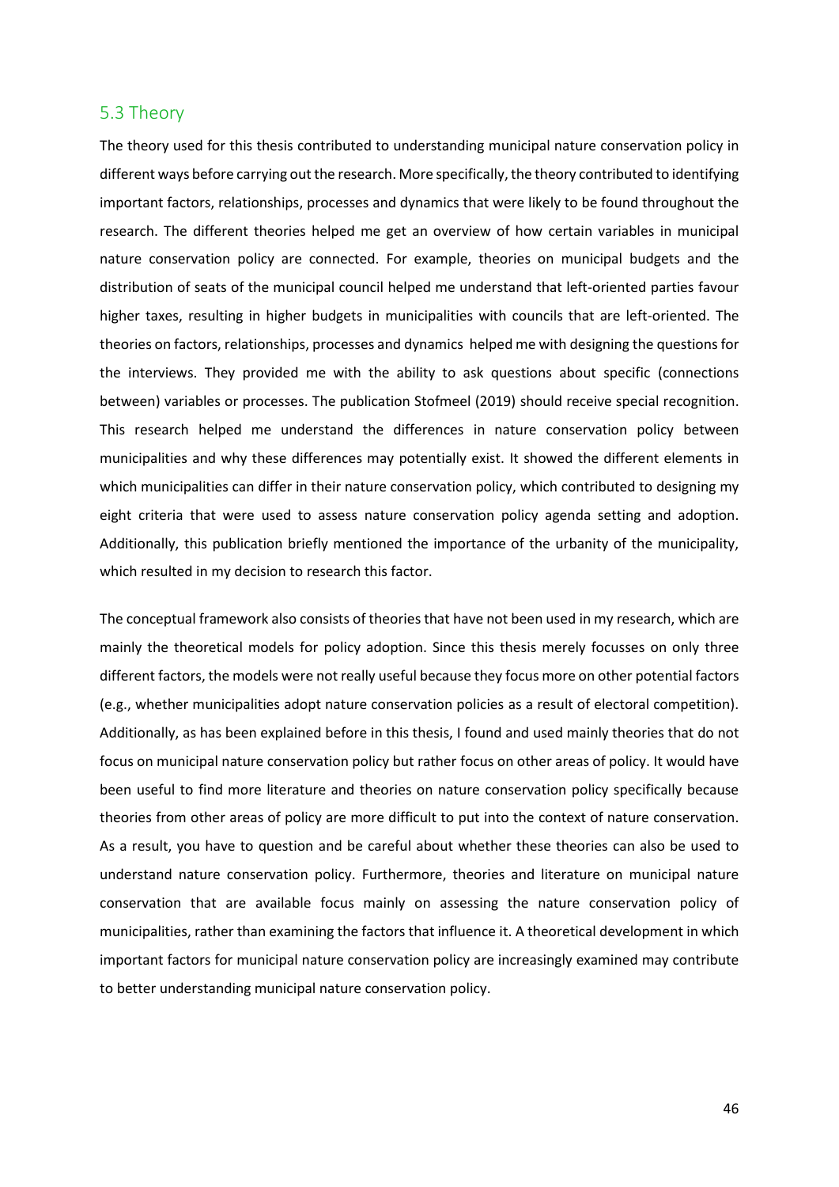## 5.3 Theory

The theory used for this thesis contributed to understanding municipal nature conservation policy in different ways before carrying out the research. More specifically, the theory contributed to identifying important factors, relationships, processes and dynamics that were likely to be found throughout the research. The different theories helped me get an overview of how certain variables in municipal nature conservation policy are connected. For example, theories on municipal budgets and the distribution of seats of the municipal council helped me understand that left-oriented parties favour higher taxes, resulting in higher budgets in municipalities with councils that are left-oriented. The theories on factors, relationships, processes and dynamics helped me with designing the questions for the interviews. They provided me with the ability to ask questions about specific (connections between) variables or processes. The publication Stofmeel (2019) should receive special recognition. This research helped me understand the differences in nature conservation policy between municipalities and why these differences may potentially exist. It showed the different elements in which municipalities can differ in their nature conservation policy, which contributed to designing my eight criteria that were used to assess nature conservation policy agenda setting and adoption. Additionally, this publication briefly mentioned the importance of the urbanity of the municipality, which resulted in my decision to research this factor.

The conceptual framework also consists of theories that have not been used in my research, which are mainly the theoretical models for policy adoption. Since this thesis merely focusses on only three different factors, the models were not really useful because they focus more on other potential factors (e.g., whether municipalities adopt nature conservation policies as a result of electoral competition). Additionally, as has been explained before in this thesis, I found and used mainly theories that do not focus on municipal nature conservation policy but rather focus on other areas of policy. It would have been useful to find more literature and theories on nature conservation policy specifically because theories from other areas of policy are more difficult to put into the context of nature conservation. As a result, you have to question and be careful about whether these theories can also be used to understand nature conservation policy. Furthermore, theories and literature on municipal nature conservation that are available focus mainly on assessing the nature conservation policy of municipalities, rather than examining the factors that influence it. A theoretical development in which important factors for municipal nature conservation policy are increasingly examined may contribute to better understanding municipal nature conservation policy.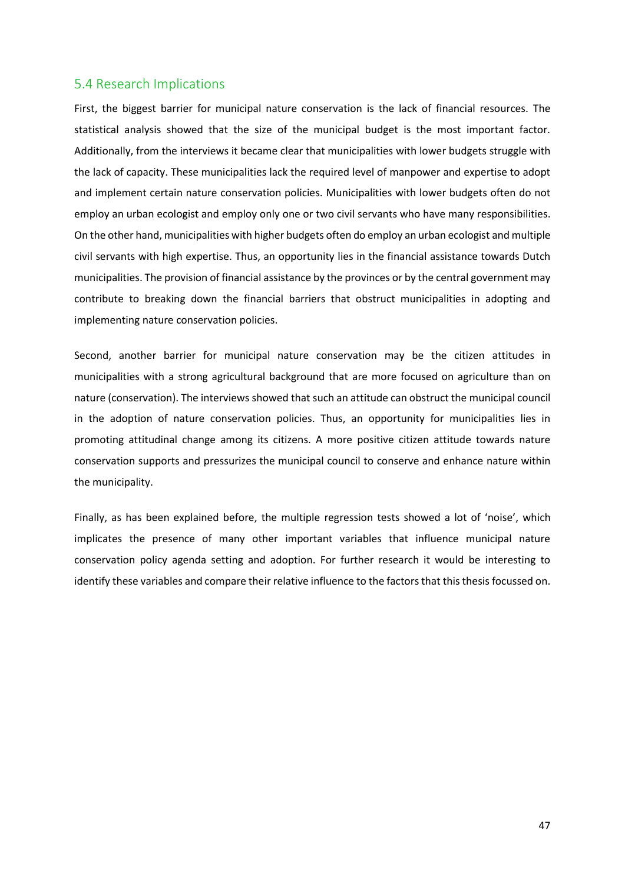## 5.4 Research Implications

First, the biggest barrier for municipal nature conservation is the lack of financial resources. The statistical analysis showed that the size of the municipal budget is the most important factor. Additionally, from the interviews it became clear that municipalities with lower budgets struggle with the lack of capacity. These municipalities lack the required level of manpower and expertise to adopt and implement certain nature conservation policies. Municipalities with lower budgets often do not employ an urban ecologist and employ only one or two civil servants who have many responsibilities. On the other hand, municipalities with higher budgets often do employ an urban ecologist and multiple civil servants with high expertise. Thus, an opportunity lies in the financial assistance towards Dutch municipalities. The provision of financial assistance by the provinces or by the central government may contribute to breaking down the financial barriers that obstruct municipalities in adopting and implementing nature conservation policies.

Second, another barrier for municipal nature conservation may be the citizen attitudes in municipalities with a strong agricultural background that are more focused on agriculture than on nature (conservation). The interviews showed that such an attitude can obstruct the municipal council in the adoption of nature conservation policies. Thus, an opportunity for municipalities lies in promoting attitudinal change among its citizens. A more positive citizen attitude towards nature conservation supports and pressurizes the municipal council to conserve and enhance nature within the municipality.

Finally, as has been explained before, the multiple regression tests showed a lot of 'noise', which implicates the presence of many other important variables that influence municipal nature conservation policy agenda setting and adoption. For further research it would be interesting to identify these variables and compare their relative influence to the factors that this thesis focussed on.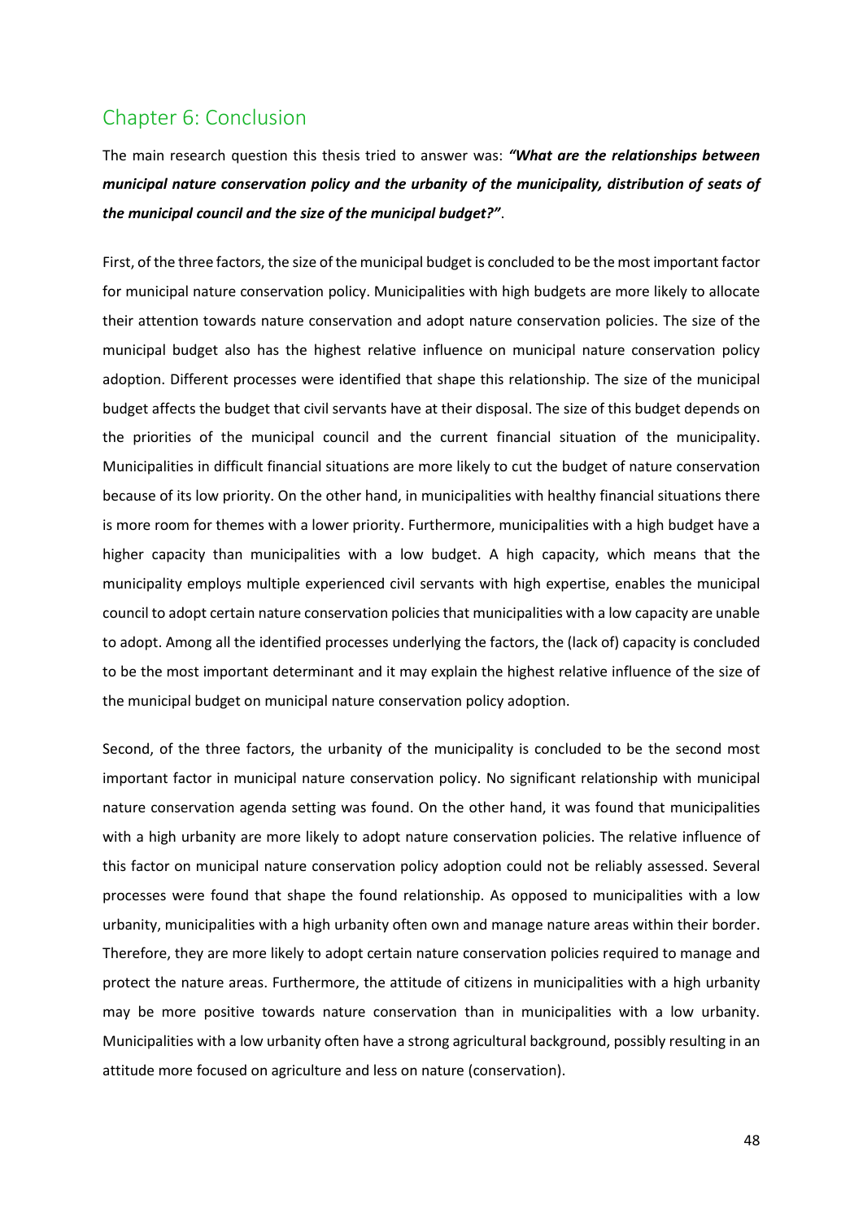## Chapter 6: Conclusion

The main research question this thesis tried to answer was: ***"What are the relationships between municipal nature conservation policy and the urbanity of the municipality, distribution of seats of the municipal council and the size of the municipal budget?"***.

First, of the three factors, the size of the municipal budget is concluded to be the most important factor for municipal nature conservation policy. Municipalities with high budgets are more likely to allocate their attention towards nature conservation and adopt nature conservation policies. The size of the municipal budget also has the highest relative influence on municipal nature conservation policy adoption. Different processes were identified that shape this relationship. The size of the municipal budget affects the budget that civil servants have at their disposal. The size of this budget depends on the priorities of the municipal council and the current financial situation of the municipality. Municipalities in difficult financial situations are more likely to cut the budget of nature conservation because of its low priority. On the other hand, in municipalities with healthy financial situations there is more room for themes with a lower priority. Furthermore, municipalities with a high budget have a higher capacity than municipalities with a low budget. A high capacity, which means that the municipality employs multiple experienced civil servants with high expertise, enables the municipal council to adopt certain nature conservation policies that municipalities with a low capacity are unable to adopt. Among all the identified processes underlying the factors, the (lack of) capacity is concluded to be the most important determinant and it may explain the highest relative influence of the size of the municipal budget on municipal nature conservation policy adoption.

Second, of the three factors, the urbanity of the municipality is concluded to be the second most important factor in municipal nature conservation policy. No significant relationship with municipal nature conservation agenda setting was found. On the other hand, it was found that municipalities with a high urbanity are more likely to adopt nature conservation policies. The relative influence of this factor on municipal nature conservation policy adoption could not be reliably assessed. Several processes were found that shape the found relationship. As opposed to municipalities with a low urbanity, municipalities with a high urbanity often own and manage nature areas within their border. Therefore, they are more likely to adopt certain nature conservation policies required to manage and protect the nature areas. Furthermore, the attitude of citizens in municipalities with a high urbanity may be more positive towards nature conservation than in municipalities with a low urbanity. Municipalities with a low urbanity often have a strong agricultural background, possibly resulting in an attitude more focused on agriculture and less on nature (conservation).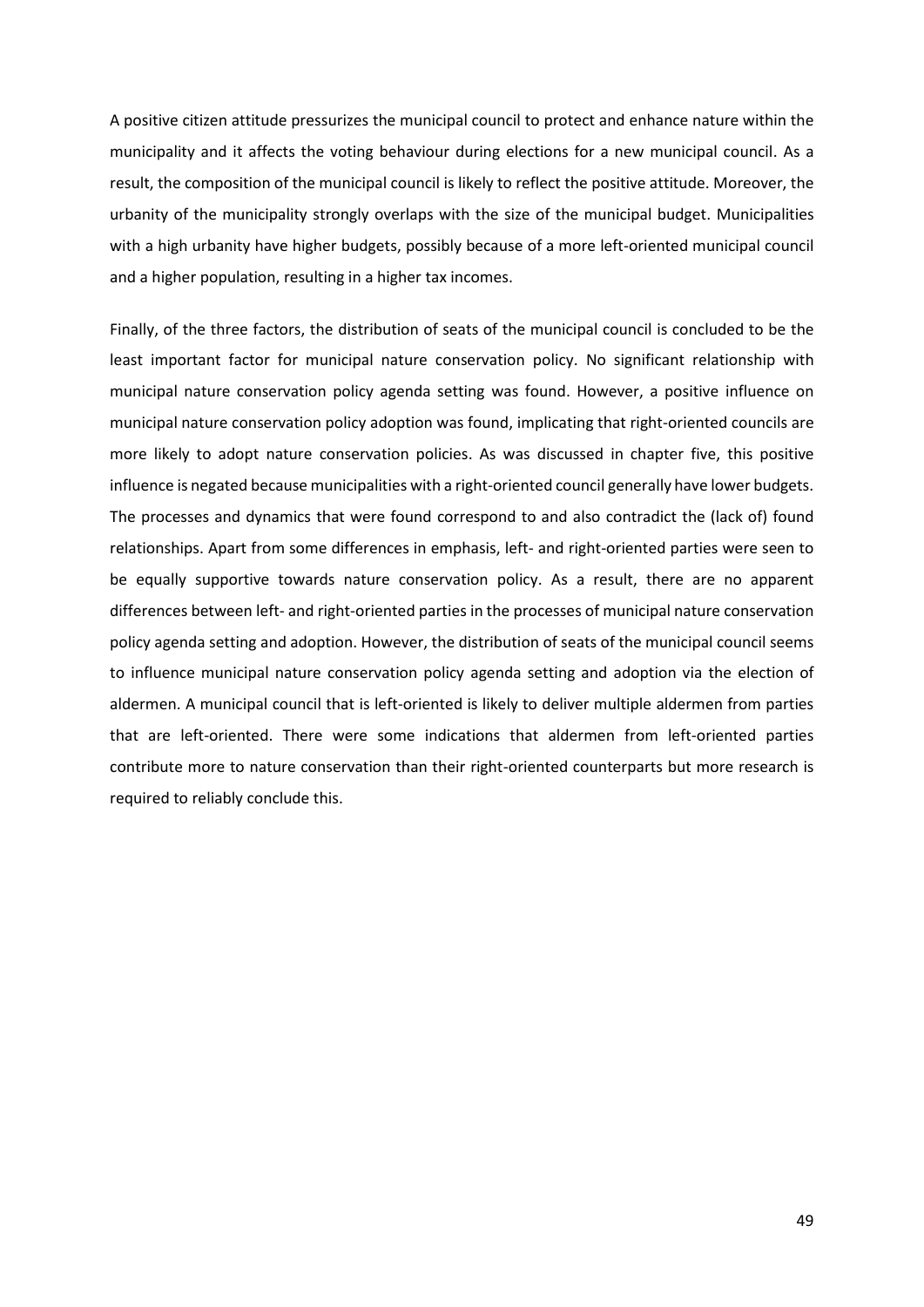A positive citizen attitude pressurizes the municipal council to protect and enhance nature within the municipality and it affects the voting behaviour during elections for a new municipal council. As a result, the composition of the municipal council is likely to reflect the positive attitude. Moreover, the urbanity of the municipality strongly overlaps with the size of the municipal budget. Municipalities with a high urbanity have higher budgets, possibly because of a more left-oriented municipal council and a higher population, resulting in a higher tax incomes.

Finally, of the three factors, the distribution of seats of the municipal council is concluded to be the least important factor for municipal nature conservation policy. No significant relationship with municipal nature conservation policy agenda setting was found. However, a positive influence on municipal nature conservation policy adoption was found, implicating that right-oriented councils are more likely to adopt nature conservation policies. As was discussed in chapter five, this positive influence is negated because municipalities with a right-oriented council generally have lower budgets. The processes and dynamics that were found correspond to and also contradict the (lack of) found relationships. Apart from some differences in emphasis, left- and right-oriented parties were seen to be equally supportive towards nature conservation policy. As a result, there are no apparent differences between left- and right-oriented parties in the processes of municipal nature conservation policy agenda setting and adoption. However, the distribution of seats of the municipal council seems to influence municipal nature conservation policy agenda setting and adoption via the election of aldermen. A municipal council that is left-oriented is likely to deliver multiple aldermen from parties that are left-oriented. There were some indications that aldermen from left-oriented parties contribute more to nature conservation than their right-oriented counterparts but more research is required to reliably conclude this.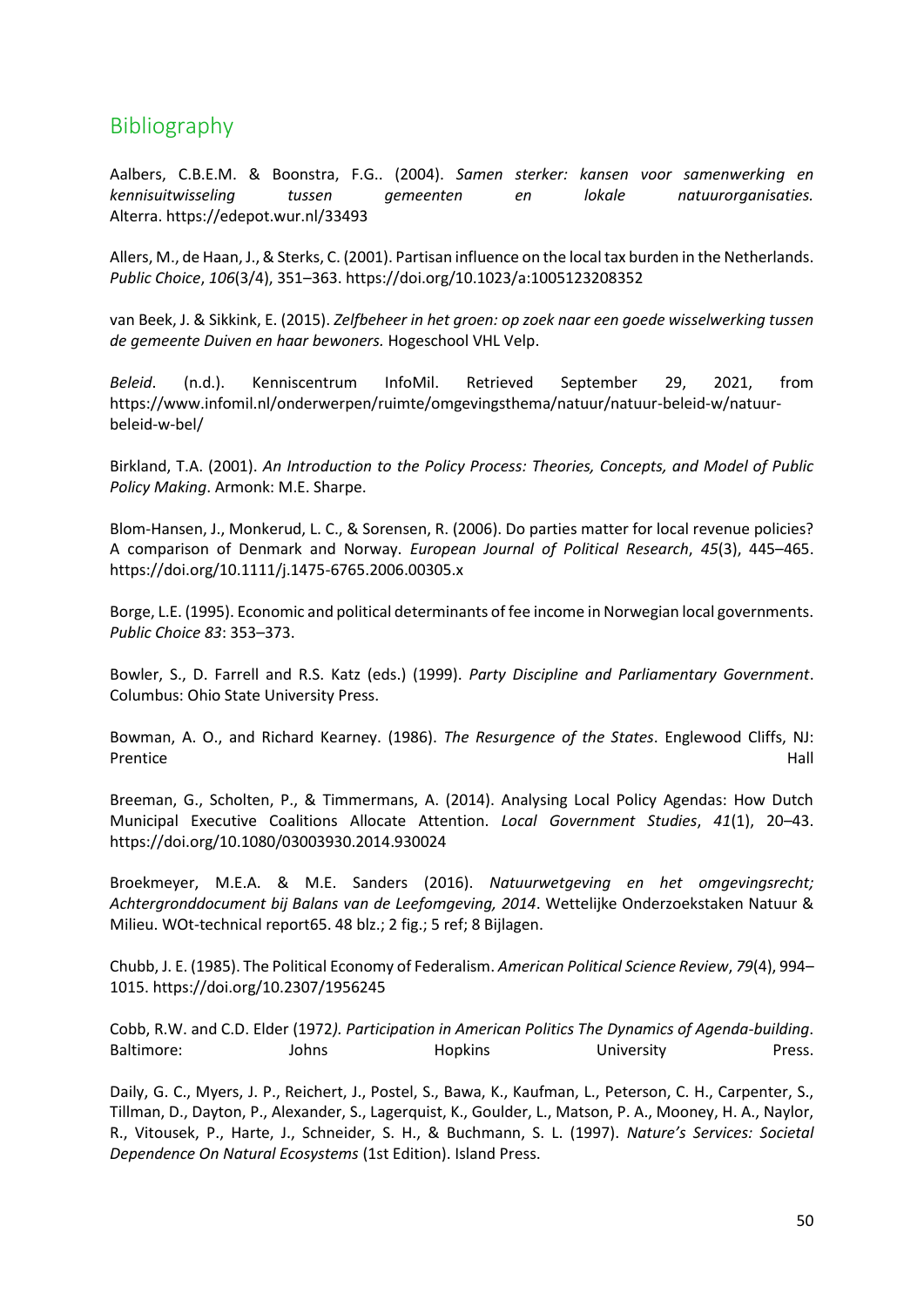## Bibliography

Aalbers, C.B.E.M. & Boonstra, F.G.. (2004). *Samen sterker: kansen voor samenwerking en kennisuitwisseling tussen gemeenten en lokale natuurorganisaties.* Alterra. https://edepot.wur.nl/33493

Allers, M., de Haan, J., & Sterks, C. (2001). Partisan influence on the local tax burden in the Netherlands. *Public Choice*, *106*(3/4), 351–363. https://doi.org/10.1023/a:1005123208352

van Beek, J. & Sikkink, E. (2015). *Zelfbeheer in het groen: op zoek naar een goede wisselwerking tussen de gemeente Duiven en haar bewoners.* Hogeschool VHL Velp.

*Beleid*. (n.d.). Kenniscentrum InfoMil. Retrieved September 29, 2021, from https://www.infomil.nl/onderwerpen/ruimte/omgevingsthema/natuur/natuur-beleid-w/natuur-beleid-w-bel/

Birkland, T.A. (2001). *An Introduction to the Policy Process: Theories, Concepts, and Model of Public Policy Making*. Armonk: M.E. Sharpe.

Blom-Hansen, J., Monkerud, L. C., & Sorensen, R. (2006). Do parties matter for local revenue policies? A comparison of Denmark and Norway. *European Journal of Political Research*, *45*(3), 445–465. https://doi.org/10.1111/j.1475-6765.2006.00305.x

Borge, L.E. (1995). Economic and political determinants of fee income in Norwegian local governments. *Public Choice 83*: 353–373.

Bowler, S., D. Farrell and R.S. Katz (eds.) (1999). *Party Discipline and Parliamentary Government*. Columbus: Ohio State University Press.

Bowman, A. O., and Richard Kearney. (1986). *The Resurgence of the States*. Englewood Cliffs, NJ: Prentice Hall

Breeman, G., Scholten, P., & Timmermans, A. (2014). Analysing Local Policy Agendas: How Dutch Municipal Executive Coalitions Allocate Attention. *Local Government Studies*, *41*(1), 20–43. https://doi.org/10.1080/03003930.2014.930024

Broekmeyer, M.E.A. & M.E. Sanders (2016). *Natuurwetgeving en het omgevingsrecht; Achtergronddocument bij Balans van de Leefomgeving, 2014*. Wettelijke Onderzoekstaken Natuur & Milieu. WOt-technical report65. 48 blz.; 2 fig.; 5 ref; 8 Bijlagen.

Chubb, J. E. (1985). The Political Economy of Federalism. *American Political Science Review*, *79*(4), 994–1015. https://doi.org/10.2307/1956245

Cobb, R.W. and C.D. Elder (1972*). Participation in American Politics The Dynamics of Agenda-building*. Baltimore: Johns Hopkins University Press.

Daily, G. C., Myers, J. P., Reichert, J., Postel, S., Bawa, K., Kaufman, L., Peterson, C. H., Carpenter, S., Tillman, D., Dayton, P., Alexander, S., Lagerquist, K., Goulder, L., Matson, P. A., Mooney, H. A., Naylor, R., Vitousek, P., Harte, J., Schneider, S. H., & Buchmann, S. L. (1997). *Nature's Services: Societal Dependence On Natural Ecosystems* (1st Edition). Island Press.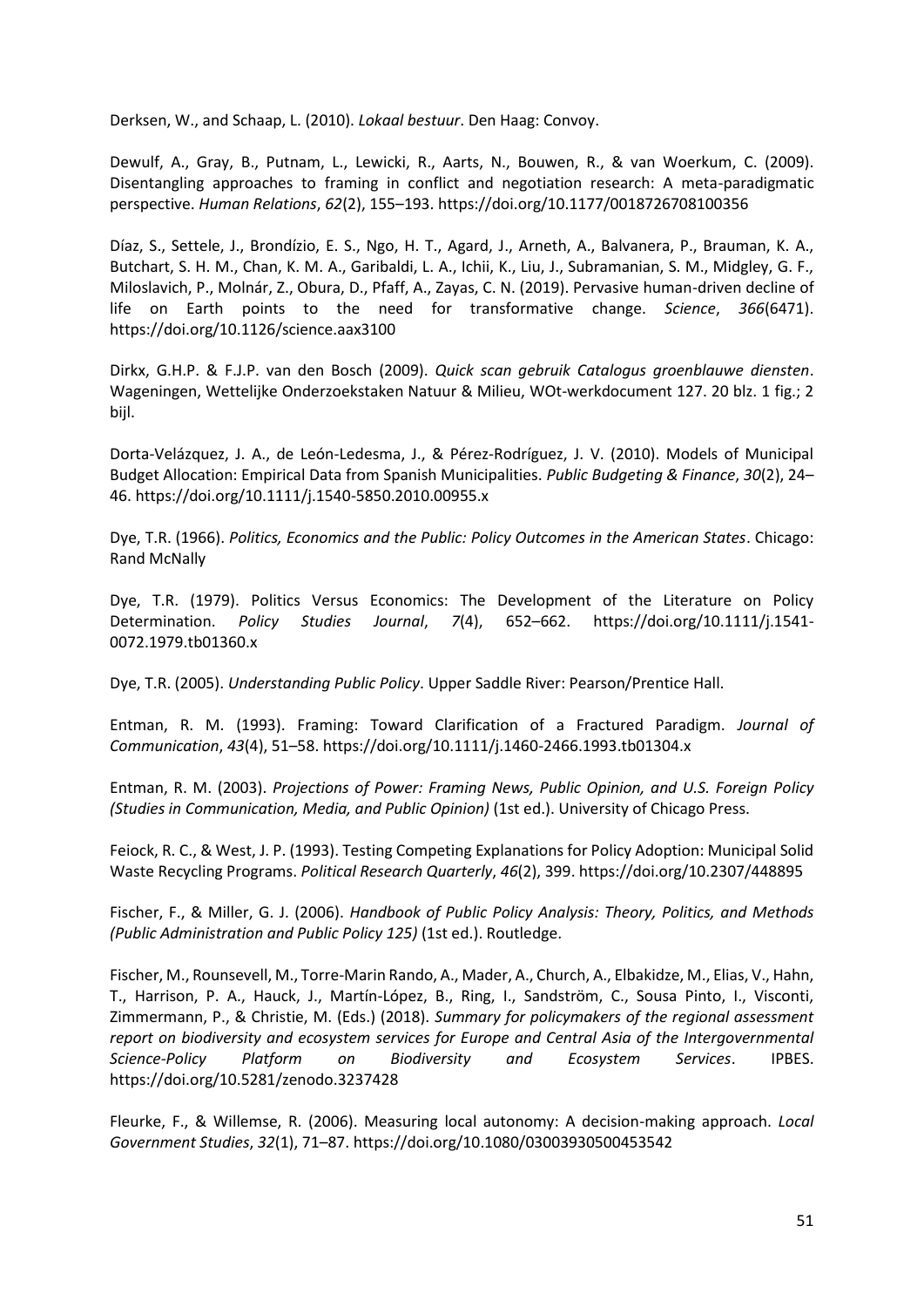Derksen, W., and Schaap, L. (2010). *Lokaal bestuur*. Den Haag: Convoy.

Dewulf, A., Gray, B., Putnam, L., Lewicki, R., Aarts, N., Bouwen, R., & van Woerkum, C. (2009). Disentangling approaches to framing in conflict and negotiation research: A meta-paradigmatic perspective. *Human Relations*, *62*(2), 155–193. https://doi.org/10.1177/0018726708100356

Díaz, S., Settele, J., Brondízio, E. S., Ngo, H. T., Agard, J., Arneth, A., Balvanera, P., Brauman, K. A., Butchart, S. H. M., Chan, K. M. A., Garibaldi, L. A., Ichii, K., Liu, J., Subramanian, S. M., Midgley, G. F., Miloslavich, P., Molnár, Z., Obura, D., Pfaff, A., Zayas, C. N. (2019). Pervasive human-driven decline of life on Earth points to the need for transformative change. *Science*, *366*(6471). https://doi.org/10.1126/science.aax3100

Dirkx, G.H.P. & F.J.P. van den Bosch (2009). *Quick scan gebruik Catalogus groenblauwe diensten*. Wageningen, Wettelijke Onderzoekstaken Natuur & Milieu, WOt-werkdocument 127. 20 blz. 1 fig.; 2 bijl.

Dorta-Velázquez, J. A., de León-Ledesma, J., & Pérez-Rodríguez, J. V. (2010). Models of Municipal Budget Allocation: Empirical Data from Spanish Municipalities. *Public Budgeting & Finance*, *30*(2), 24–46. https://doi.org/10.1111/j.1540-5850.2010.00955.x

Dye, T.R. (1966). *Politics, Economics and the Public: Policy Outcomes in the American States*. Chicago: Rand McNally

Dye, T.R. (1979). Politics Versus Economics: The Development of the Literature on Policy Determination. *Policy Studies Journal*, *7*(4), 652–662. https://doi.org/10.1111/j.1541-0072.1979.tb01360.x

Dye, T.R. (2005). *Understanding Public Policy*. Upper Saddle River: Pearson/Prentice Hall.

Entman, R. M. (1993). Framing: Toward Clarification of a Fractured Paradigm. *Journal of Communication*, *43*(4), 51–58. https://doi.org/10.1111/j.1460-2466.1993.tb01304.x

Entman, R. M. (2003). *Projections of Power: Framing News, Public Opinion, and U.S. Foreign Policy (Studies in Communication, Media, and Public Opinion)* (1st ed.). University of Chicago Press.

Feiock, R. C., & West, J. P. (1993). Testing Competing Explanations for Policy Adoption: Municipal Solid Waste Recycling Programs. *Political Research Quarterly*, *46*(2), 399. https://doi.org/10.2307/448895

Fischer, F., & Miller, G. J. (2006). *Handbook of Public Policy Analysis: Theory, Politics, and Methods (Public Administration and Public Policy 125)* (1st ed.). Routledge.

Fischer, M., Rounsevell, M., Torre-Marin Rando, A., Mader, A., Church, A., Elbakidze, M., Elias, V., Hahn, T., Harrison, P. A., Hauck, J., Martín-López, B., Ring, I., Sandström, C., Sousa Pinto, I., Visconti, Zimmermann, P., & Christie, M. (Eds.) (2018). *Summary for policymakers of the regional assessment report on biodiversity and ecosystem services for Europe and Central Asia of the Intergovernmental Science-Policy Platform on Biodiversity and Ecosystem Services*. IPBES. https://doi.org/10.5281/zenodo.3237428

Fleurke, F., & Willemse, R. (2006). Measuring local autonomy: A decision-making approach. *Local Government Studies*, *32*(1), 71–87. https://doi.org/10.1080/03003930500453542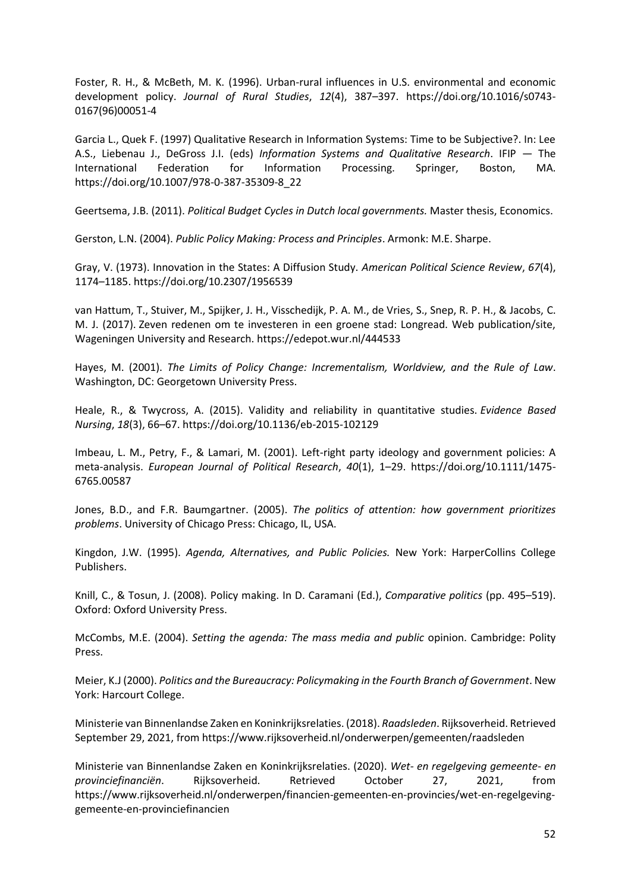Foster, R. H., & McBeth, M. K. (1996). Urban-rural influences in U.S. environmental and economic development policy. *Journal of Rural Studies*, *12*(4), 387–397. https://doi.org/10.1016/s0743-0167(96)00051-4

Garcia L., Quek F. (1997) Qualitative Research in Information Systems: Time to be Subjective?. In: Lee A.S., Liebenau J., DeGross J.I. (eds) *Information Systems and Qualitative Research*. IFIP — The International Federation for Information Processing. Springer, Boston, MA. https://doi.org/10.1007/978-0-387-35309-8_22

Geertsema, J.B. (2011). *Political Budget Cycles in Dutch local governments.* Master thesis, Economics.

Gerston, L.N. (2004). *Public Policy Making: Process and Principles*. Armonk: M.E. Sharpe.

Gray, V. (1973). Innovation in the States: A Diffusion Study. *American Political Science Review*, *67*(4), 1174–1185. https://doi.org/10.2307/1956539

van Hattum, T., Stuiver, M., Spijker, J. H., Visschedijk, P. A. M., de Vries, S., Snep, R. P. H., & Jacobs, C. M. J. (2017). Zeven redenen om te investeren in een groene stad: Longread. Web publication/site, Wageningen University and Research. https://edepot.wur.nl/444533

Hayes, M. (2001). *The Limits of Policy Change: Incrementalism, Worldview, and the Rule of Law*. Washington, DC: Georgetown University Press.

Heale, R., & Twycross, A. (2015). Validity and reliability in quantitative studies. *Evidence Based Nursing*, *18*(3), 66–67. https://doi.org/10.1136/eb-2015-102129

Imbeau, L. M., Petry, F., & Lamari, M. (2001). Left-right party ideology and government policies: A meta-analysis. *European Journal of Political Research*, *40*(1), 1–29. https://doi.org/10.1111/1475-6765.00587

Jones, B.D., and F.R. Baumgartner. (2005). *The politics of attention: how government prioritizes problems*. University of Chicago Press: Chicago, IL, USA.

Kingdon, J.W. (1995). *Agenda, Alternatives, and Public Policies.* New York: HarperCollins College Publishers.

Knill, C., & Tosun, J. (2008). Policy making. In D. Caramani (Ed.), *Comparative politics* (pp. 495–519). Oxford: Oxford University Press.

McCombs, M.E. (2004). *Setting the agenda: The mass media and public* opinion. Cambridge: Polity Press.

Meier, K.J (2000). *Politics and the Bureaucracy: Policymaking in the Fourth Branch of Government*. New York: Harcourt College.

Ministerie van Binnenlandse Zaken en Koninkrijksrelaties. (2018). *Raadsleden*. Rijksoverheid. Retrieved September 29, 2021, from https://www.rijksoverheid.nl/onderwerpen/gemeenten/raadsleden

Ministerie van Binnenlandse Zaken en Koninkrijksrelaties. (2020). *Wet- en regelgeving gemeente- en provinciefinanciën*. Rijksoverheid. Retrieved October 27, 2021, from https://www.rijksoverheid.nl/onderwerpen/financien-gemeenten-en-provincies/wet-en-regelgeving-gemeente-en-provinciefinancien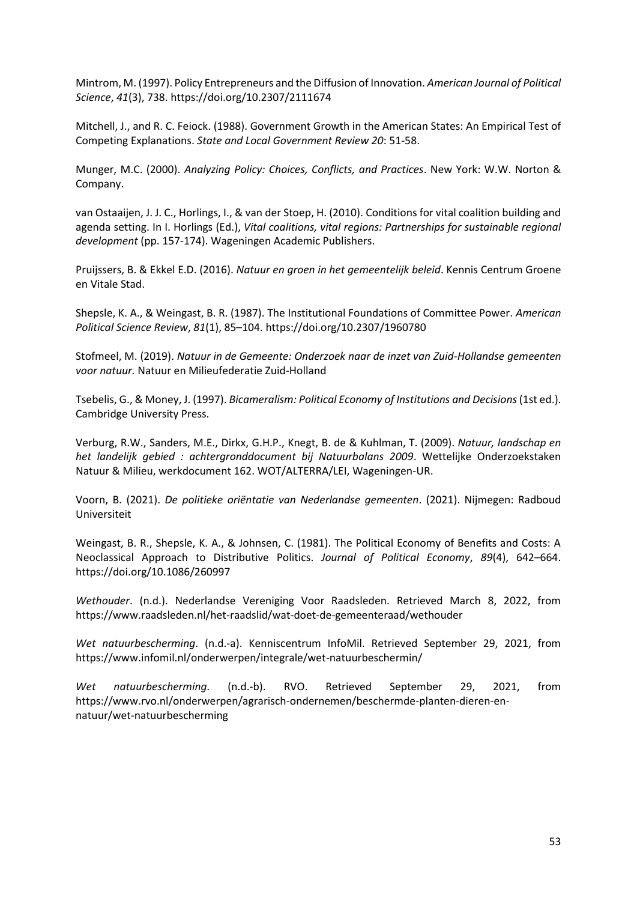Mintrom, M. (1997). Policy Entrepreneurs and the Diffusion of Innovation. *American Journal of Political Science*, *41*(3), 738. https://doi.org/10.2307/2111674

Mitchell, J., and R. C. Feiock. (1988). Government Growth in the American States: An Empirical Test of Competing Explanations. *State and Local Government Review 20*: 51-58.

Munger, M.C. (2000). *Analyzing Policy: Choices, Conflicts, and Practices*. New York: W.W. Norton & Company.

van Ostaaijen, J. J. C., Horlings, I., & van der Stoep, H. (2010). Conditions for vital coalition building and agenda setting. In I. Horlings (Ed.), *Vital coalitions, vital regions: Partnerships for sustainable regional development* (pp. 157-174). Wageningen Academic Publishers.

Pruijssers, B. & Ekkel E.D. (2016). *Natuur en groen in het gemeentelijk beleid*. Kennis Centrum Groene en Vitale Stad.

Shepsle, K. A., & Weingast, B. R. (1987). The Institutional Foundations of Committee Power. *American Political Science Review*, *81*(1), 85–104. https://doi.org/10.2307/1960780

Stofmeel, M. (2019). *Natuur in de Gemeente: Onderzoek naar de inzet van Zuid-Hollandse gemeenten voor natuur.* Natuur en Milieufederatie Zuid-Holland

Tsebelis, G., & Money, J. (1997). *Bicameralism: Political Economy of Institutions and Decisions* (1st ed.). Cambridge University Press.

Verburg, R.W., Sanders, M.E., Dirkx, G.H.P., Knegt, B. de & Kuhlman, T. (2009). *Natuur, landschap en het landelijk gebied : achtergronddocument bij Natuurbalans 2009*. Wettelijke Onderzoekstaken Natuur & Milieu, werkdocument 162. WOT/ALTERRA/LEI, Wageningen-UR.

Voorn, B. (2021). *De politieke oriëntatie van Nederlandse gemeenten*. (2021). Nijmegen: Radboud Universiteit

Weingast, B. R., Shepsle, K. A., & Johnsen, C. (1981). The Political Economy of Benefits and Costs: A Neoclassical Approach to Distributive Politics. *Journal of Political Economy*, *89*(4), 642–664. https://doi.org/10.1086/260997

*Wethouder*. (n.d.). Nederlandse Vereniging Voor Raadsleden. Retrieved March 8, 2022, from https://www.raadsleden.nl/het-raadslid/wat-doet-de-gemeenteraad/wethouder

*Wet natuurbescherming*. (n.d.-a). Kenniscentrum InfoMil. Retrieved September 29, 2021, from https://www.infomil.nl/onderwerpen/integrale/wet-natuurbeschermin/

*Wet natuurbescherming*. (n.d.-b). RVO. Retrieved September 29, 2021, from https://www.rvo.nl/onderwerpen/agrarisch-ondernemen/beschermde-planten-dieren-en-natuur/wet-natuurbescherming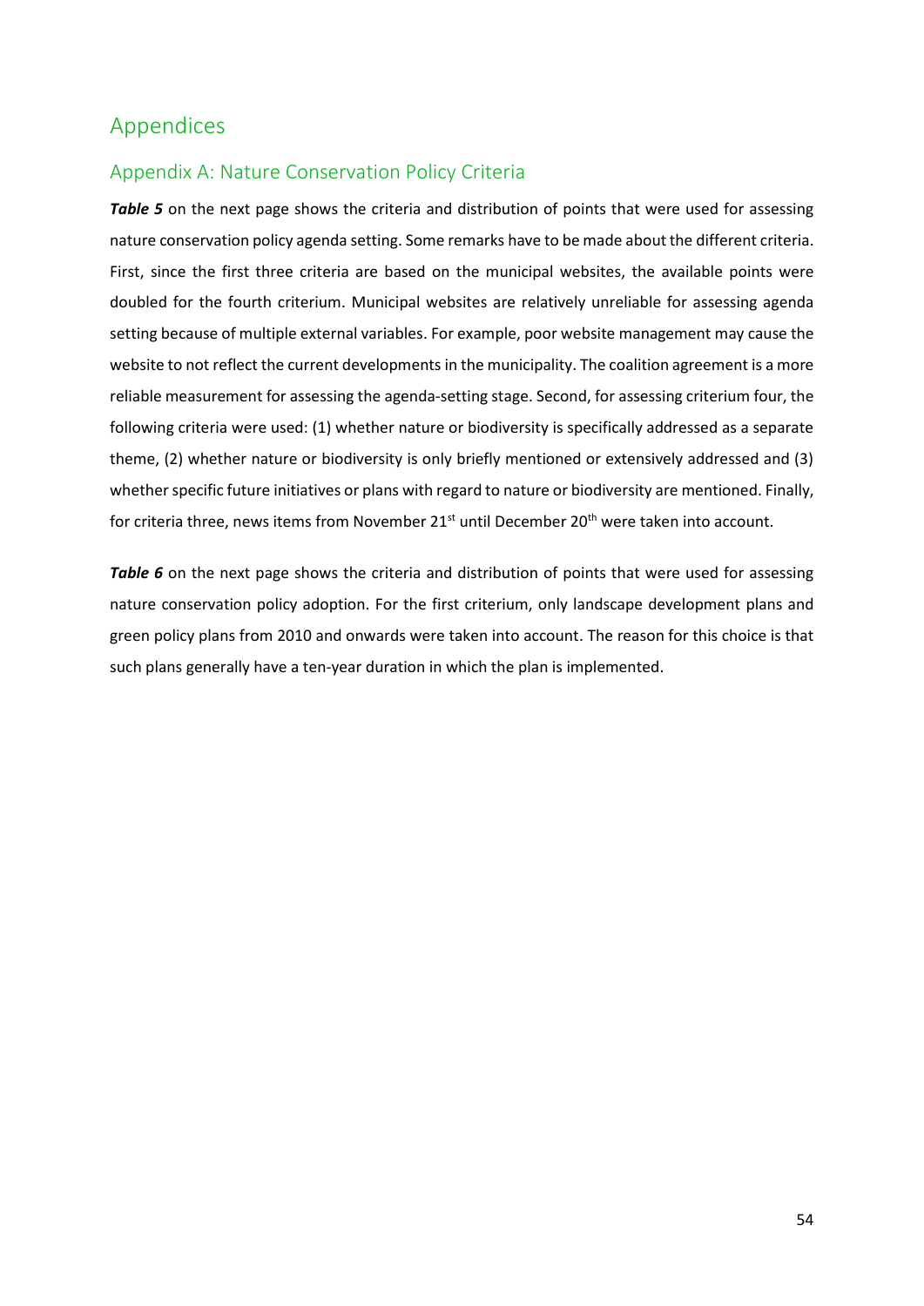# Appendices

## Appendix A: Nature Conservation Policy Criteria

***Table 5*** on the next page shows the criteria and distribution of points that were used for assessing nature conservation policy agenda setting. Some remarks have to be made about the different criteria. First, since the first three criteria are based on the municipal websites, the available points were doubled for the fourth criterium. Municipal websites are relatively unreliable for assessing agenda setting because of multiple external variables. For example, poor website management may cause the website to not reflect the current developments in the municipality. The coalition agreement is a more reliable measurement for assessing the agenda-setting stage. Second, for assessing criterium four, the following criteria were used: (1) whether nature or biodiversity is specifically addressed as a separate theme, (2) whether nature or biodiversity is only briefly mentioned or extensively addressed and (3) whether specific future initiatives or plans with regard to nature or biodiversity are mentioned. Finally, for criteria three, news items from November 21st until December 20th were taken into account.

***Table 6*** on the next page shows the criteria and distribution of points that were used for assessing nature conservation policy adoption. For the first criterium, only landscape development plans and green policy plans from 2010 and onwards were taken into account. The reason for this choice is that such plans generally have a ten-year duration in which the plan is implemented.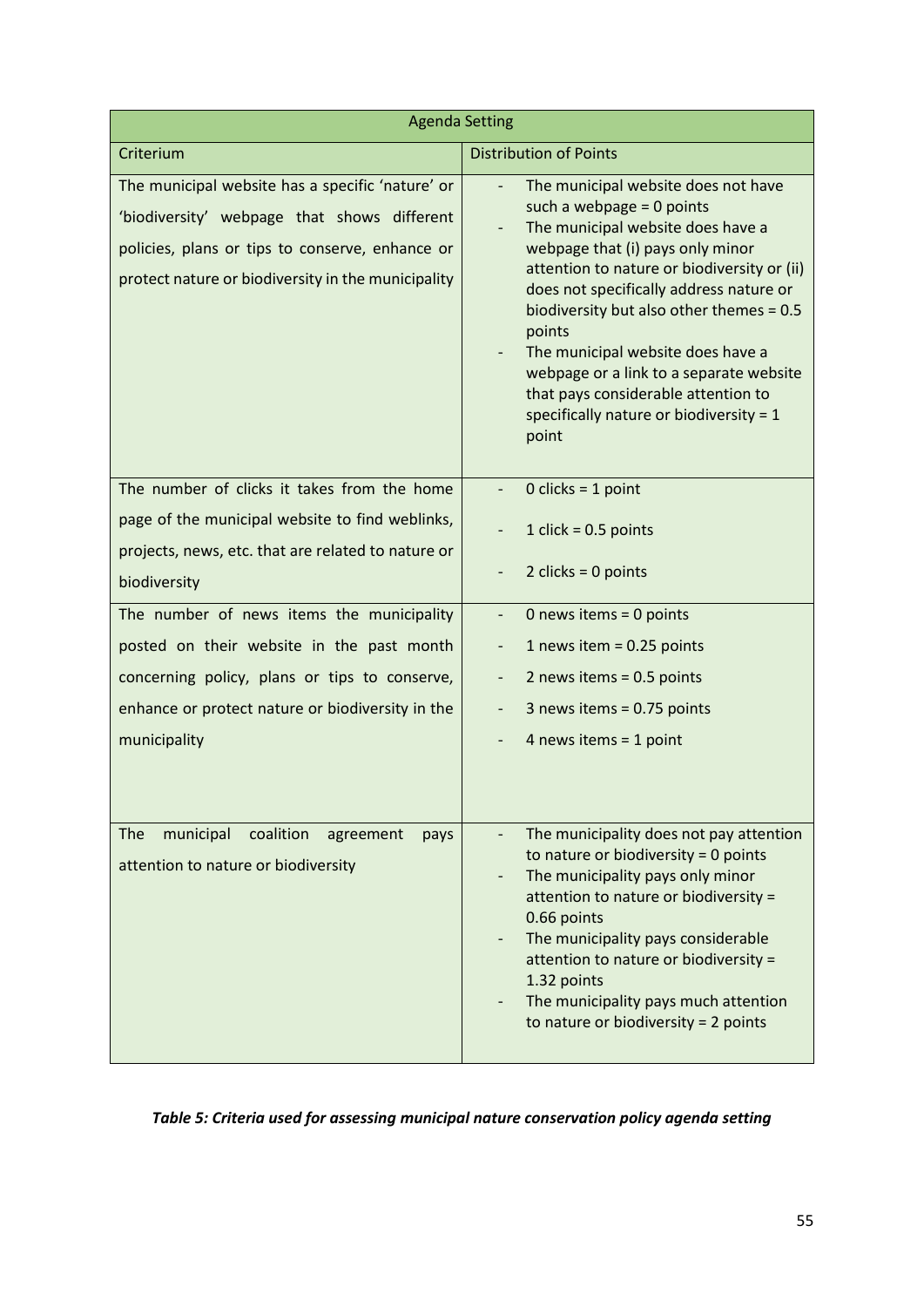| Agenda Setting | |
|---|---|
| Criterium | Distribution of Points |
| The municipal website has a specific 'nature' or 'biodiversity' webpage that shows different policies, plans or tips to conserve, enhance or protect nature or biodiversity in the municipality | - The municipal website does not have such a webpage = 0 points<br>- The municipal website does have a webpage that (i) pays only minor attention to nature or biodiversity or (ii) does not specifically address nature or biodiversity but also other themes = 0.5 points<br>- The municipal website does have a webpage or a link to a separate website that pays considerable attention to specifically nature or biodiversity = 1 point |
| The number of clicks it takes from the home page of the municipal website to find weblinks, projects, news, etc. that are related to nature or biodiversity | - 0 clicks = 1 point<br>- 1 click = 0.5 points<br>- 2 clicks = 0 points |
| The number of news items the municipality posted on their website in the past month concerning policy, plans or tips to conserve, enhance or protect nature or biodiversity in the municipality | - 0 news items = 0 points<br>- 1 news item = 0.25 points<br>- 2 news items = 0.5 points<br>- 3 news items = 0.75 points<br>- 4 news items = 1 point |
| The municipal coalition agreement pays attention to nature or biodiversity | - The municipality does not pay attention to nature or biodiversity = 0 points<br>- The municipality pays only minor attention to nature or biodiversity = 0.66 points<br>- The municipality pays considerable attention to nature or biodiversity = 1.32 points<br>- The municipality pays much attention to nature or biodiversity = 2 points |

***Table 5: Criteria used for assessing municipal nature conservation policy agenda setting***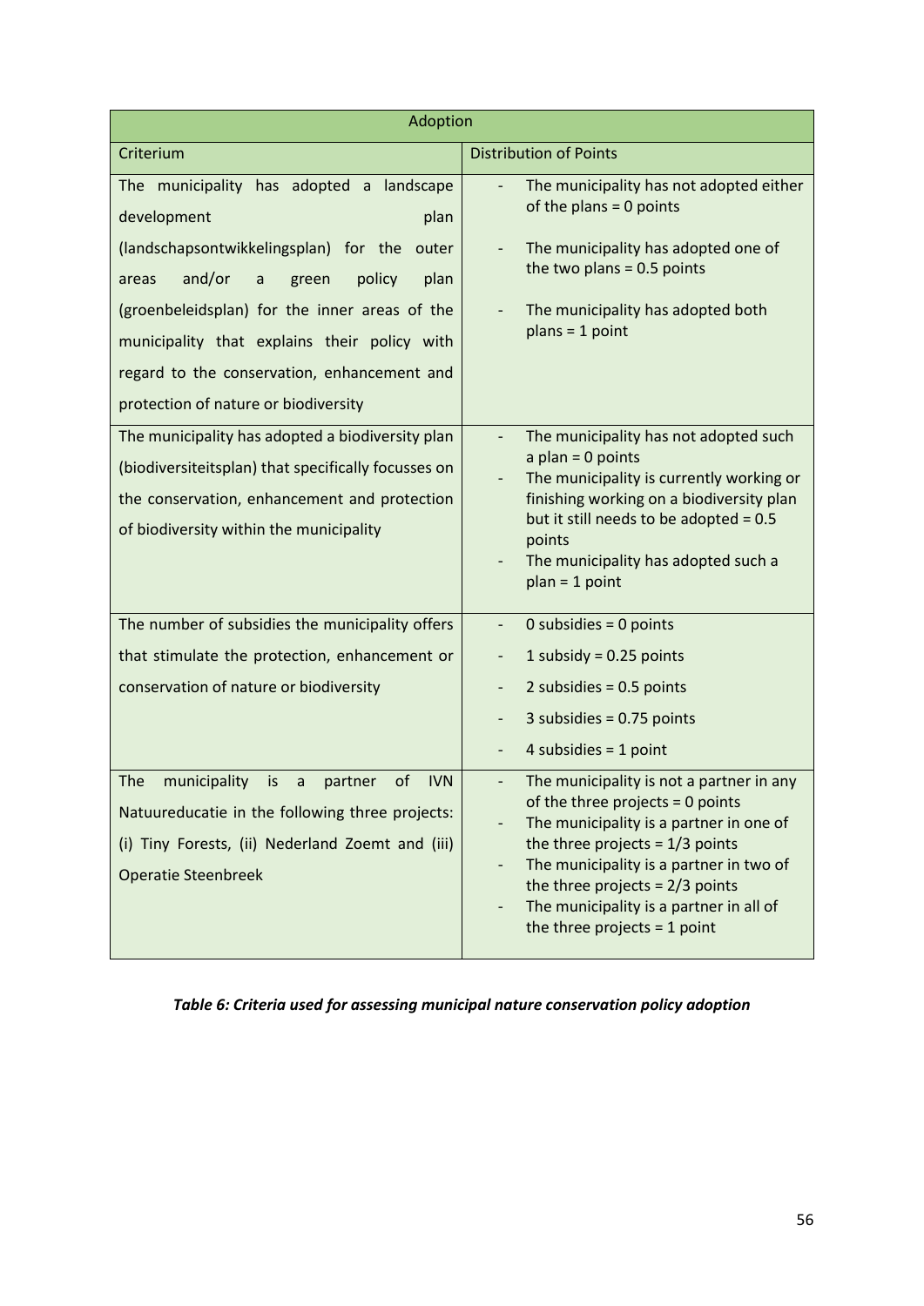| Adoption | |
|---|---|
| **Criterium** | **Distribution of Points** |
| The municipality has adopted a landscape development plan (landschapsontwikkelingsplan) for the outer areas and/or a green policy plan (groenbeleidsplan) for the inner areas of the municipality that explains their policy with regard to the conservation, enhancement and protection of nature or biodiversity | - The municipality has not adopted either of the plans = 0 points<br>- The municipality has adopted one of the two plans = 0.5 points<br>- The municipality has adopted both plans = 1 point |
| The municipality has adopted a biodiversity plan (biodiversiteitsplan) that specifically focusses on the conservation, enhancement and protection of biodiversity within the municipality | - The municipality has not adopted such a plan = 0 points<br>- The municipality is currently working or finishing working on a biodiversity plan but it still needs to be adopted = 0.5 points<br>- The municipality has adopted such a plan = 1 point |
| The number of subsidies the municipality offers that stimulate the protection, enhancement or conservation of nature or biodiversity | - 0 subsidies = 0 points<br>- 1 subsidy = 0.25 points<br>- 2 subsidies = 0.5 points<br>- 3 subsidies = 0.75 points<br>- 4 subsidies = 1 point |
| The municipality is a partner of IVN Natuureducatie in the following three projects: (i) Tiny Forests, (ii) Nederland Zoemt and (iii) Operatie Steenbreek | - The municipality is not a partner in any of the three projects = 0 points<br>- The municipality is a partner in one of the three projects = 1/3 points<br>- The municipality is a partner in two of the three projects = 2/3 points<br>- The municipality is a partner in all of the three projects = 1 point |

***Table 6: Criteria used for assessing municipal nature conservation policy adoption***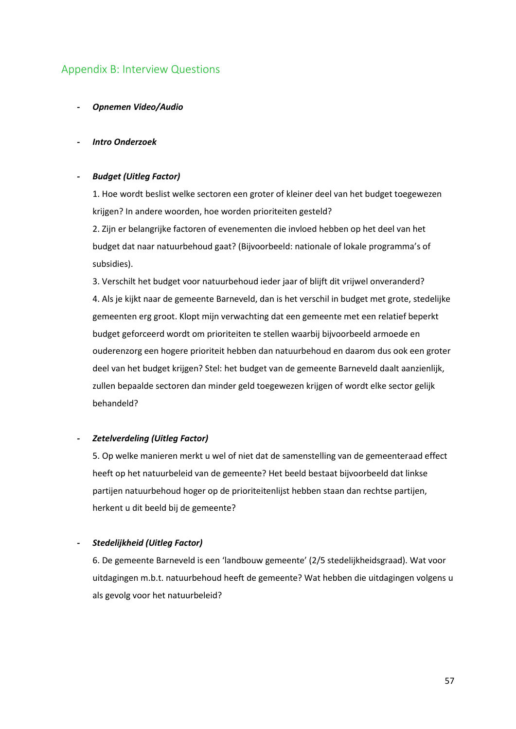## Appendix B: Interview Questions

- ***Opnemen Video/Audio***

- ***Intro Onderzoek***

- ***Budget (Uitleg Factor)***

  1. Hoe wordt beslist welke sectoren een groter of kleiner deel van het budget toegewezen krijgen? In andere woorden, hoe worden prioriteiten gesteld?
  2. Zijn er belangrijke factoren of evenementen die invloed hebben op het deel van het budget dat naar natuurbehoud gaat? (Bijvoorbeeld: nationale of lokale programma's of subsidies).
  3. Verschilt het budget voor natuurbehoud ieder jaar of blijft dit vrijwel onveranderd?
  4. Als je kijkt naar de gemeente Barneveld, dan is het verschil in budget met grote, stedelijke gemeenten erg groot. Klopt mijn verwachting dat een gemeente met een relatief beperkt budget geforceerd wordt om prioriteiten te stellen waarbij bijvoorbeeld armoede en ouderenzorg een hogere prioriteit hebben dan natuurbehoud en daarom dus ook een groter deel van het budget krijgen? Stel: het budget van de gemeente Barneveld daalt aanzienlijk, zullen bepaalde sectoren dan minder geld toegewezen krijgen of wordt elke sector gelijk behandeld?

- ***Zetelverdeling (Uitleg Factor)***

  5. Op welke manieren merkt u wel of niet dat de samenstelling van de gemeenteraad effect heeft op het natuurbeleid van de gemeente? Het beeld bestaat bijvoorbeeld dat linkse partijen natuurbehoud hoger op de prioriteitenlijst hebben staan dan rechtse partijen, herkent u dit beeld bij de gemeente?

- ***Stedelijkheid (Uitleg Factor)***

  6. De gemeente Barneveld is een 'landbouw gemeente' (2/5 stedelijkheidsgraad). Wat voor uitdagingen m.b.t. natuurbehoud heeft de gemeente? Wat hebben die uitdagingen volgens u als gevolg voor het natuurbeleid?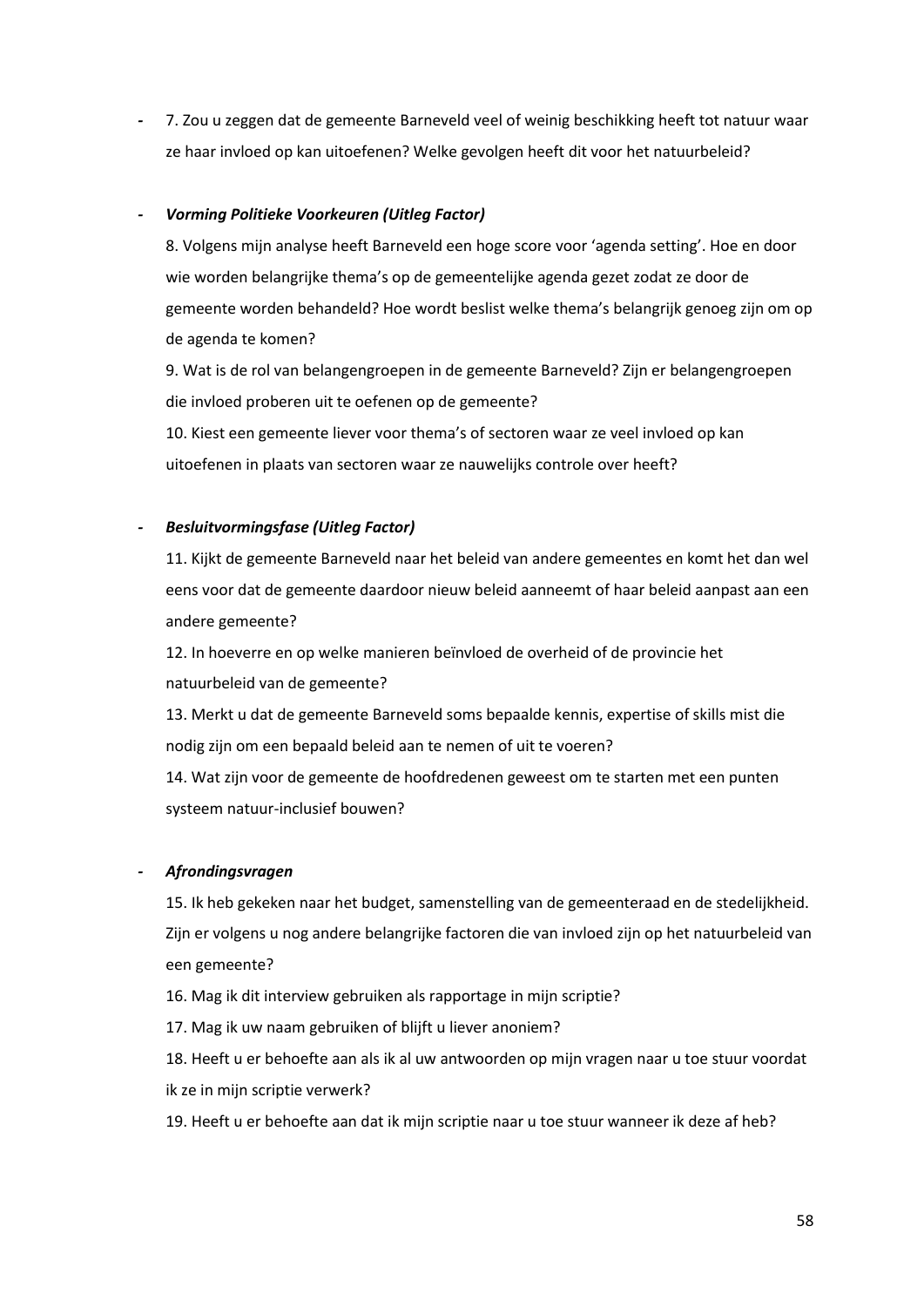- 7. Zou u zeggen dat de gemeente Barneveld veel of weinig beschikking heeft tot natuur waar ze haar invloed op kan uitoefenen? Welke gevolgen heeft dit voor het natuurbeleid?

- ***Vorming Politieke Voorkeuren (Uitleg Factor)***

  8. Volgens mijn analyse heeft Barneveld een hoge score voor ‘agenda setting’. Hoe en door wie worden belangrijke thema’s op de gemeentelijke agenda gezet zodat ze door de gemeente worden behandeld? Hoe wordt beslist welke thema’s belangrijk genoeg zijn om op de agenda te komen?

  9. Wat is de rol van belangengroepen in de gemeente Barneveld? Zijn er belangengroepen die invloed proberen uit te oefenen op de gemeente?

  10. Kiest een gemeente liever voor thema’s of sectoren waar ze veel invloed op kan uitoefenen in plaats van sectoren waar ze nauwelijks controle over heeft?

- ***Besluitvormingsfase (Uitleg Factor)***

  11. Kijkt de gemeente Barneveld naar het beleid van andere gemeentes en komt het dan wel eens voor dat de gemeente daardoor nieuw beleid aanneemt of haar beleid aanpast aan een andere gemeente?

  12. In hoeverre en op welke manieren beïnvloed de overheid of de provincie het natuurbeleid van de gemeente?

  13. Merkt u dat de gemeente Barneveld soms bepaalde kennis, expertise of skills mist die nodig zijn om een bepaald beleid aan te nemen of uit te voeren?

  14. Wat zijn voor de gemeente de hoofdredenen geweest om te starten met een punten systeem natuur-inclusief bouwen?

- ***Afrondingsvragen***

  15. Ik heb gekeken naar het budget, samenstelling van de gemeenteraad en de stedelijkheid. Zijn er volgens u nog andere belangrijke factoren die van invloed zijn op het natuurbeleid van een gemeente?

  16. Mag ik dit interview gebruiken als rapportage in mijn scriptie?

  17. Mag ik uw naam gebruiken of blijft u liever anoniem?

  18. Heeft u er behoefte aan als ik al uw antwoorden op mijn vragen naar u toe stuur voordat ik ze in mijn scriptie verwerk?

  19. Heeft u er behoefte aan dat ik mijn scriptie naar u toe stuur wanneer ik deze af heb?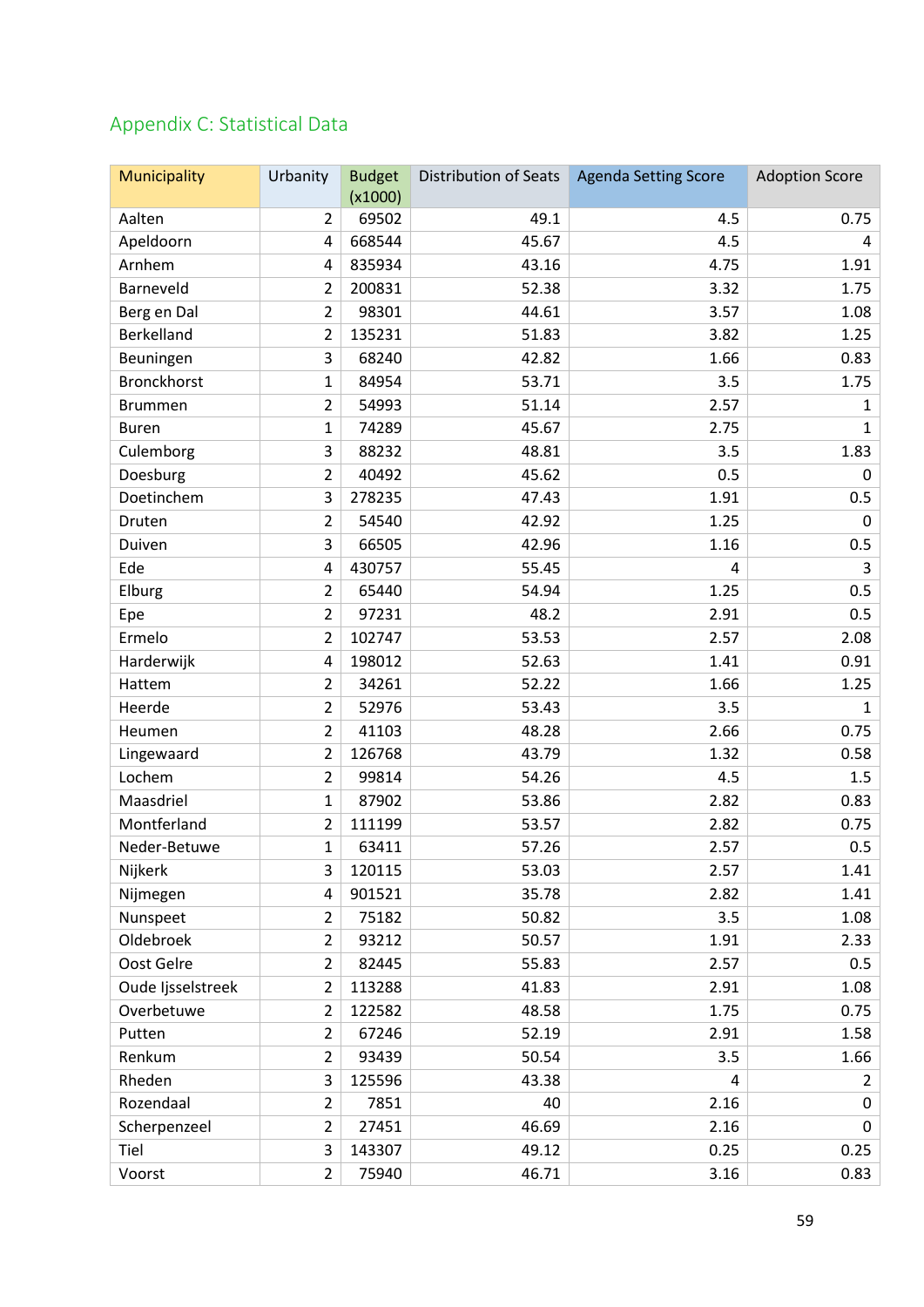## Appendix C: Statistical Data

| Municipality | Urbanity | Budget (x1000) | Distribution of Seats | Agenda Setting Score | Adoption Score |
|---|---|---|---|---|---|
| Aalten | 2 | 69502 | 49.1 | 4.5 | 0.75 |
| Apeldoorn | 4 | 668544 | 45.67 | 4.5 | 4 |
| Arnhem | 4 | 835934 | 43.16 | 4.75 | 1.91 |
| Barneveld | 2 | 200831 | 52.38 | 3.32 | 1.75 |
| Berg en Dal | 2 | 98301 | 44.61 | 3.57 | 1.08 |
| Berkelland | 2 | 135231 | 51.83 | 3.82 | 1.25 |
| Beuningen | 3 | 68240 | 42.82 | 1.66 | 0.83 |
| Bronckhorst | 1 | 84954 | 53.71 | 3.5 | 1.75 |
| Brummen | 2 | 54993 | 51.14 | 2.57 | 1 |
| Buren | 1 | 74289 | 45.67 | 2.75 | 1 |
| Culemborg | 3 | 88232 | 48.81 | 3.5 | 1.83 |
| Doesburg | 2 | 40492 | 45.62 | 0.5 | 0 |
| Doetinchem | 3 | 278235 | 47.43 | 1.91 | 0.5 |
| Druten | 2 | 54540 | 42.92 | 1.25 | 0 |
| Duiven | 3 | 66505 | 42.96 | 1.16 | 0.5 |
| Ede | 4 | 430757 | 55.45 | 4 | 3 |
| Elburg | 2 | 65440 | 54.94 | 1.25 | 0.5 |
| Epe | 2 | 97231 | 48.2 | 2.91 | 0.5 |
| Ermelo | 2 | 102747 | 53.53 | 2.57 | 2.08 |
| Harderwijk | 4 | 198012 | 52.63 | 1.41 | 0.91 |
| Hattem | 2 | 34261 | 52.22 | 1.66 | 1.25 |
| Heerde | 2 | 52976 | 53.43 | 3.5 | 1 |
| Heumen | 2 | 41103 | 48.28 | 2.66 | 0.75 |
| Lingewaard | 2 | 126768 | 43.79 | 1.32 | 0.58 |
| Lochem | 2 | 99814 | 54.26 | 4.5 | 1.5 |
| Maasdriel | 1 | 87902 | 53.86 | 2.82 | 0.83 |
| Montferland | 2 | 111199 | 53.57 | 2.82 | 0.75 |
| Neder-Betuwe | 1 | 63411 | 57.26 | 2.57 | 0.5 |
| Nijkerk | 3 | 120115 | 53.03 | 2.57 | 1.41 |
| Nijmegen | 4 | 901521 | 35.78 | 2.82 | 1.41 |
| Nunspeet | 2 | 75182 | 50.82 | 3.5 | 1.08 |
| Oldebroek | 2 | 93212 | 50.57 | 1.91 | 2.33 |
| Oost Gelre | 2 | 82445 | 55.83 | 2.57 | 0.5 |
| Oude Ijsselstreek | 2 | 113288 | 41.83 | 2.91 | 1.08 |
| Overbetuwe | 2 | 122582 | 48.58 | 1.75 | 0.75 |
| Putten | 2 | 67246 | 52.19 | 2.91 | 1.58 |
| Renkum | 2 | 93439 | 50.54 | 3.5 | 1.66 |
| Rheden | 3 | 125596 | 43.38 | 4 | 2 |
| Rozendaal | 2 | 7851 | 40 | 2.16 | 0 |
| Scherpenzeel | 2 | 27451 | 46.69 | 2.16 | 0 |
| Tiel | 3 | 143307 | 49.12 | 0.25 | 0.25 |
| Voorst | 2 | 75940 | 46.71 | 3.16 | 0.83 |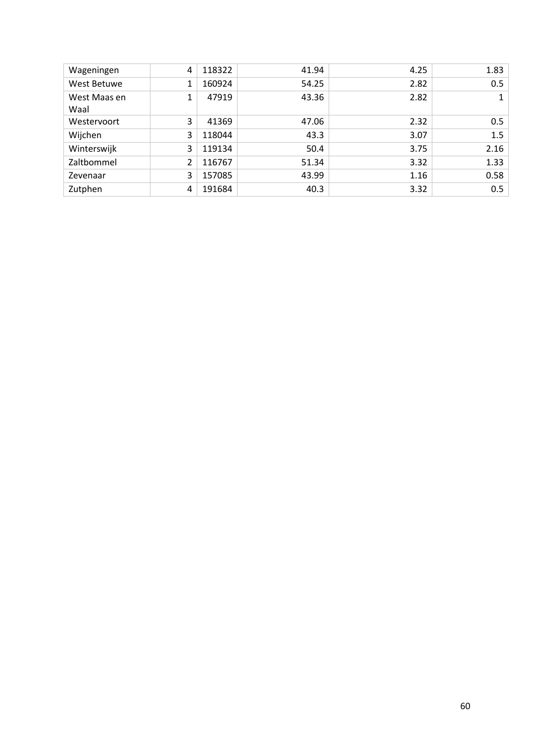| | | | | | |
|---|---|---|---|---|---|
| Wageningen | 4 | 118322 | 41.94 | 4.25 | 1.83 |
| West Betuwe | 1 | 160924 | 54.25 | 2.82 | 0.5 |
| West Maas en Waal | 1 | 47919 | 43.36 | 2.82 | 1 |
| Westervoort | 3 | 41369 | 47.06 | 2.32 | 0.5 |
| Wijchen | 3 | 118044 | 43.3 | 3.07 | 1.5 |
| Winterswijk | 3 | 119134 | 50.4 | 3.75 | 2.16 |
| Zaltbommel | 2 | 116767 | 51.34 | 3.32 | 1.33 |
| Zevenaar | 3 | 157085 | 43.99 | 1.16 | 0.58 |
| Zutphen | 4 | 191684 | 40.3 | 3.32 | 0.5 |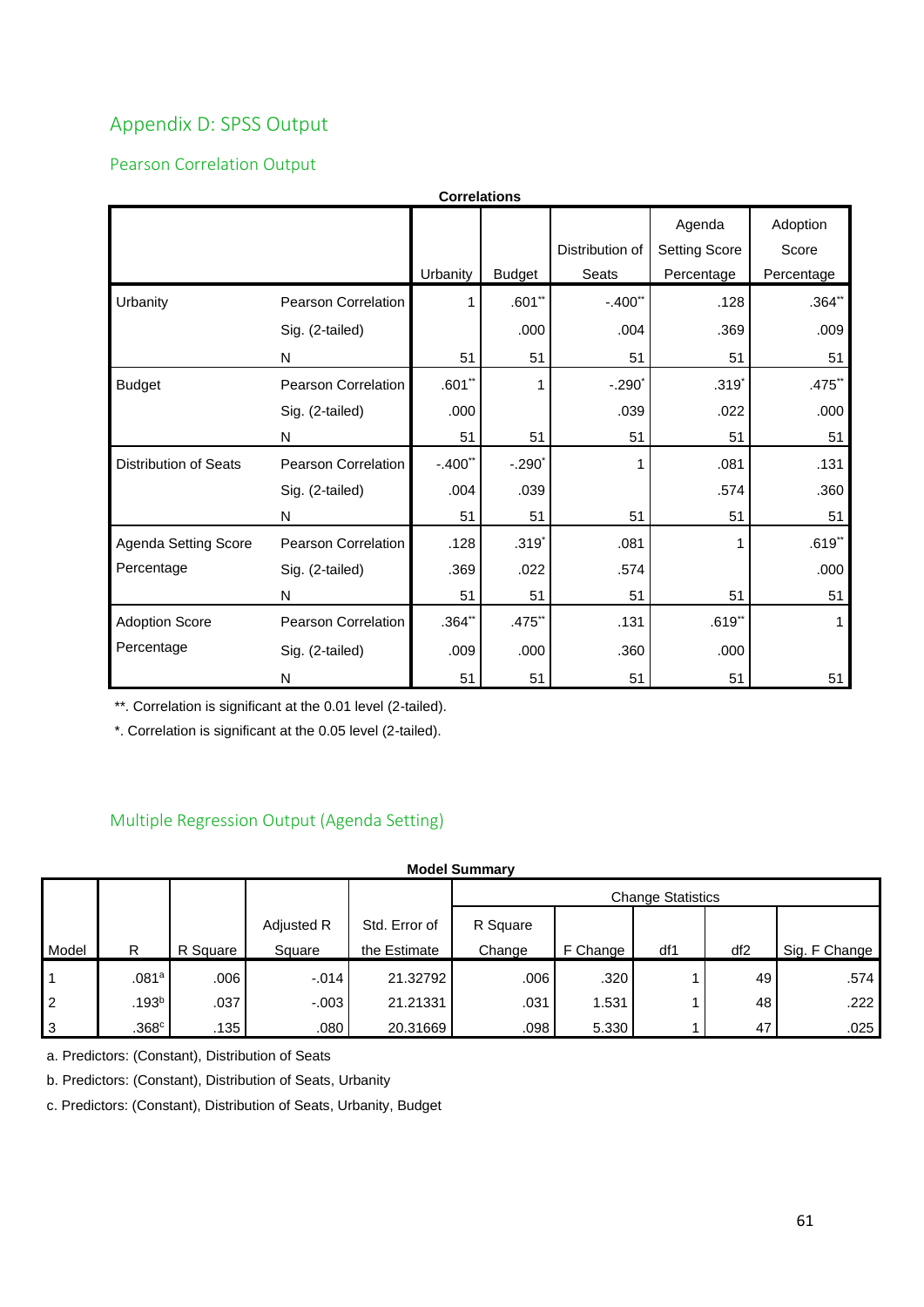# Appendix D: SPSS Output

## Pearson Correlation Output

**Correlations**

| | | Urbanity | Budget | Distribution of Seats | Agenda Setting Score Percentage | Adoption Score Percentage |
|---|---|---|---|---|---|---|
| Urbanity | Pearson Correlation | 1 | .601** | -.400** | .128 | .364** |
| | Sig. (2-tailed) | | .000 | .004 | .369 | .009 |
| | N | 51 | 51 | 51 | 51 | 51 |
| Budget | Pearson Correlation | .601** | 1 | -.290* | .319* | .475** |
| | Sig. (2-tailed) | .000 | | .039 | .022 | .000 |
| | N | 51 | 51 | 51 | 51 | 51 |
| Distribution of Seats | Pearson Correlation | -.400** | -.290* | 1 | .081 | .131 |
| | Sig. (2-tailed) | .004 | .039 | | .574 | .360 |
| | N | 51 | 51 | 51 | 51 | 51 |
| Agenda Setting Score Percentage | Pearson Correlation | .128 | .319* | .081 | 1 | .619** |
| | Sig. (2-tailed) | .369 | .022 | .574 | | .000 |
| | N | 51 | 51 | 51 | 51 | 51 |
| Adoption Score Percentage | Pearson Correlation | .364** | .475** | .131 | .619** | 1 |
| | Sig. (2-tailed) | .009 | .000 | .360 | .000 | |
| | N | 51 | 51 | 51 | 51 | 51 |

**. Correlation is significant at the 0.01 level (2-tailed).

*. Correlation is significant at the 0.05 level (2-tailed).

## Multiple Regression Output (Agenda Setting)

**Model Summary**

| | | | | | Change Statistics | | | | |
|---|---|---|---|---|---|---|---|---|---|
| Model | R | R Square | Adjusted R Square | Std. Error of the Estimate | R Square Change | F Change | df1 | df2 | Sig. F Change |
| 1 | .081[a] | .006 | -.014 | 21.32792 | .006 | .320 | 1 | 49 | .574 |
| 2 | .193[b] | .037 | -.003 | 21.21331 | .031 | 1.531 | 1 | 48 | .222 |
| 3 | .368[c] | .135 | .080 | 20.31669 | .098 | 5.330 | 1 | 47 | .025 |

a. Predictors: (Constant), Distribution of Seats

b. Predictors: (Constant), Distribution of Seats, Urbanity

c. Predictors: (Constant), Distribution of Seats, Urbanity, Budget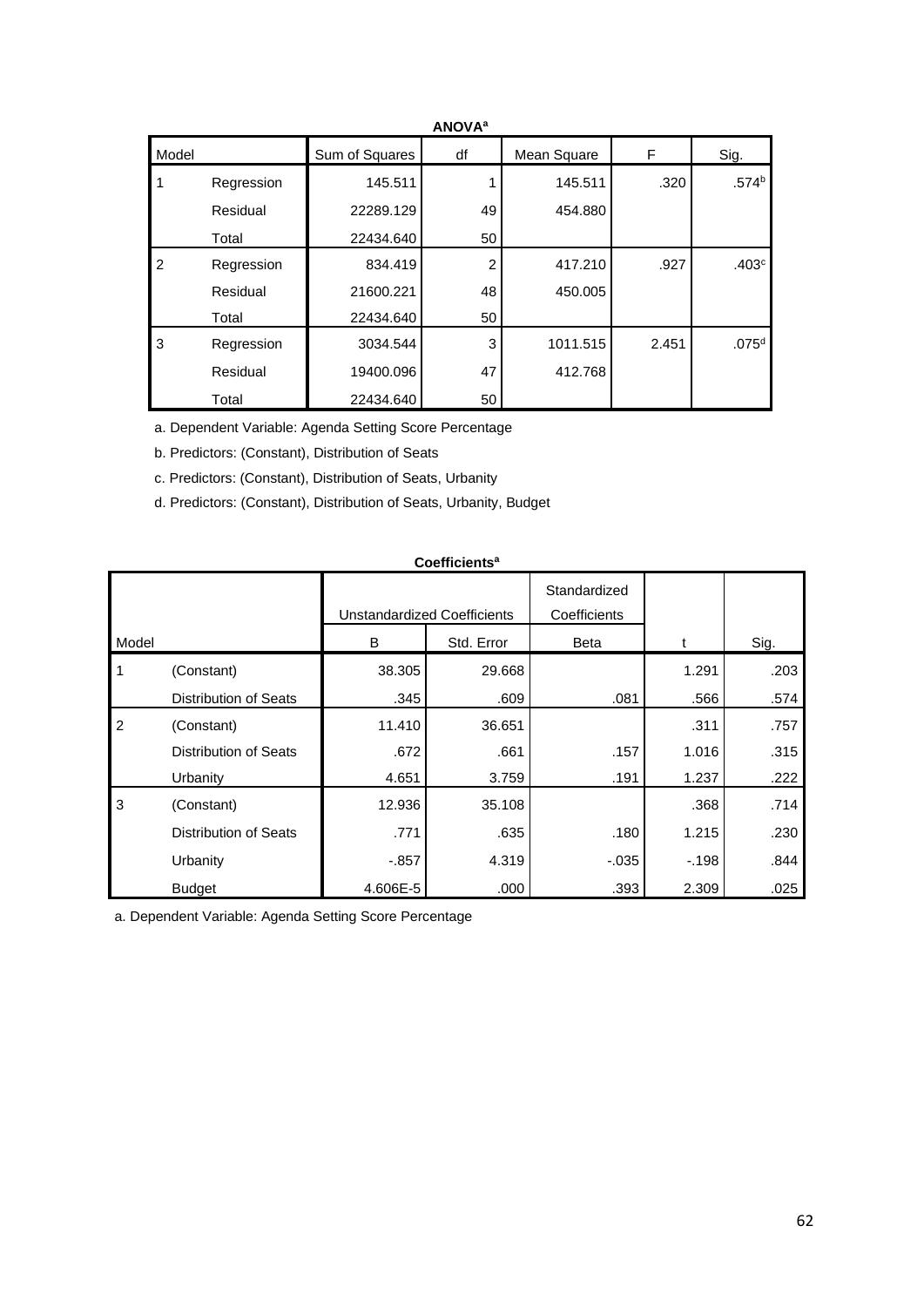**ANOVA[a]**

| Model | | Sum of Squares | df | Mean Square | F | Sig. |
|---|---|---|---|---|---|---|
| 1 | Regression | 145.511 | 1 | 145.511 | .320 | .574[b] |
| | Residual | 22289.129 | 49 | 454.880 | | |
| | Total | 22434.640 | 50 | | | |
| 2 | Regression | 834.419 | 2 | 417.210 | .927 | .403[c] |
| | Residual | 21600.221 | 48 | 450.005 | | |
| | Total | 22434.640 | 50 | | | |
| 3 | Regression | 3034.544 | 3 | 1011.515 | 2.451 | .075[d] |
| | Residual | 19400.096 | 47 | 412.768 | | |
| | Total | 22434.640 | 50 | | | |

a. Dependent Variable: Agenda Setting Score Percentage

b. Predictors: (Constant), Distribution of Seats

c. Predictors: (Constant), Distribution of Seats, Urbanity

d. Predictors: (Constant), Distribution of Seats, Urbanity, Budget

**Coefficients[a]**

| Model | | Unstandardized Coefficients | | Standardized Coefficients | | |
|---|---|---|---|---|---|---|
| | | B | Std. Error | Beta | t | Sig. |
| 1 | (Constant) | 38.305 | 29.668 | | 1.291 | .203 |
| | Distribution of Seats | .345 | .609 | .081 | .566 | .574 |
| 2 | (Constant) | 11.410 | 36.651 | | .311 | .757 |
| | Distribution of Seats | .672 | .661 | .157 | 1.016 | .315 |
| | Urbanity | 4.651 | 3.759 | .191 | 1.237 | .222 |
| 3 | (Constant) | 12.936 | 35.108 | | .368 | .714 |
| | Distribution of Seats | .771 | .635 | .180 | 1.215 | .230 |
| | Urbanity | -.857 | 4.319 | -.035 | -.198 | .844 |
| | Budget | 4.606E-5 | .000 | .393 | 2.309 | .025 |

a. Dependent Variable: Agenda Setting Score Percentage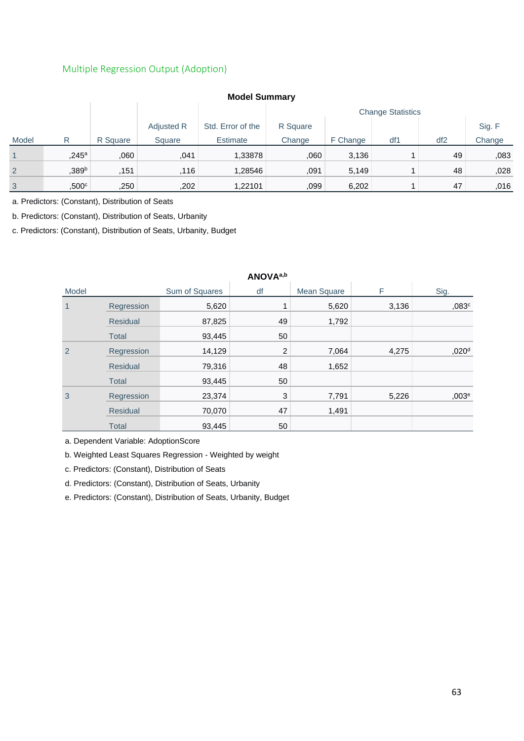## Multiple Regression Output (Adoption)

**Model Summary**

| Model | R | R Square | Adjusted R Square | Std. Error of the Estimate | Change Statistics | | | | |
|---|---|---|---|---|---|---|---|---|---|
| | | | | | R Square Change | F Change | df1 | df2 | Sig. F Change |
| 1 | ,245[a] | ,060 | ,041 | 1,33878 | ,060 | 3,136 | 1 | 49 | ,083 |
| 2 | ,389[b] | ,151 | ,116 | 1,28546 | ,091 | 5,149 | 1 | 48 | ,028 |
| 3 | ,500[c] | ,250 | ,202 | 1,22101 | ,099 | 6,202 | 1 | 47 | ,016 |

a. Predictors: (Constant), Distribution of Seats

b. Predictors: (Constant), Distribution of Seats, Urbanity

c. Predictors: (Constant), Distribution of Seats, Urbanity, Budget

**ANOVA[a,b]**

| Model | | Sum of Squares | df | Mean Square | F | Sig. |
|---|---|---|---|---|---|---|
| 1 | Regression | 5,620 | 1 | 5,620 | 3,136 | ,083[c] |
| | Residual | 87,825 | 49 | 1,792 | | |
| | Total | 93,445 | 50 | | | |
| 2 | Regression | 14,129 | 2 | 7,064 | 4,275 | ,020[d] |
| | Residual | 79,316 | 48 | 1,652 | | |
| | Total | 93,445 | 50 | | | |
| 3 | Regression | 23,374 | 3 | 7,791 | 5,226 | ,003[e] |
| | Residual | 70,070 | 47 | 1,491 | | |
| | Total | 93,445 | 50 | | | |

a. Dependent Variable: AdoptionScore

b. Weighted Least Squares Regression - Weighted by weight

c. Predictors: (Constant), Distribution of Seats

d. Predictors: (Constant), Distribution of Seats, Urbanity

e. Predictors: (Constant), Distribution of Seats, Urbanity, Budget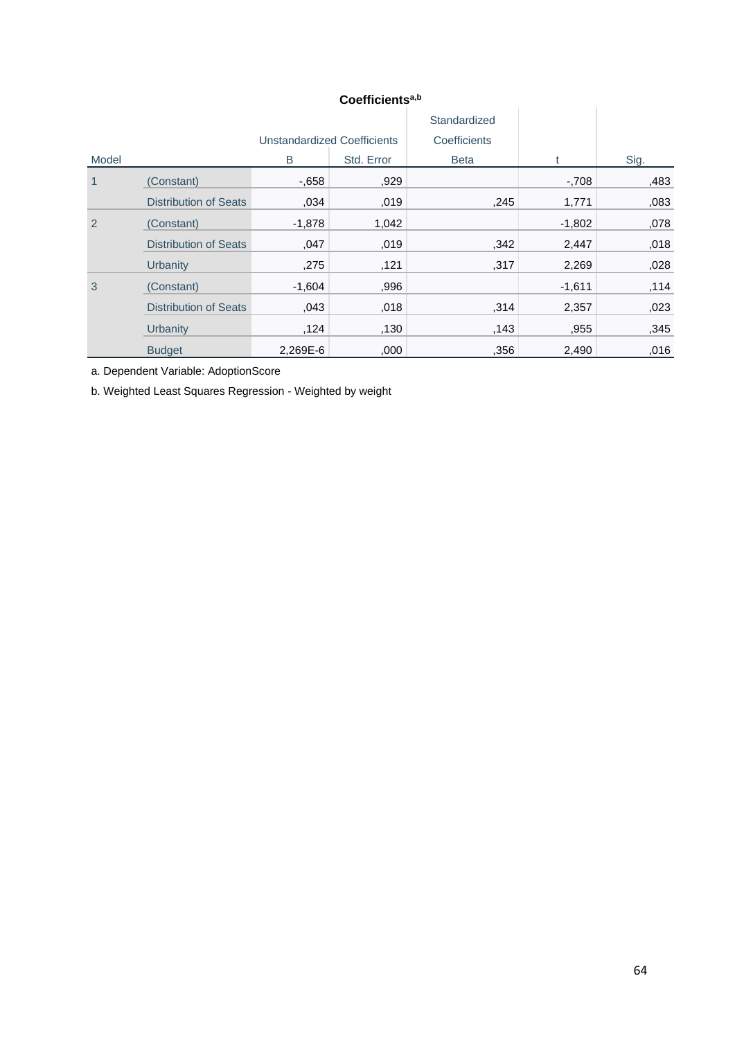**Coefficients[a,b]**

| Model | | Unstandardized Coefficients | | Standardized Coefficients | t | Sig. |
|---|---|---|---|---|---|---|
| | | B | Std. Error | Beta | | |
| 1 | (Constant) | -,658 | ,929 | | -,708 | ,483 |
| | Distribution of Seats | ,034 | ,019 | ,245 | 1,771 | ,083 |
| 2 | (Constant) | -1,878 | 1,042 | | -1,802 | ,078 |
| | Distribution of Seats | ,047 | ,019 | ,342 | 2,447 | ,018 |
| | Urbanity | ,275 | ,121 | ,317 | 2,269 | ,028 |
| 3 | (Constant) | -1,604 | ,996 | | -1,611 | ,114 |
| | Distribution of Seats | ,043 | ,018 | ,314 | 2,357 | ,023 |
| | Urbanity | ,124 | ,130 | ,143 | ,955 | ,345 |
| | Budget | 2,269E-6 | ,000 | ,356 | 2,490 | ,016 |

a. Dependent Variable: AdoptionScore

b. Weighted Least Squares Regression - Weighted by weight